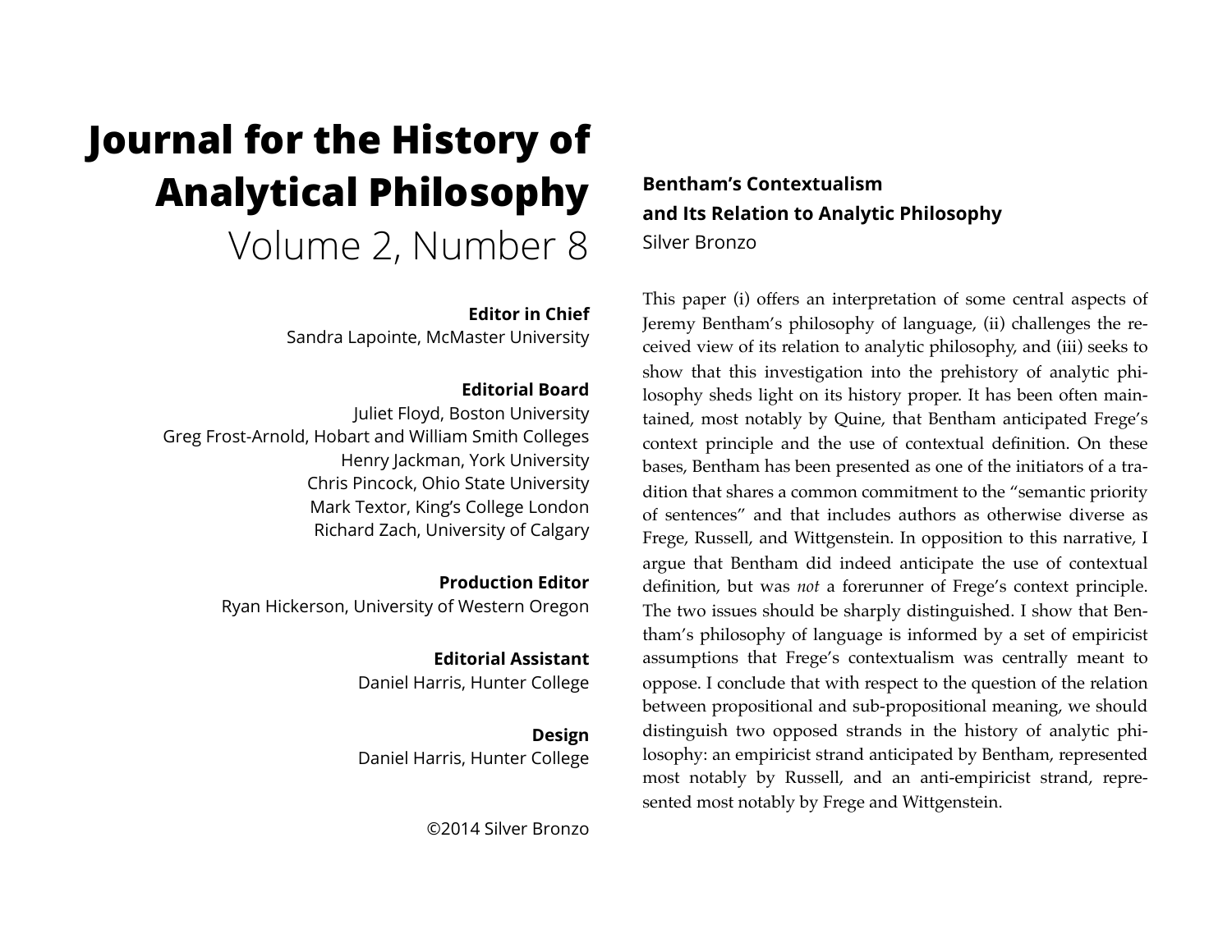# Journal for the History of Analytical Philosophy

Volume 2, Number 8

**Editor in Chief**
Sandra Lapointe, McMaster University

**Editorial Board**
Juliet Floyd, Boston University
Greg Frost-Arnold, Hobart and William Smith Colleges
Henry Jackman, York University
Chris Pincock, Ohio State University
Mark Textor, King's College London
Richard Zach, University of Calgary

**Production Editor**
Ryan Hickerson, University of Western Oregon

**Editorial Assistant**
Daniel Harris, Hunter College

**Design**
Daniel Harris, Hunter College

©2014 Silver Bronzo

## Bentham's Contextualism and Its Relation to Analytic Philosophy

Silver Bronzo

This paper (i) offers an interpretation of some central aspects of Jeremy Bentham's philosophy of language, (ii) challenges the received view of its relation to analytic philosophy, and (iii) seeks to show that this investigation into the prehistory of analytic philosophy sheds light on its history proper. It has been often maintained, most notably by Quine, that Bentham anticipated Frege's context principle and the use of contextual definition. On these bases, Bentham has been presented as one of the initiators of a tradition that shares a common commitment to the "semantic priority of sentences" and that includes authors as otherwise diverse as Frege, Russell, and Wittgenstein. In opposition to this narrative, I argue that Bentham did indeed anticipate the use of contextual definition, but was *not* a forerunner of Frege's context principle. The two issues should be sharply distinguished. I show that Bentham's philosophy of language is informed by a set of empiricist assumptions that Frege's contextualism was centrally meant to oppose. I conclude that with respect to the question of the relation between propositional and sub-propositional meaning, we should distinguish two opposed strands in the history of analytic philosophy: an empiricist strand anticipated by Bentham, represented most notably by Russell, and an anti-empiricist strand, represented most notably by Frege and Wittgenstein.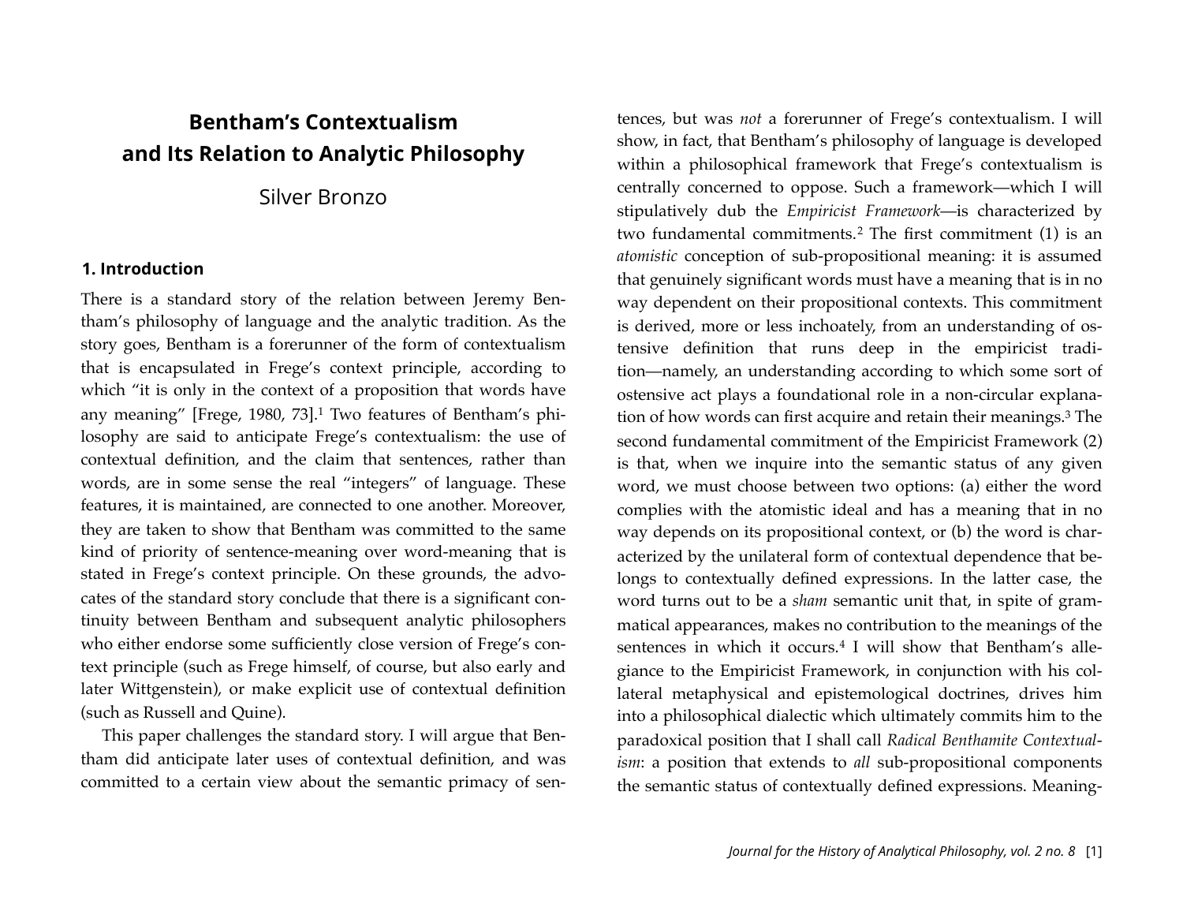# Bentham's Contextualism and Its Relation to Analytic Philosophy

Silver Bronzo

## 1. Introduction

There is a standard story of the relation between Jeremy Bentham's philosophy of language and the analytic tradition. As the story goes, Bentham is a forerunner of the form of contextualism that is encapsulated in Frege's context principle, according to which "it is only in the context of a proposition that words have any meaning" [Frege, 1980, 73].[1] Two features of Bentham's philosophy are said to anticipate Frege's contextualism: the use of contextual definition, and the claim that sentences, rather than words, are in some sense the real "integers" of language. These features, it is maintained, are connected to one another. Moreover, they are taken to show that Bentham was committed to the same kind of priority of sentence-meaning over word-meaning that is stated in Frege's context principle. On these grounds, the advocates of the standard story conclude that there is a significant continuity between Bentham and subsequent analytic philosophers who either endorse some sufficiently close version of Frege's context principle (such as Frege himself, of course, but also early and later Wittgenstein), or make explicit use of contextual definition (such as Russell and Quine).

This paper challenges the standard story. I will argue that Bentham did anticipate later uses of contextual definition, and was committed to a certain view about the semantic primacy of sentences, but was *not* a forerunner of Frege's contextualism. I will show, in fact, that Bentham's philosophy of language is developed within a philosophical framework that Frege's contextualism is centrally concerned to oppose. Such a framework—which I will stipulatively dub the *Empiricist Framework*—is characterized by two fundamental commitments.[2] The first commitment (1) is an *atomistic* conception of sub-propositional meaning: it is assumed that genuinely significant words must have a meaning that is in no way dependent on their propositional contexts. This commitment is derived, more or less inchoately, from an understanding of ostensive definition that runs deep in the empiricist tradition—namely, an understanding according to which some sort of ostensive act plays a foundational role in a non-circular explanation of how words can first acquire and retain their meanings.[3] The second fundamental commitment of the Empiricist Framework (2) is that, when we inquire into the semantic status of any given word, we must choose between two options: (a) either the word complies with the atomistic ideal and has a meaning that in no way depends on its propositional context, or (b) the word is characterized by the unilateral form of contextual dependence that belongs to contextually defined expressions. In the latter case, the word turns out to be a *sham* semantic unit that, in spite of grammatical appearances, makes no contribution to the meanings of the sentences in which it occurs.[4] I will show that Bentham's allegiance to the Empiricist Framework, in conjunction with his collateral metaphysical and epistemological doctrines, drives him into a philosophical dialectic which ultimately commits him to the paradoxical position that I shall call *Radical Benthamite Contextualism*: a position that extends to *all* sub-propositional components the semantic status of contextually defined expressions. Meaning-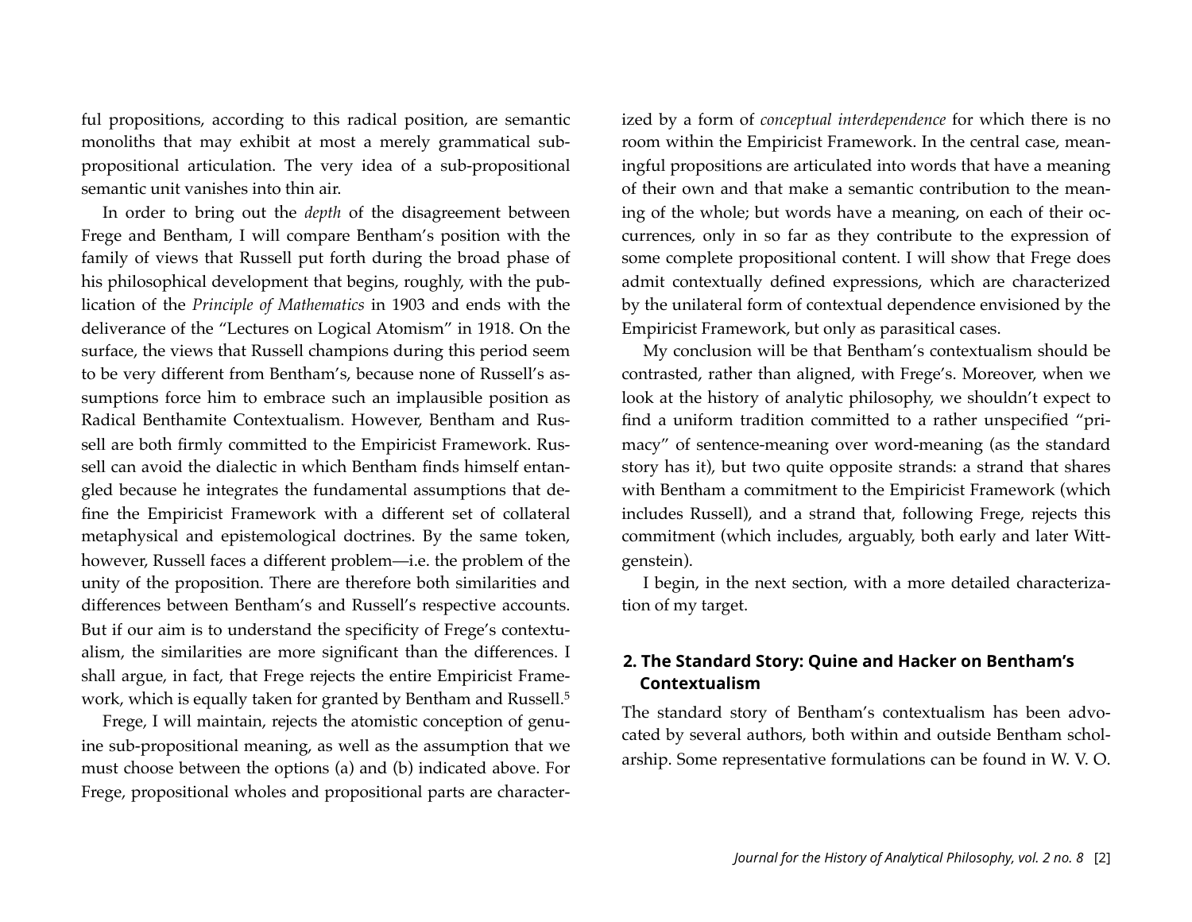ful propositions, according to this radical position, are semantic monoliths that may exhibit at most a merely grammatical sub-propositional articulation. The very idea of a sub-propositional semantic unit vanishes into thin air.

In order to bring out the *depth* of the disagreement between Frege and Bentham, I will compare Bentham's position with the family of views that Russell put forth during the broad phase of his philosophical development that begins, roughly, with the publication of the *Principle of Mathematics* in 1903 and ends with the deliverance of the "Lectures on Logical Atomism" in 1918. On the surface, the views that Russell champions during this period seem to be very different from Bentham's, because none of Russell's assumptions force him to embrace such an implausible position as Radical Benthamite Contextualism. However, Bentham and Russell are both firmly committed to the Empiricist Framework. Russell can avoid the dialectic in which Bentham finds himself entangled because he integrates the fundamental assumptions that define the Empiricist Framework with a different set of collateral metaphysical and epistemological doctrines. By the same token, however, Russell faces a different problem—i.e. the problem of the unity of the proposition. There are therefore both similarities and differences between Bentham's and Russell's respective accounts. But if our aim is to understand the specificity of Frege's contextualism, the similarities are more significant than the differences. I shall argue, in fact, that Frege rejects the entire Empiricist Framework, which is equally taken for granted by Bentham and Russell.[5]

Frege, I will maintain, rejects the atomistic conception of genuine sub-propositional meaning, as well as the assumption that we must choose between the options (a) and (b) indicated above. For Frege, propositional wholes and propositional parts are characterized by a form of *conceptual interdependence* for which there is no room within the Empiricist Framework. In the central case, meaningful propositions are articulated into words that have a meaning of their own and that make a semantic contribution to the meaning of the whole; but words have a meaning, on each of their occurrences, only in so far as they contribute to the expression of some complete propositional content. I will show that Frege does admit contextually defined expressions, which are characterized by the unilateral form of contextual dependence envisioned by the Empiricist Framework, but only as parasitical cases.

My conclusion will be that Bentham's contextualism should be contrasted, rather than aligned, with Frege's. Moreover, when we look at the history of analytic philosophy, we shouldn't expect to find a uniform tradition committed to a rather unspecified "primacy" of sentence-meaning over word-meaning (as the standard story has it), but two quite opposite strands: a strand that shares with Bentham a commitment to the Empiricist Framework (which includes Russell), and a strand that, following Frege, rejects this commitment (which includes, arguably, both early and later Wittgenstein).

I begin, in the next section, with a more detailed characterization of my target.

## 2. The Standard Story: Quine and Hacker on Bentham's Contextualism

The standard story of Bentham's contextualism has been advocated by several authors, both within and outside Bentham scholarship. Some representative formulations can be found in W. V. O.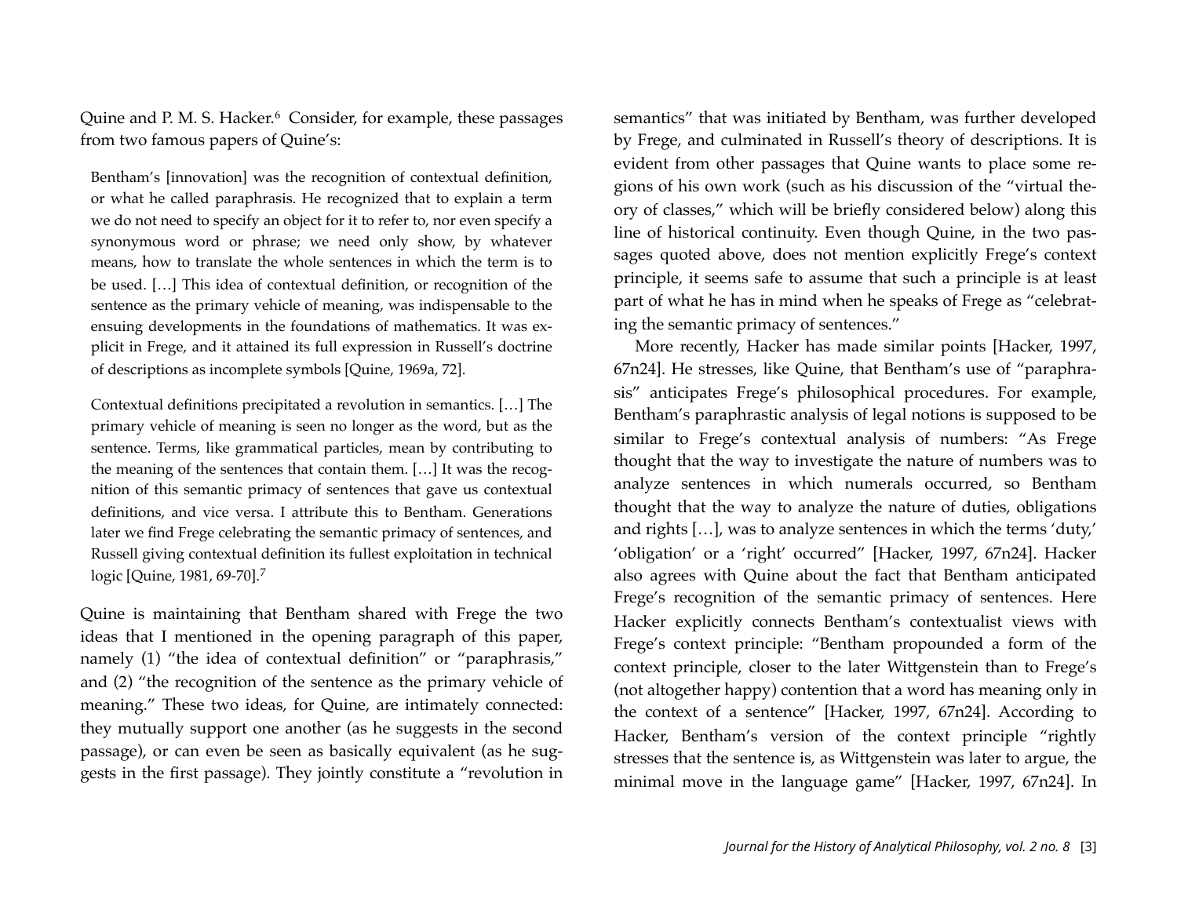Quine and P. M. S. Hacker.[6] Consider, for example, these passages from two famous papers of Quine's:

> Bentham's [innovation] was the recognition of contextual definition, or what he called paraphrasis. He recognized that to explain a term we do not need to specify an object for it to refer to, nor even specify a synonymous word or phrase; we need only show, by whatever means, how to translate the whole sentences in which the term is to be used. […] This idea of contextual definition, or recognition of the sentence as the primary vehicle of meaning, was indispensable to the ensuing developments in the foundations of mathematics. It was explicit in Frege, and it attained its full expression in Russell's doctrine of descriptions as incomplete symbols [Quine, 1969a, 72].

> Contextual definitions precipitated a revolution in semantics. […] The primary vehicle of meaning is seen no longer as the word, but as the sentence. Terms, like grammatical particles, mean by contributing to the meaning of the sentences that contain them. […] It was the recognition of this semantic primacy of sentences that gave us contextual definitions, and vice versa. I attribute this to Bentham. Generations later we find Frege celebrating the semantic primacy of sentences, and Russell giving contextual definition its fullest exploitation in technical logic [Quine, 1981, 69-70].[7]

Quine is maintaining that Bentham shared with Frege the two ideas that I mentioned in the opening paragraph of this paper, namely (1) "the idea of contextual definition" or "paraphrasis," and (2) "the recognition of the sentence as the primary vehicle of meaning." These two ideas, for Quine, are intimately connected: they mutually support one another (as he suggests in the second passage), or can even be seen as basically equivalent (as he suggests in the first passage). They jointly constitute a "revolution in semantics" that was initiated by Bentham, was further developed by Frege, and culminated in Russell's theory of descriptions. It is evident from other passages that Quine wants to place some regions of his own work (such as his discussion of the "virtual theory of classes," which will be briefly considered below) along this line of historical continuity. Even though Quine, in the two passages quoted above, does not mention explicitly Frege's context principle, it seems safe to assume that such a principle is at least part of what he has in mind when he speaks of Frege as "celebrating the semantic primacy of sentences."

More recently, Hacker has made similar points [Hacker, 1997, 67n24]. He stresses, like Quine, that Bentham's use of "paraphrasis" anticipates Frege's philosophical procedures. For example, Bentham's paraphrastic analysis of legal notions is supposed to be similar to Frege's contextual analysis of numbers: "As Frege thought that the way to investigate the nature of numbers was to analyze sentences in which numerals occurred, so Bentham thought that the way to analyze the nature of duties, obligations and rights […], was to analyze sentences in which the terms 'duty,' 'obligation' or a 'right' occurred" [Hacker, 1997, 67n24]. Hacker also agrees with Quine about the fact that Bentham anticipated Frege's recognition of the semantic primacy of sentences. Here Hacker explicitly connects Bentham's contextualist views with Frege's context principle: "Bentham propounded a form of the context principle, closer to the later Wittgenstein than to Frege's (not altogether happy) contention that a word has meaning only in the context of a sentence" [Hacker, 1997, 67n24]. According to Hacker, Bentham's version of the context principle "rightly stresses that the sentence is, as Wittgenstein was later to argue, the minimal move in the language game" [Hacker, 1997, 67n24]. In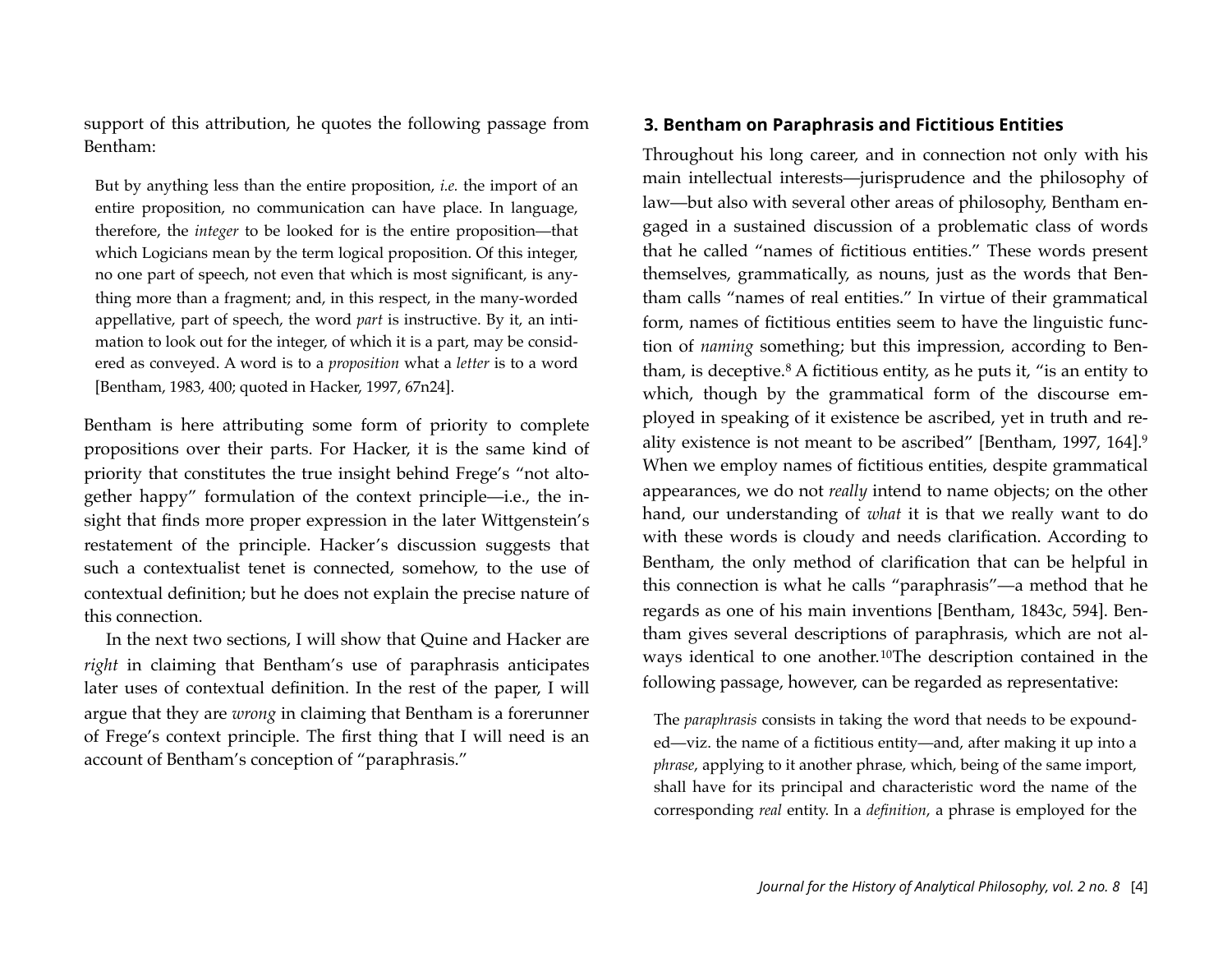support of this attribution, he quotes the following passage from Bentham:

> But by anything less than the entire proposition, *i.e.* the import of an entire proposition, no communication can have place. In language, therefore, the *integer* to be looked for is the entire proposition—that which Logicians mean by the term logical proposition. Of this integer, no one part of speech, not even that which is most significant, is anything more than a fragment; and, in this respect, in the many-worded appellative, part of speech, the word *part* is instructive. By it, an intimation to look out for the integer, of which it is a part, may be considered as conveyed. A word is to a *proposition* what a *letter* is to a word [Bentham, 1983, 400; quoted in Hacker, 1997, 67n24].

Bentham is here attributing some form of priority to complete propositions over their parts. For Hacker, it is the same kind of priority that constitutes the true insight behind Frege's "not altogether happy" formulation of the context principle—i.e., the insight that finds more proper expression in the later Wittgenstein's restatement of the principle. Hacker's discussion suggests that such a contextualist tenet is connected, somehow, to the use of contextual definition; but he does not explain the precise nature of this connection.

In the next two sections, I will show that Quine and Hacker are *right* in claiming that Bentham's use of paraphrasis anticipates later uses of contextual definition. In the rest of the paper, I will argue that they are *wrong* in claiming that Bentham is a forerunner of Frege's context principle. The first thing that I will need is an account of Bentham's conception of "paraphrasis."

## 3. Bentham on Paraphrasis and Fictitious Entities

Throughout his long career, and in connection not only with his main intellectual interests—jurisprudence and the philosophy of law—but also with several other areas of philosophy, Bentham engaged in a sustained discussion of a problematic class of words that he called "names of fictitious entities." These words present themselves, grammatically, as nouns, just as the words that Bentham calls "names of real entities." In virtue of their grammatical form, names of fictitious entities seem to have the linguistic function of *naming* something; but this impression, according to Bentham, is deceptive.[8] A fictitious entity, as he puts it, "is an entity to which, though by the grammatical form of the discourse employed in speaking of it existence be ascribed, yet in truth and reality existence is not meant to be ascribed" [Bentham, 1997, 164].[9] When we employ names of fictitious entities, despite grammatical appearances, we do not *really* intend to name objects; on the other hand, our understanding of *what* it is that we really want to do with these words is cloudy and needs clarification. According to Bentham, the only method of clarification that can be helpful in this connection is what he calls "paraphrasis"—a method that he regards as one of his main inventions [Bentham, 1843c, 594]. Bentham gives several descriptions of paraphrasis, which are not always identical to one another.[10] The description contained in the following passage, however, can be regarded as representative:

> The *paraphrasis* consists in taking the word that needs to be expounded—viz. the name of a fictitious entity—and, after making it up into a *phrase*, applying to it another phrase, which, being of the same import, shall have for its principal and characteristic word the name of the corresponding *real* entity. In a *definition*, a phrase is employed for the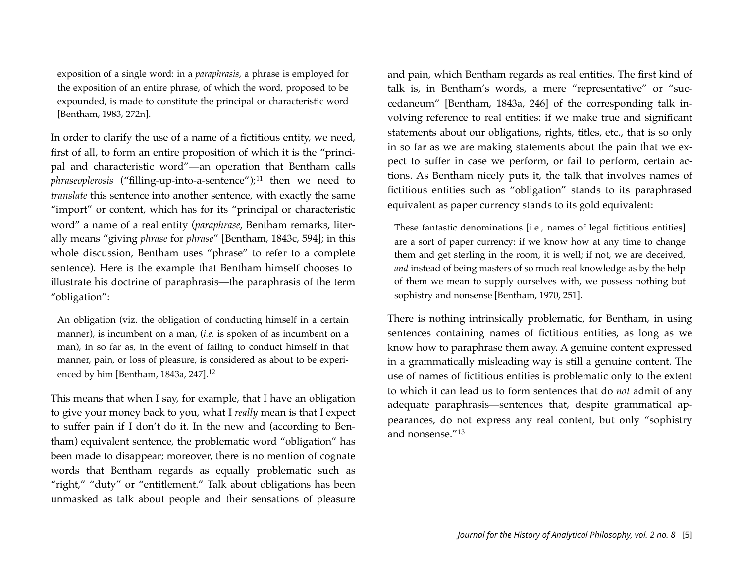> exposition of a single word: in a *paraphrasis*, a phrase is employed for the exposition of an entire phrase, of which the word, proposed to be expounded, is made to constitute the principal or characteristic word [Bentham, 1983, 272n].

In order to clarify the use of a name of a fictitious entity, we need, first of all, to form an entire proposition of which it is the "principal and characteristic word"—an operation that Bentham calls *phraseoplerosis* ("filling-up-into-a-sentence");[11] then we need to *translate* this sentence into another sentence, with exactly the same "import" or content, which has for its "principal or characteristic word" a name of a real entity (*paraphrase*, Bentham remarks, literally means "giving *phrase* for *phrase*" [Bentham, 1843c, 594]; in this whole discussion, Bentham uses "phrase" to refer to a complete sentence). Here is the example that Bentham himself chooses to illustrate his doctrine of paraphrasis—the paraphrasis of the term "obligation":

> An obligation (viz. the obligation of conducting himself in a certain manner), is incumbent on a man, (*i.e.* is spoken of as incumbent on a man), in so far as, in the event of failing to conduct himself in that manner, pain, or loss of pleasure, is considered as about to be experienced by him [Bentham, 1843a, 247].[12]

This means that when I say, for example, that I have an obligation to give your money back to you, what I *really* mean is that I expect to suffer pain if I don't do it. In the new and (according to Bentham) equivalent sentence, the problematic word "obligation" has been made to disappear; moreover, there is no mention of cognate words that Bentham regards as equally problematic such as "right," "duty" or "entitlement." Talk about obligations has been unmasked as talk about people and their sensations of pleasure and pain, which Bentham regards as real entities. The first kind of talk is, in Bentham's words, a mere "representative" or "succedaneum" [Bentham, 1843a, 246] of the corresponding talk involving reference to real entities: if we make true and significant statements about our obligations, rights, titles, etc., that is so only in so far as we are making statements about the pain that we expect to suffer in case we perform, or fail to perform, certain actions. As Bentham nicely puts it, the talk that involves names of fictitious entities such as "obligation" stands to its paraphrased equivalent as paper currency stands to its gold equivalent:

> These fantastic denominations [i.e., names of legal fictitious entities] are a sort of paper currency: if we know how at any time to change them and get sterling in the room, it is well; if not, we are deceived, *and* instead of being masters of so much real knowledge as by the help of them we mean to supply ourselves with, we possess nothing but sophistry and nonsense [Bentham, 1970, 251].

There is nothing intrinsically problematic, for Bentham, in using sentences containing names of fictitious entities, as long as we know how to paraphrase them away. A genuine content expressed in a grammatically misleading way is still a genuine content. The use of names of fictitious entities is problematic only to the extent to which it can lead us to form sentences that do *not* admit of any adequate paraphrasis—sentences that, despite grammatical appearances, do not express any real content, but only "sophistry and nonsense."[13]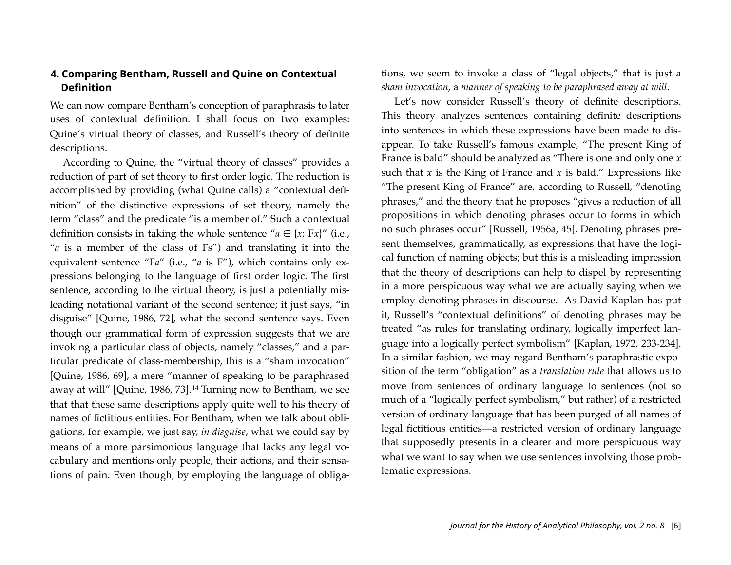## 4. Comparing Bentham, Russell and Quine on Contextual Definition

We can now compare Bentham's conception of paraphrasis to later uses of contextual definition. I shall focus on two examples: Quine's virtual theory of classes, and Russell's theory of definite descriptions.

According to Quine, the "virtual theory of classes" provides a reduction of part of set theory to first order logic. The reduction is accomplished by providing (what Quine calls) a "contextual definition" of the distinctive expressions of set theory, namely the term "class" and the predicate "is a member of." Such a contextual definition consists in taking the whole sentence "$a \in \{x: Fx\}$" (i.e., "$a$ is a member of the class of Fs") and translating it into the equivalent sentence "F$a$" (i.e., "$a$ is F"), which contains only expressions belonging to the language of first order logic. The first sentence, according to the virtual theory, is just a potentially misleading notational variant of the second sentence; it just says, "in disguise" [Quine, 1986, 72], what the second sentence says. Even though our grammatical form of expression suggests that we are invoking a particular class of objects, namely "classes," and a particular predicate of class-membership, this is a "sham invocation" [Quine, 1986, 69], a mere "manner of speaking to be paraphrased away at will" [Quine, 1986, 73].[14] Turning now to Bentham, we see that that these same descriptions apply quite well to his theory of names of fictitious entities. For Bentham, when we talk about obligations, for example, we just say, *in disguise*, what we could say by means of a more parsimonious language that lacks any legal vocabulary and mentions only people, their actions, and their sensations of pain. Even though, by employing the language of obligations, we seem to invoke a class of "legal objects," that is just a *sham invocation*, a *manner of speaking to be paraphrased away at will*.

Let's now consider Russell's theory of definite descriptions. This theory analyzes sentences containing definite descriptions into sentences in which these expressions have been made to disappear. To take Russell's famous example, "The present King of France is bald" should be analyzed as "There is one and only one $x$ such that $x$ is the King of France and $x$ is bald." Expressions like "The present King of France" are, according to Russell, "denoting phrases," and the theory that he proposes "gives a reduction of all propositions in which denoting phrases occur to forms in which no such phrases occur" [Russell, 1956a, 45]. Denoting phrases present themselves, grammatically, as expressions that have the logical function of naming objects; but this is a misleading impression that the theory of descriptions can help to dispel by representing in a more perspicuous way what we are actually saying when we employ denoting phrases in discourse. As David Kaplan has put it, Russell's "contextual definitions" of denoting phrases may be treated "as rules for translating ordinary, logically imperfect language into a logically perfect symbolism" [Kaplan, 1972, 233-234]. In a similar fashion, we may regard Bentham's paraphrastic exposition of the term "obligation" as a *translation rule* that allows us to move from sentences of ordinary language to sentences (not so much of a "logically perfect symbolism," but rather) of a restricted version of ordinary language that has been purged of all names of legal fictitious entities—a restricted version of ordinary language that supposedly presents in a clearer and more perspicuous way what we want to say when we use sentences involving those problematic expressions.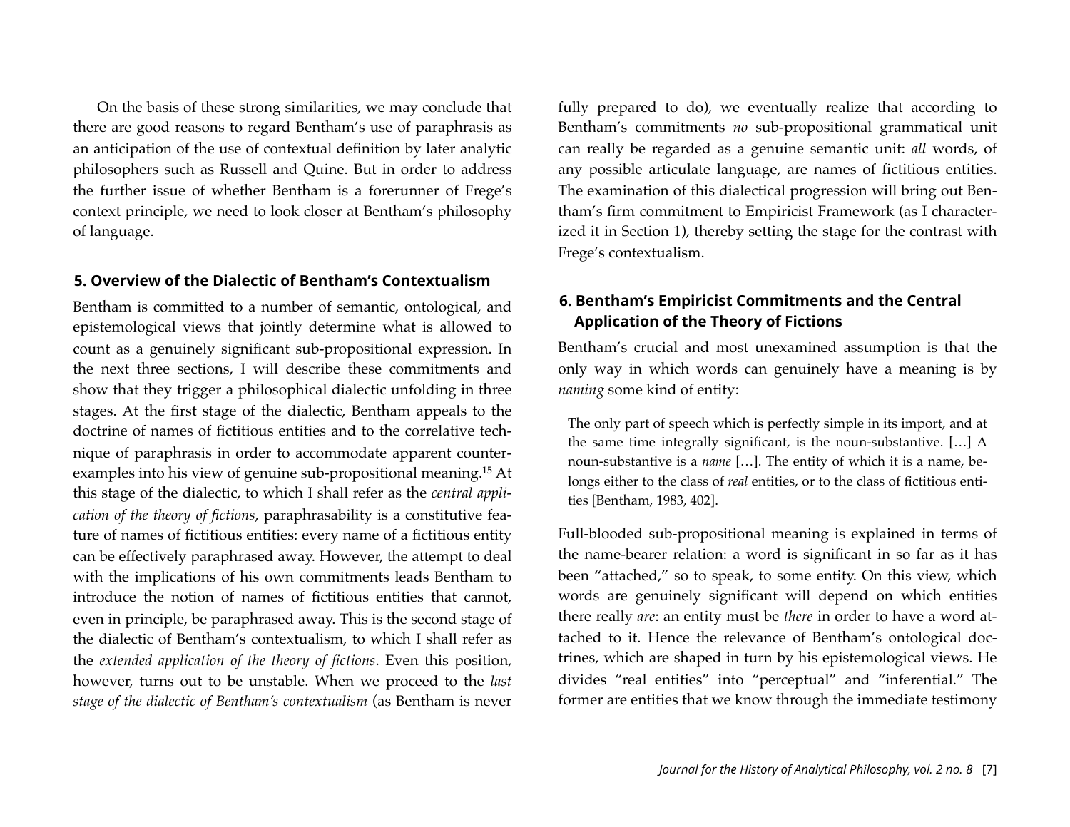On the basis of these strong similarities, we may conclude that there are good reasons to regard Bentham's use of paraphrasis as an anticipation of the use of contextual definition by later analytic philosophers such as Russell and Quine. But in order to address the further issue of whether Bentham is a forerunner of Frege's context principle, we need to look closer at Bentham's philosophy of language.

## 5. Overview of the Dialectic of Bentham's Contextualism

Bentham is committed to a number of semantic, ontological, and epistemological views that jointly determine what is allowed to count as a genuinely significant sub-propositional expression. In the next three sections, I will describe these commitments and show that they trigger a philosophical dialectic unfolding in three stages. At the first stage of the dialectic, Bentham appeals to the doctrine of names of fictitious entities and to the correlative technique of paraphrasis in order to accommodate apparent counterexamples into his view of genuine sub-propositional meaning.[15] At this stage of the dialectic, to which I shall refer as the *central application of the theory of fictions*, paraphrasability is a constitutive feature of names of fictitious entities: every name of a fictitious entity can be effectively paraphrased away. However, the attempt to deal with the implications of his own commitments leads Bentham to introduce the notion of names of fictitious entities that cannot, even in principle, be paraphrased away. This is the second stage of the dialectic of Bentham's contextualism, to which I shall refer as the *extended application of the theory of fictions*. Even this position, however, turns out to be unstable. When we proceed to the *last stage of the dialectic of Bentham's contextualism* (as Bentham is never fully prepared to do), we eventually realize that according to Bentham's commitments *no* sub-propositional grammatical unit can really be regarded as a genuine semantic unit: *all* words, of any possible articulate language, are names of fictitious entities. The examination of this dialectical progression will bring out Bentham's firm commitment to Empiricist Framework (as I characterized it in Section 1), thereby setting the stage for the contrast with Frege's contextualism.

## 6. Bentham's Empiricist Commitments and the Central Application of the Theory of Fictions

Bentham's crucial and most unexamined assumption is that the only way in which words can genuinely have a meaning is by *naming* some kind of entity:

> The only part of speech which is perfectly simple in its import, and at the same time integrally significant, is the noun-substantive. […] A noun-substantive is a *name* […]. The entity of which it is a name, belongs either to the class of *real* entities, or to the class of fictitious entities [Bentham, 1983, 402].

Full-blooded sub-propositional meaning is explained in terms of the name-bearer relation: a word is significant in so far as it has been "attached," so to speak, to some entity. On this view, which words are genuinely significant will depend on which entities there really *are*: an entity must be *there* in order to have a word attached to it. Hence the relevance of Bentham's ontological doctrines, which are shaped in turn by his epistemological views. He divides "real entities" into "perceptual" and "inferential." The former are entities that we know through the immediate testimony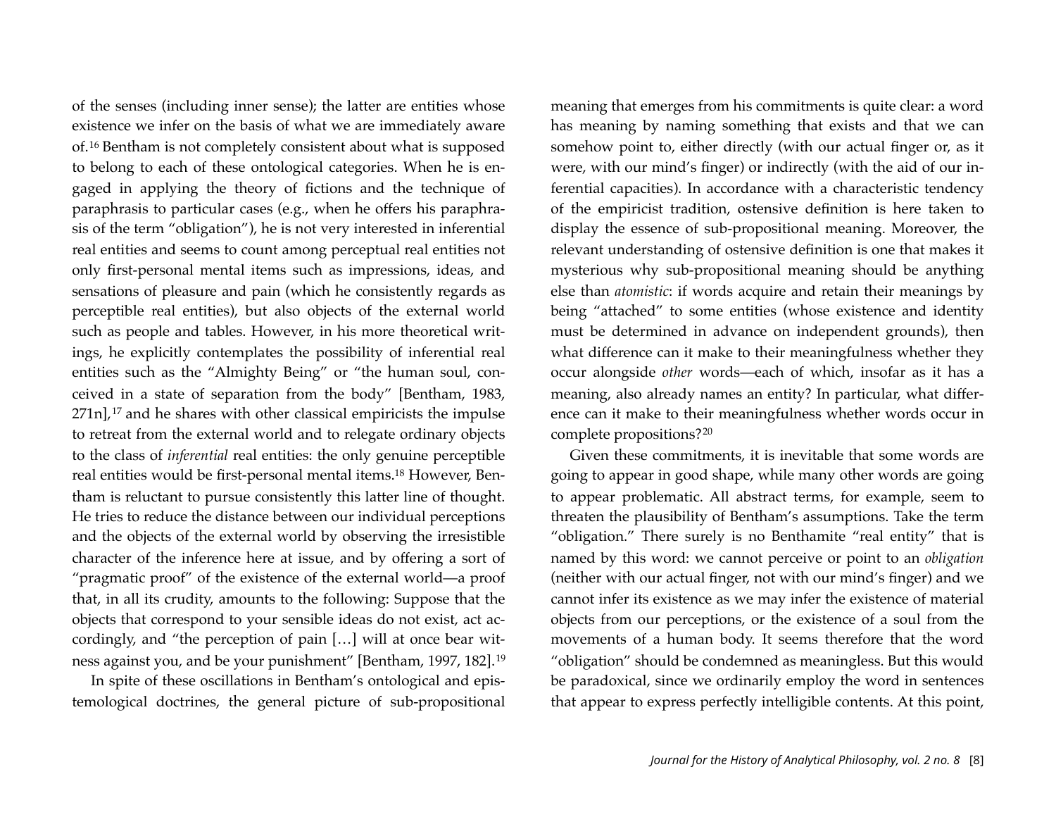of the senses (including inner sense); the latter are entities whose existence we infer on the basis of what we are immediately aware of.[16] Bentham is not completely consistent about what is supposed to belong to each of these ontological categories. When he is engaged in applying the theory of fictions and the technique of paraphrasis to particular cases (e.g., when he offers his paraphrasis of the term "obligation"), he is not very interested in inferential real entities and seems to count among perceptual real entities not only first-personal mental items such as impressions, ideas, and sensations of pleasure and pain (which he consistently regards as perceptible real entities), but also objects of the external world such as people and tables. However, in his more theoretical writings, he explicitly contemplates the possibility of inferential real entities such as the "Almighty Being" or "the human soul, conceived in a state of separation from the body" [Bentham, 1983, 271n],[17] and he shares with other classical empiricists the impulse to retreat from the external world and to relegate ordinary objects to the class of *inferential* real entities: the only genuine perceptible real entities would be first-personal mental items.[18] However, Bentham is reluctant to pursue consistently this latter line of thought. He tries to reduce the distance between our individual perceptions and the objects of the external world by observing the irresistible character of the inference here at issue, and by offering a sort of "pragmatic proof" of the existence of the external world—a proof that, in all its crudity, amounts to the following: Suppose that the objects that correspond to your sensible ideas do not exist, act accordingly, and "the perception of pain […] will at once bear witness against you, and be your punishment" [Bentham, 1997, 182].[19]

In spite of these oscillations in Bentham's ontological and epistemological doctrines, the general picture of sub-propositional meaning that emerges from his commitments is quite clear: a word has meaning by naming something that exists and that we can somehow point to, either directly (with our actual finger or, as it were, with our mind's finger) or indirectly (with the aid of our inferential capacities). In accordance with a characteristic tendency of the empiricist tradition, ostensive definition is here taken to display the essence of sub-propositional meaning. Moreover, the relevant understanding of ostensive definition is one that makes it mysterious why sub-propositional meaning should be anything else than *atomistic*: if words acquire and retain their meanings by being "attached" to some entities (whose existence and identity must be determined in advance on independent grounds), then what difference can it make to their meaningfulness whether they occur alongside *other* words—each of which, insofar as it has a meaning, also already names an entity? In particular, what difference can it make to their meaningfulness whether words occur in complete propositions?[20]

Given these commitments, it is inevitable that some words are going to appear in good shape, while many other words are going to appear problematic. All abstract terms, for example, seem to threaten the plausibility of Bentham's assumptions. Take the term "obligation." There surely is no Benthamite "real entity" that is named by this word: we cannot perceive or point to an *obligation* (neither with our actual finger, not with our mind's finger) and we cannot infer its existence as we may infer the existence of material objects from our perceptions, or the existence of a soul from the movements of a human body. It seems therefore that the word "obligation" should be condemned as meaningless. But this would be paradoxical, since we ordinarily employ the word in sentences that appear to express perfectly intelligible contents. At this point,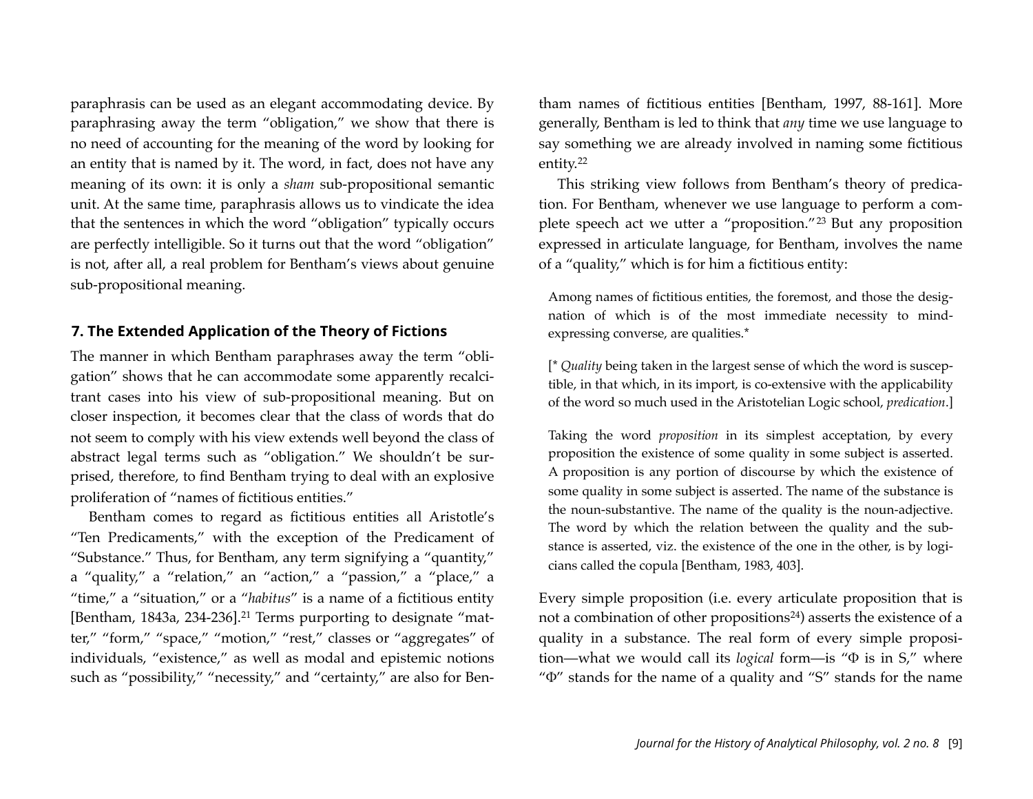paraphrasis can be used as an elegant accommodating device. By paraphrasing away the term "obligation," we show that there is no need of accounting for the meaning of the word by looking for an entity that is named by it. The word, in fact, does not have any meaning of its own: it is only a *sham* sub-propositional semantic unit. At the same time, paraphrasis allows us to vindicate the idea that the sentences in which the word "obligation" typically occurs are perfectly intelligible. So it turns out that the word "obligation" is not, after all, a real problem for Bentham's views about genuine sub-propositional meaning.

## 7. The Extended Application of the Theory of Fictions

The manner in which Bentham paraphrases away the term "obligation" shows that he can accommodate some apparently recalcitrant cases into his view of sub-propositional meaning. But on closer inspection, it becomes clear that the class of words that do not seem to comply with his view extends well beyond the class of abstract legal terms such as "obligation." We shouldn't be surprised, therefore, to find Bentham trying to deal with an explosive proliferation of "names of fictitious entities."

Bentham comes to regard as fictitious entities all Aristotle's "Ten Predicaments," with the exception of the Predicament of "Substance." Thus, for Bentham, any term signifying a "quantity," a "quality," a "relation," an "action," a "passion," a "place," a "time," a "situation," or a "*habitus*" is a name of a fictitious entity [Bentham, 1843a, 234-236].[21] Terms purporting to designate "matter," "form," "space," "motion," "rest," classes or "aggregates" of individuals, "existence," as well as modal and epistemic notions such as "possibility," "necessity," and "certainty," are also for Bentham names of fictitious entities [Bentham, 1997, 88-161]. More generally, Bentham is led to think that *any* time we use language to say something we are already involved in naming some fictitious entity.[22]

This striking view follows from Bentham's theory of predication. For Bentham, whenever we use language to perform a complete speech act we utter a "proposition."[23] But any proposition expressed in articulate language, for Bentham, involves the name of a "quality," which is for him a fictitious entity:

> Among names of fictitious entities, the foremost, and those the designation of which is of the most immediate necessity to mind-expressing converse, are qualities.*
>
> [* *Quality* being taken in the largest sense of which the word is susceptible, in that which, in its import, is co-extensive with the applicability of the word so much used in the Aristotelian Logic school, *predication*.]
>
> Taking the word *proposition* in its simplest acceptation, by every proposition the existence of some quality in some subject is asserted. A proposition is any portion of discourse by which the existence of some quality in some subject is asserted. The name of the substance is the noun-substantive. The name of the quality is the noun-adjective. The word by which the relation between the quality and the substance is asserted, viz. the existence of the one in the other, is by logicians called the copula [Bentham, 1983, 403].

Every simple proposition (i.e. every articulate proposition that is not a combination of other propositions[24]) asserts the existence of a quality in a substance. The real form of every simple proposition—what we would call its *logical* form—is "Φ is in S," where "Φ" stands for the name of a quality and "S" stands for the name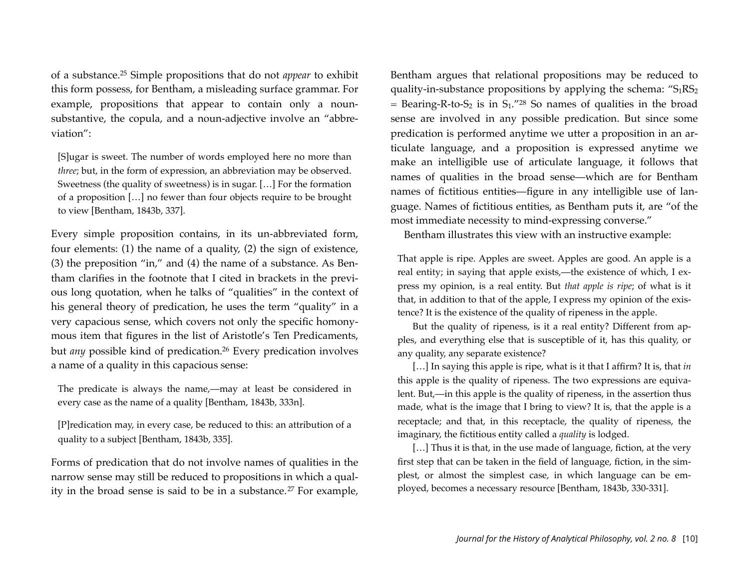of a substance.[25] Simple propositions that do not *appear* to exhibit this form possess, for Bentham, a misleading surface grammar. For example, propositions that appear to contain only a noun-substantive, the copula, and a noun-adjective involve an "abbreviation":

> [S]ugar is sweet. The number of words employed here no more than *three*; but, in the form of expression, an abbreviation may be observed. Sweetness (the quality of sweetness) is in sugar. […] For the formation of a proposition […] no fewer than four objects require to be brought to view [Bentham, 1843b, 337].

Every simple proposition contains, in its un-abbreviated form, four elements: (1) the name of a quality, (2) the sign of existence, (3) the preposition "in," and (4) the name of a substance. As Bentham clarifies in the footnote that I cited in brackets in the previous long quotation, when he talks of "qualities" in the context of his general theory of predication, he uses the term "quality" in a very capacious sense, which covers not only the specific homonymous item that figures in the list of Aristotle's Ten Predicaments, but *any* possible kind of predication.[26] Every predication involves a name of a quality in this capacious sense:

> The predicate is always the name,—may at least be considered in every case as the name of a quality [Bentham, 1843b, 333n].

> [P]redication may, in every case, be reduced to this: an attribution of a quality to a subject [Bentham, 1843b, 335].

Forms of predication that do not involve names of qualities in the narrow sense may still be reduced to propositions in which a quality in the broad sense is said to be in a substance.[27] For example, Bentham argues that relational propositions may be reduced to quality-in-substance propositions by applying the schema: "$S_1RS_2$ = Bearing-R-to-$S_2$ is in $S_1$."[28] So names of qualities in the broad sense are involved in any possible predication. But since some predication is performed anytime we utter a proposition in an articulate language, and a proposition is expressed anytime we make an intelligible use of articulate language, it follows that names of qualities in the broad sense—which are for Bentham names of fictitious entities—figure in any intelligible use of language. Names of fictitious entities, as Bentham puts it, are "of the most immediate necessity to mind-expressing converse."

Bentham illustrates this view with an instructive example:

> That apple is ripe. Apples are sweet. Apples are good. An apple is a real entity; in saying that apple exists,—the existence of which, I express my opinion, is a real entity. But *that apple is ripe*; of what is it that, in addition to that of the apple, I express my opinion of the existence? It is the existence of the quality of ripeness in the apple.
>
> But the quality of ripeness, is it a real entity? Different from apples, and everything else that is susceptible of it, has this quality, or any quality, any separate existence?
>
> […] In saying this apple is ripe, what is it that I affirm? It is, that *in* this apple is the quality of ripeness. The two expressions are equivalent. But,—in this apple is the quality of ripeness, in the assertion thus made, what is the image that I bring to view? It is, that the apple is a receptacle; and that, in this receptacle, the quality of ripeness, the imaginary, the fictitious entity called a *quality* is lodged.
>
> […] Thus it is that, in the use made of language, fiction, at the very first step that can be taken in the field of language, fiction, in the simplest, or almost the simplest case, in which language can be employed, becomes a necessary resource [Bentham, 1843b, 330-331].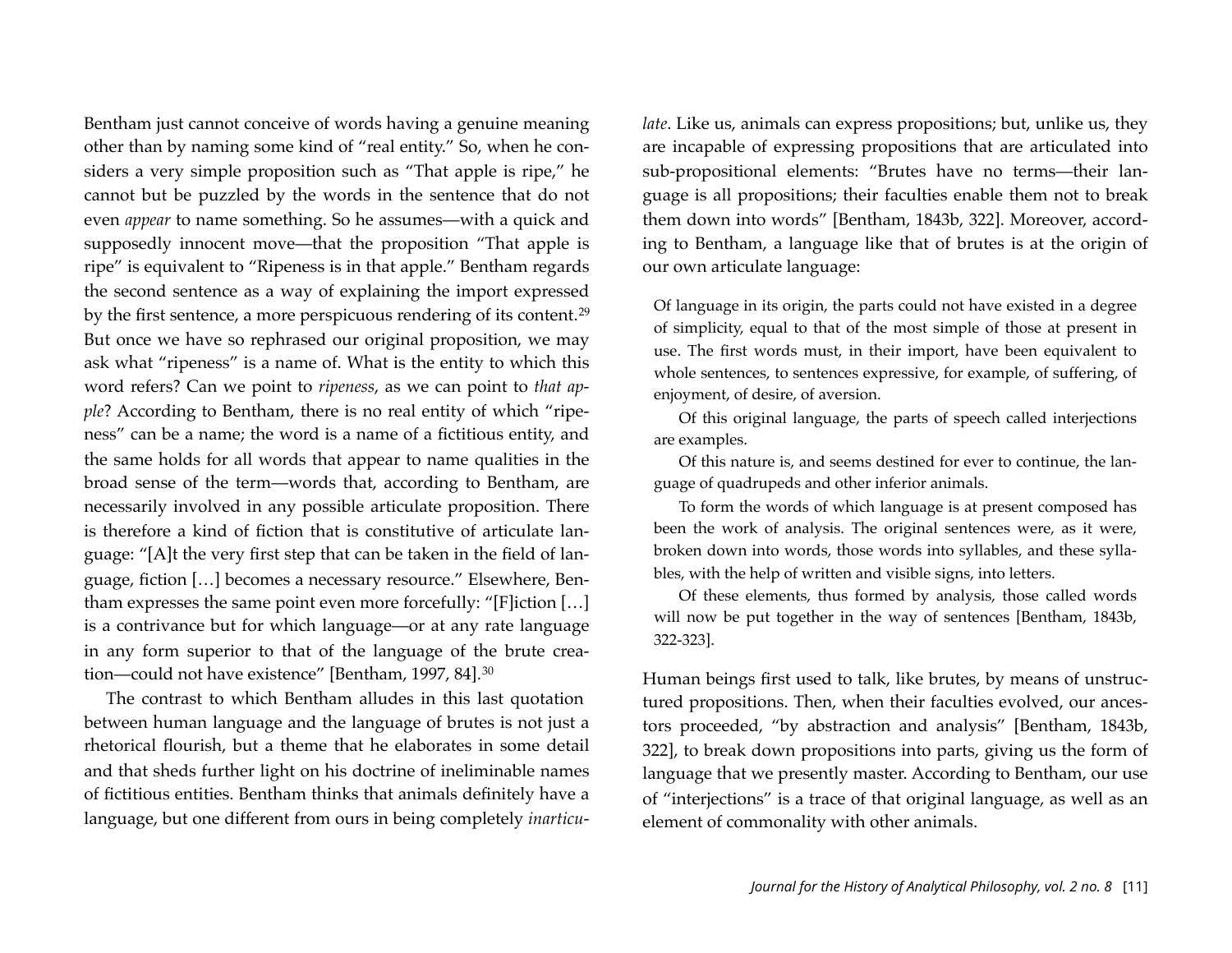Bentham just cannot conceive of words having a genuine meaning other than by naming some kind of "real entity." So, when he considers a very simple proposition such as "That apple is ripe," he cannot but be puzzled by the words in the sentence that do not even *appear* to name something. So he assumes—with a quick and supposedly innocent move—that the proposition "That apple is ripe" is equivalent to "Ripeness is in that apple." Bentham regards the second sentence as a way of explaining the import expressed by the first sentence, a more perspicuous rendering of its content.[29] But once we have so rephrased our original proposition, we may ask what "ripeness" is a name of. What is the entity to which this word refers? Can we point to *ripeness*, as we can point to *that apple*? According to Bentham, there is no real entity of which "ripeness" can be a name; the word is a name of a fictitious entity, and the same holds for all words that appear to name qualities in the broad sense of the term—words that, according to Bentham, are necessarily involved in any possible articulate proposition. There is therefore a kind of fiction that is constitutive of articulate language: "[A]t the very first step that can be taken in the field of language, fiction […] becomes a necessary resource." Elsewhere, Bentham expresses the same point even more forcefully: "[F]iction […] is a contrivance but for which language—or at any rate language in any form superior to that of the language of the brute creation—could not have existence" [Bentham, 1997, 84].[30]

The contrast to which Bentham alludes in this last quotation between human language and the language of brutes is not just a rhetorical flourish, but a theme that he elaborates in some detail and that sheds further light on his doctrine of ineliminable names of fictitious entities. Bentham thinks that animals definitely have a language, but one different from ours in being completely *inarticulate*. Like us, animals can express propositions; but, unlike us, they are incapable of expressing propositions that are articulated into sub-propositional elements: "Brutes have no terms—their language is all propositions; their faculties enable them not to break them down into words" [Bentham, 1843b, 322]. Moreover, according to Bentham, a language like that of brutes is at the origin of our own articulate language:

> Of language in its origin, the parts could not have existed in a degree of simplicity, equal to that of the most simple of those at present in use. The first words must, in their import, have been equivalent to whole sentences, to sentences expressive, for example, of suffering, of enjoyment, of desire, of aversion.
>
> Of this original language, the parts of speech called interjections are examples.
>
> Of this nature is, and seems destined for ever to continue, the language of quadrupeds and other inferior animals.
>
> To form the words of which language is at present composed has been the work of analysis. The original sentences were, as it were, broken down into words, those words into syllables, and these syllables, with the help of written and visible signs, into letters.
>
> Of these elements, thus formed by analysis, those called words will now be put together in the way of sentences [Bentham, 1843b, 322-323].

Human beings first used to talk, like brutes, by means of unstructured propositions. Then, when their faculties evolved, our ancestors proceeded, "by abstraction and analysis" [Bentham, 1843b, 322], to break down propositions into parts, giving us the form of language that we presently master. According to Bentham, our use of "interjections" is a trace of that original language, as well as an element of commonality with other animals.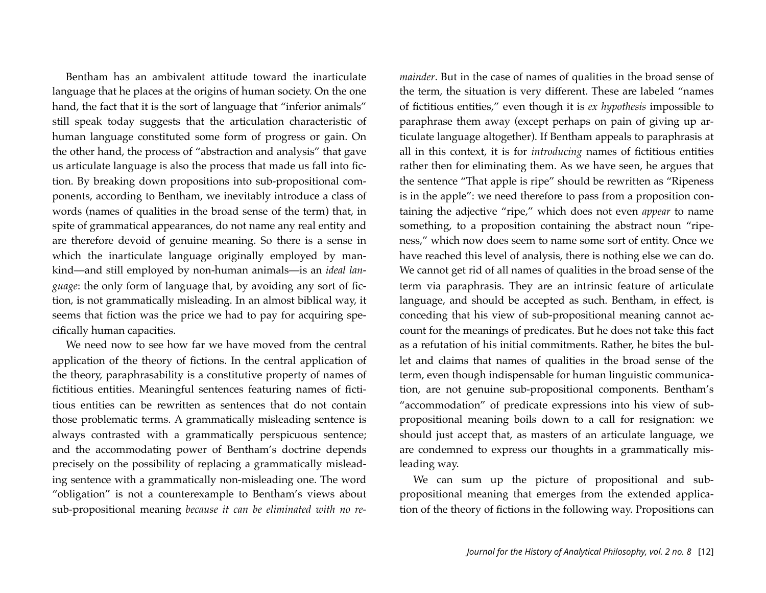Bentham has an ambivalent attitude toward the inarticulate language that he places at the origins of human society. On the one hand, the fact that it is the sort of language that "inferior animals" still speak today suggests that the articulation characteristic of human language constituted some form of progress or gain. On the other hand, the process of "abstraction and analysis" that gave us articulate language is also the process that made us fall into fiction. By breaking down propositions into sub-propositional components, according to Bentham, we inevitably introduce a class of words (names of qualities in the broad sense of the term) that, in spite of grammatical appearances, do not name any real entity and are therefore devoid of genuine meaning. So there is a sense in which the inarticulate language originally employed by mankind—and still employed by non-human animals—is an *ideal language*: the only form of language that, by avoiding any sort of fiction, is not grammatically misleading. In an almost biblical way, it seems that fiction was the price we had to pay for acquiring specifically human capacities.

We need now to see how far we have moved from the central application of the theory of fictions. In the central application of the theory, paraphrasability is a constitutive property of names of fictitious entities. Meaningful sentences featuring names of fictitious entities can be rewritten as sentences that do not contain those problematic terms. A grammatically misleading sentence is always contrasted with a grammatically perspicuous sentence; and the accommodating power of Bentham's doctrine depends precisely on the possibility of replacing a grammatically misleading sentence with a grammatically non-misleading one. The word "obligation" is not a counterexample to Bentham's views about sub-propositional meaning *because it can be eliminated with no remainder*. But in the case of names of qualities in the broad sense of the term, the situation is very different. These are labeled "names of fictitious entities," even though it is *ex hypothesis* impossible to paraphrase them away (except perhaps on pain of giving up articulate language altogether). If Bentham appeals to paraphrasis at all in this context, it is for *introducing* names of fictitious entities rather then for eliminating them. As we have seen, he argues that the sentence "That apple is ripe" should be rewritten as "Ripeness is in the apple": we need therefore to pass from a proposition containing the adjective "ripe," which does not even *appear* to name something, to a proposition containing the abstract noun "ripeness," which now does seem to name some sort of entity. Once we have reached this level of analysis, there is nothing else we can do. We cannot get rid of all names of qualities in the broad sense of the term via paraphrasis. They are an intrinsic feature of articulate language, and should be accepted as such. Bentham, in effect, is conceding that his view of sub-propositional meaning cannot account for the meanings of predicates. But he does not take this fact as a refutation of his initial commitments. Rather, he bites the bullet and claims that names of qualities in the broad sense of the term, even though indispensable for human linguistic communication, are not genuine sub-propositional components. Bentham's "accommodation" of predicate expressions into his view of sub-propositional meaning boils down to a call for resignation: we should just accept that, as masters of an articulate language, we are condemned to express our thoughts in a grammatically misleading way.

We can sum up the picture of propositional and sub-propositional meaning that emerges from the extended application of the theory of fictions in the following way. Propositions can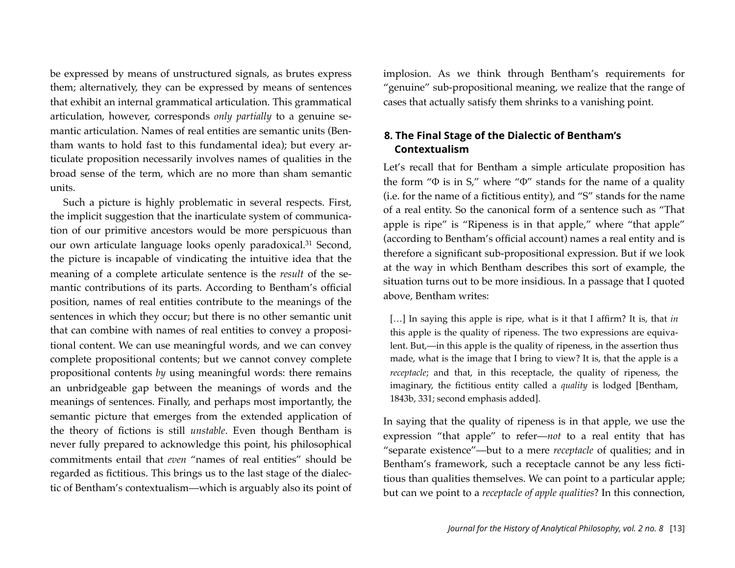be expressed by means of unstructured signals, as brutes express them; alternatively, they can be expressed by means of sentences that exhibit an internal grammatical articulation. This grammatical articulation, however, corresponds *only partially* to a genuine semantic articulation. Names of real entities are semantic units (Bentham wants to hold fast to this fundamental idea); but every articulate proposition necessarily involves names of qualities in the broad sense of the term, which are no more than sham semantic units.

Such a picture is highly problematic in several respects. First, the implicit suggestion that the inarticulate system of communication of our primitive ancestors would be more perspicuous than our own articulate language looks openly paradoxical.[31] Second, the picture is incapable of vindicating the intuitive idea that the meaning of a complete articulate sentence is the *result* of the semantic contributions of its parts. According to Bentham's official position, names of real entities contribute to the meanings of the sentences in which they occur; but there is no other semantic unit that can combine with names of real entities to convey a propositional content. We can use meaningful words, and we can convey complete propositional contents; but we cannot convey complete propositional contents *by* using meaningful words: there remains an unbridgeable gap between the meanings of words and the meanings of sentences. Finally, and perhaps most importantly, the semantic picture that emerges from the extended application of the theory of fictions is still *unstable*. Even though Bentham is never fully prepared to acknowledge this point, his philosophical commitments entail that *even* "names of real entities" should be regarded as fictitious. This brings us to the last stage of the dialectic of Bentham's contextualism—which is arguably also its point of implosion. As we think through Bentham's requirements for "genuine" sub-propositional meaning, we realize that the range of cases that actually satisfy them shrinks to a vanishing point.

## 8. The Final Stage of the Dialectic of Bentham's Contextualism

Let's recall that for Bentham a simple articulate proposition has the form "Φ is in S," where "Φ" stands for the name of a quality (i.e. for the name of a fictitious entity), and "S" stands for the name of a real entity. So the canonical form of a sentence such as "That apple is ripe" is "Ripeness is in that apple," where "that apple" (according to Bentham's official account) names a real entity and is therefore a significant sub-propositional expression. But if we look at the way in which Bentham describes this sort of example, the situation turns out to be more insidious. In a passage that I quoted above, Bentham writes:

> […] In saying this apple is ripe, what is it that I affirm? It is, that *in* this apple is the quality of ripeness. The two expressions are equivalent. But,—in this apple is the quality of ripeness, in the assertion thus made, what is the image that I bring to view? It is, that the apple is a *receptacle*; and that, in this receptacle, the quality of ripeness, the imaginary, the fictitious entity called a *quality* is lodged [Bentham, 1843b, 331; second emphasis added].

In saying that the quality of ripeness is in that apple, we use the expression "that apple" to refer—*not* to a real entity that has "separate existence"—but to a mere *receptacle* of qualities; and in Bentham's framework, such a receptacle cannot be any less fictitious than qualities themselves. We can point to a particular apple; but can we point to a *receptacle of apple qualities*? In this connection,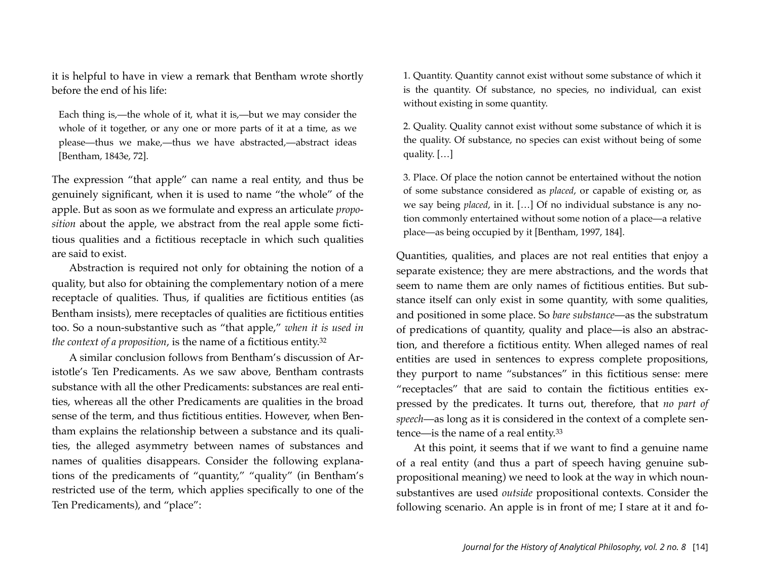it is helpful to have in view a remark that Bentham wrote shortly before the end of his life:

> Each thing is,—the whole of it, what it is,—but we may consider the whole of it together, or any one or more parts of it at a time, as we please—thus we make,—thus we have abstracted,—abstract ideas [Bentham, 1843e, 72].

The expression "that apple" can name a real entity, and thus be genuinely significant, when it is used to name "the whole" of the apple. But as soon as we formulate and express an articulate *proposition* about the apple, we abstract from the real apple some fictitious qualities and a fictitious receptacle in which such qualities are said to exist.

Abstraction is required not only for obtaining the notion of a quality, but also for obtaining the complementary notion of a mere receptacle of qualities. Thus, if qualities are fictitious entities (as Bentham insists), mere receptacles of qualities are fictitious entities too. So a noun-substantive such as "that apple," *when it is used in the context of a proposition*, is the name of a fictitious entity.[32]

A similar conclusion follows from Bentham's discussion of Aristotle's Ten Predicaments. As we saw above, Bentham contrasts substance with all the other Predicaments: substances are real entities, whereas all the other Predicaments are qualities in the broad sense of the term, and thus fictitious entities. However, when Bentham explains the relationship between a substance and its qualities, the alleged asymmetry between names of substances and names of qualities disappears. Consider the following explanations of the predicaments of "quantity," "quality" (in Bentham's restricted use of the term, which applies specifically to one of the Ten Predicaments), and "place":

> 1. Quantity. Quantity cannot exist without some substance of which it is the quantity. Of substance, no species, no individual, can exist without existing in some quantity.
>
> 2. Quality. Quality cannot exist without some substance of which it is the quality. Of substance, no species can exist without being of some quality. […]
>
> 3. Place. Of place the notion cannot be entertained without the notion of some substance considered as *placed*, or capable of existing or, as we say being *placed*, in it. […] Of no individual substance is any notion commonly entertained without some notion of a place—a relative place—as being occupied by it [Bentham, 1997, 184].

Quantities, qualities, and places are not real entities that enjoy a separate existence; they are mere abstractions, and the words that seem to name them are only names of fictitious entities. But substance itself can only exist in some quantity, with some qualities, and positioned in some place. So *bare substance*—as the substratum of predications of quantity, quality and place—is also an abstraction, and therefore a fictitious entity. When alleged names of real entities are used in sentences to express complete propositions, they purport to name "substances" in this fictitious sense: mere "receptacles" that are said to contain the fictitious entities expressed by the predicates. It turns out, therefore, that *no part of speech*—as long as it is considered in the context of a complete sentence—is the name of a real entity.[33]

At this point, it seems that if we want to find a genuine name of a real entity (and thus a part of speech having genuine sub-propositional meaning) we need to look at the way in which noun-substantives are used *outside* propositional contexts. Consider the following scenario. An apple is in front of me; I stare at it and fo-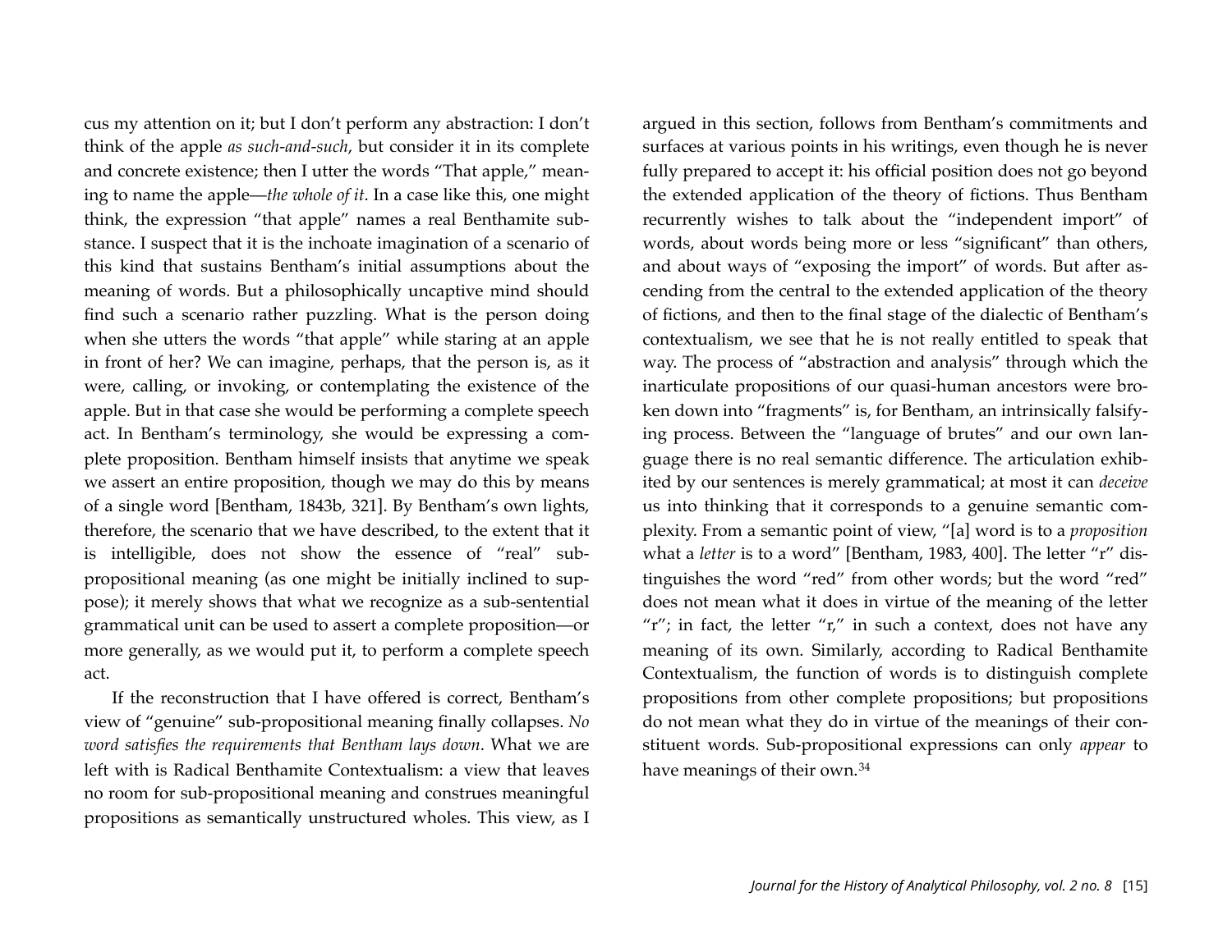cus my attention on it; but I don't perform any abstraction: I don't think of the apple *as such-and-such*, but consider it in its complete and concrete existence; then I utter the words "That apple," meaning to name the apple—*the whole of it*. In a case like this, one might think, the expression "that apple" names a real Benthamite substance. I suspect that it is the inchoate imagination of a scenario of this kind that sustains Bentham's initial assumptions about the meaning of words. But a philosophically uncaptive mind should find such a scenario rather puzzling. What is the person doing when she utters the words "that apple" while staring at an apple in front of her? We can imagine, perhaps, that the person is, as it were, calling, or invoking, or contemplating the existence of the apple. But in that case she would be performing a complete speech act. In Bentham's terminology, she would be expressing a complete proposition. Bentham himself insists that anytime we speak we assert an entire proposition, though we may do this by means of a single word [Bentham, 1843b, 321]. By Bentham's own lights, therefore, the scenario that we have described, to the extent that it is intelligible, does not show the essence of "real" sub-propositional meaning (as one might be initially inclined to suppose); it merely shows that what we recognize as a sub-sentential grammatical unit can be used to assert a complete proposition—or more generally, as we would put it, to perform a complete speech act.

If the reconstruction that I have offered is correct, Bentham's view of "genuine" sub-propositional meaning finally collapses. *No word satisfies the requirements that Bentham lays down*. What we are left with is Radical Benthamite Contextualism: a view that leaves no room for sub-propositional meaning and construes meaningful propositions as semantically unstructured wholes. This view, as I argued in this section, follows from Bentham's commitments and surfaces at various points in his writings, even though he is never fully prepared to accept it: his official position does not go beyond the extended application of the theory of fictions. Thus Bentham recurrently wishes to talk about the "independent import" of words, about words being more or less "significant" than others, and about ways of "exposing the import" of words. But after ascending from the central to the extended application of the theory of fictions, and then to the final stage of the dialectic of Bentham's contextualism, we see that he is not really entitled to speak that way. The process of "abstraction and analysis" through which the inarticulate propositions of our quasi-human ancestors were broken down into "fragments" is, for Bentham, an intrinsically falsifying process. Between the "language of brutes" and our own language there is no real semantic difference. The articulation exhibited by our sentences is merely grammatical; at most it can *deceive* us into thinking that it corresponds to a genuine semantic complexity. From a semantic point of view, "[a] word is to a *proposition* what a *letter* is to a word" [Bentham, 1983, 400]. The letter "r" distinguishes the word "red" from other words; but the word "red" does not mean what it does in virtue of the meaning of the letter "r"; in fact, the letter "r," in such a context, does not have any meaning of its own. Similarly, according to Radical Benthamite Contextualism, the function of words is to distinguish complete propositions from other complete propositions; but propositions do not mean what they do in virtue of the meanings of their constituent words. Sub-propositional expressions can only *appear* to have meanings of their own.[34]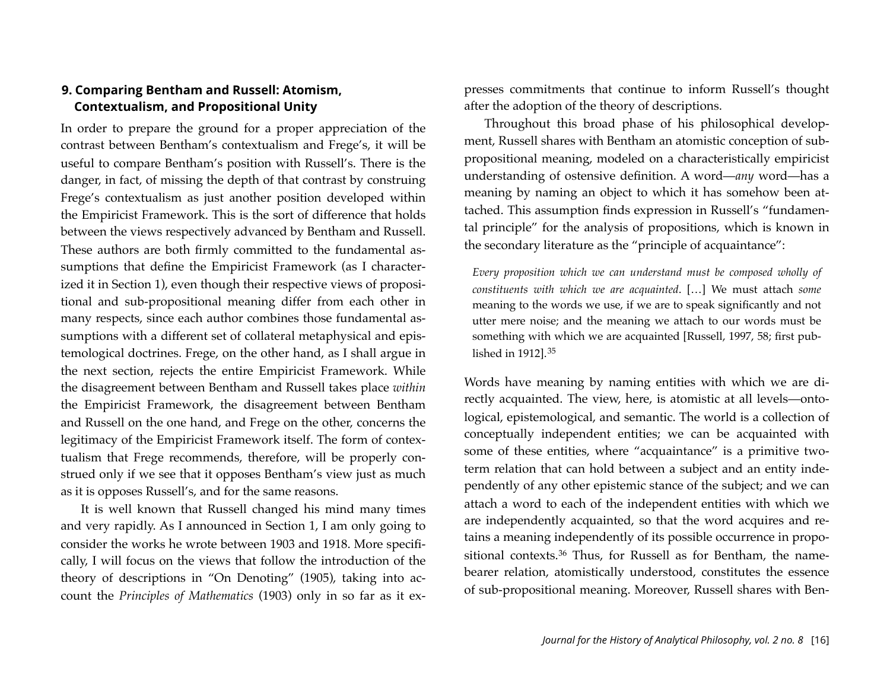## 9. Comparing Bentham and Russell: Atomism, Contextualism, and Propositional Unity

In order to prepare the ground for a proper appreciation of the contrast between Bentham's contextualism and Frege's, it will be useful to compare Bentham's position with Russell's. There is the danger, in fact, of missing the depth of that contrast by construing Frege's contextualism as just another position developed within the Empiricist Framework. This is the sort of difference that holds between the views respectively advanced by Bentham and Russell. These authors are both firmly committed to the fundamental assumptions that define the Empiricist Framework (as I characterized it in Section 1), even though their respective views of propositional and sub-propositional meaning differ from each other in many respects, since each author combines those fundamental assumptions with a different set of collateral metaphysical and epistemological doctrines. Frege, on the other hand, as I shall argue in the next section, rejects the entire Empiricist Framework. While the disagreement between Bentham and Russell takes place *within* the Empiricist Framework, the disagreement between Bentham and Russell on the one hand, and Frege on the other, concerns the legitimacy of the Empiricist Framework itself. The form of contextualism that Frege recommends, therefore, will be properly construed only if we see that it opposes Bentham's view just as much as it is opposes Russell's, and for the same reasons.

It is well known that Russell changed his mind many times and very rapidly. As I announced in Section 1, I am only going to consider the works he wrote between 1903 and 1918. More specifically, I will focus on the views that follow the introduction of the theory of descriptions in "On Denoting" (1905), taking into account the *Principles of Mathematics* (1903) only in so far as it expresses commitments that continue to inform Russell's thought after the adoption of the theory of descriptions.

Throughout this broad phase of his philosophical development, Russell shares with Bentham an atomistic conception of sub-propositional meaning, modeled on a characteristically empiricist understanding of ostensive definition. A word—*any* word—has a meaning by naming an object to which it has somehow been attached. This assumption finds expression in Russell's "fundamental principle" for the analysis of propositions, which is known in the secondary literature as the "principle of acquaintance":

> *Every proposition which we can understand must be composed wholly of constituents with which we are acquainted*. […] We must attach *some* meaning to the words we use, if we are to speak significantly and not utter mere noise; and the meaning we attach to our words must be something with which we are acquainted [Russell, 1997, 58; first published in 1912].[35]

Words have meaning by naming entities with which we are directly acquainted. The view, here, is atomistic at all levels—ontological, epistemological, and semantic. The world is a collection of conceptually independent entities; we can be acquainted with some of these entities, where "acquaintance" is a primitive two-term relation that can hold between a subject and an entity independently of any other epistemic stance of the subject; and we can attach a word to each of the independent entities with which we are independently acquainted, so that the word acquires and retains a meaning independently of its possible occurrence in propositional contexts.[36] Thus, for Russell as for Bentham, the name-bearer relation, atomistically understood, constitutes the essence of sub-propositional meaning. Moreover, Russell shares with Ben-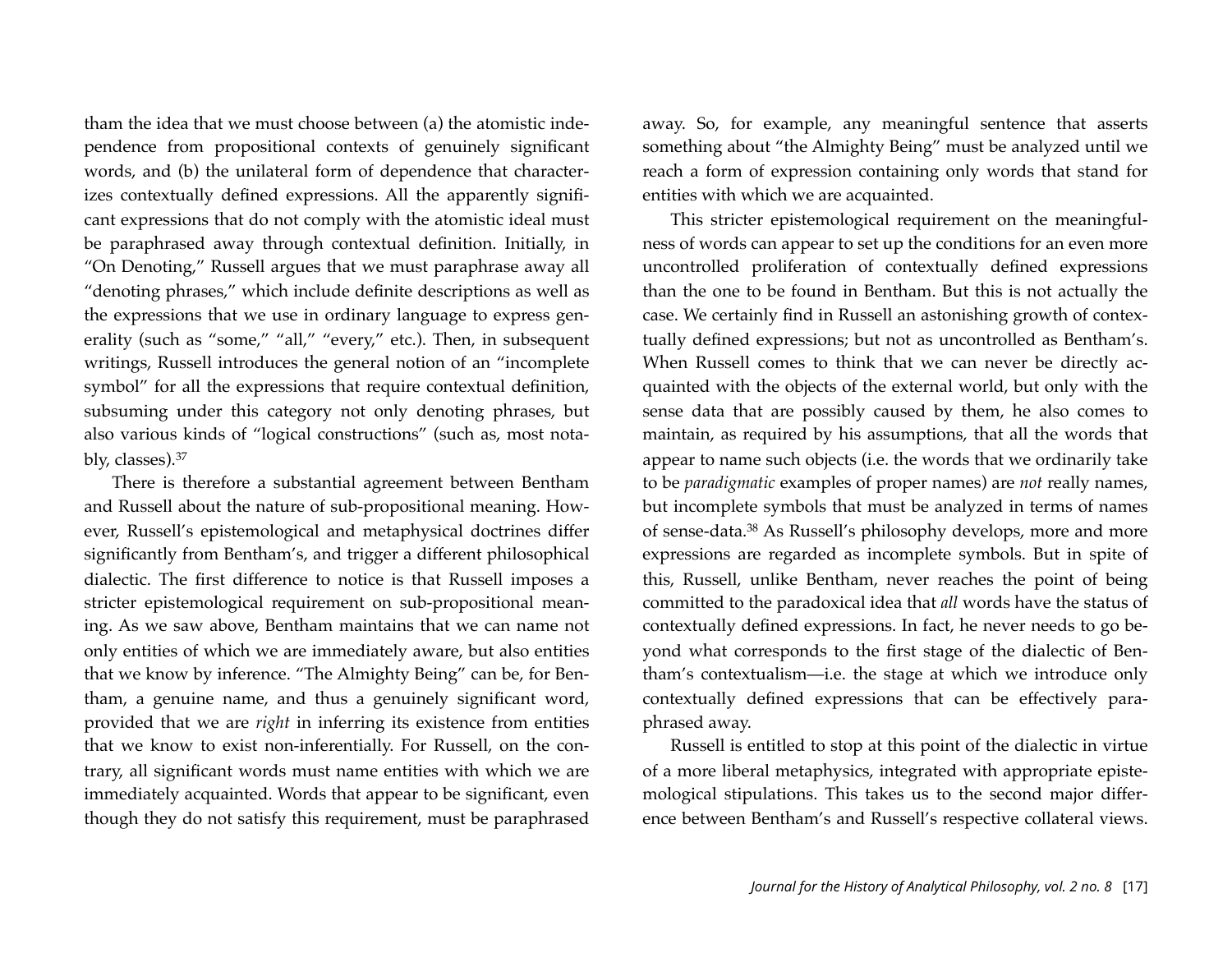tham the idea that we must choose between (a) the atomistic independence from propositional contexts of genuinely significant words, and (b) the unilateral form of dependence that characterizes contextually defined expressions. All the apparently significant expressions that do not comply with the atomistic ideal must be paraphrased away through contextual definition. Initially, in "On Denoting," Russell argues that we must paraphrase away all "denoting phrases," which include definite descriptions as well as the expressions that we use in ordinary language to express generality (such as "some," "all," "every," etc.). Then, in subsequent writings, Russell introduces the general notion of an "incomplete symbol" for all the expressions that require contextual definition, subsuming under this category not only denoting phrases, but also various kinds of "logical constructions" (such as, most notably, classes).[37]

There is therefore a substantial agreement between Bentham and Russell about the nature of sub-propositional meaning. However, Russell's epistemological and metaphysical doctrines differ significantly from Bentham's, and trigger a different philosophical dialectic. The first difference to notice is that Russell imposes a stricter epistemological requirement on sub-propositional meaning. As we saw above, Bentham maintains that we can name not only entities of which we are immediately aware, but also entities that we know by inference. "The Almighty Being" can be, for Bentham, a genuine name, and thus a genuinely significant word, provided that we are *right* in inferring its existence from entities that we know to exist non-inferentially. For Russell, on the contrary, all significant words must name entities with which we are immediately acquainted. Words that appear to be significant, even though they do not satisfy this requirement, must be paraphrased away. So, for example, any meaningful sentence that asserts something about "the Almighty Being" must be analyzed until we reach a form of expression containing only words that stand for entities with which we are acquainted.

This stricter epistemological requirement on the meaningfulness of words can appear to set up the conditions for an even more uncontrolled proliferation of contextually defined expressions than the one to be found in Bentham. But this is not actually the case. We certainly find in Russell an astonishing growth of contextually defined expressions; but not as uncontrolled as Bentham's. When Russell comes to think that we can never be directly acquainted with the objects of the external world, but only with the sense data that are possibly caused by them, he also comes to maintain, as required by his assumptions, that all the words that appear to name such objects (i.e. the words that we ordinarily take to be *paradigmatic* examples of proper names) are *not* really names, but incomplete symbols that must be analyzed in terms of names of sense-data.[38] As Russell's philosophy develops, more and more expressions are regarded as incomplete symbols. But in spite of this, Russell, unlike Bentham, never reaches the point of being committed to the paradoxical idea that *all* words have the status of contextually defined expressions. In fact, he never needs to go beyond what corresponds to the first stage of the dialectic of Bentham's contextualism—i.e. the stage at which we introduce only contextually defined expressions that can be effectively paraphrased away.

Russell is entitled to stop at this point of the dialectic in virtue of a more liberal metaphysics, integrated with appropriate epistemological stipulations. This takes us to the second major difference between Bentham's and Russell's respective collateral views.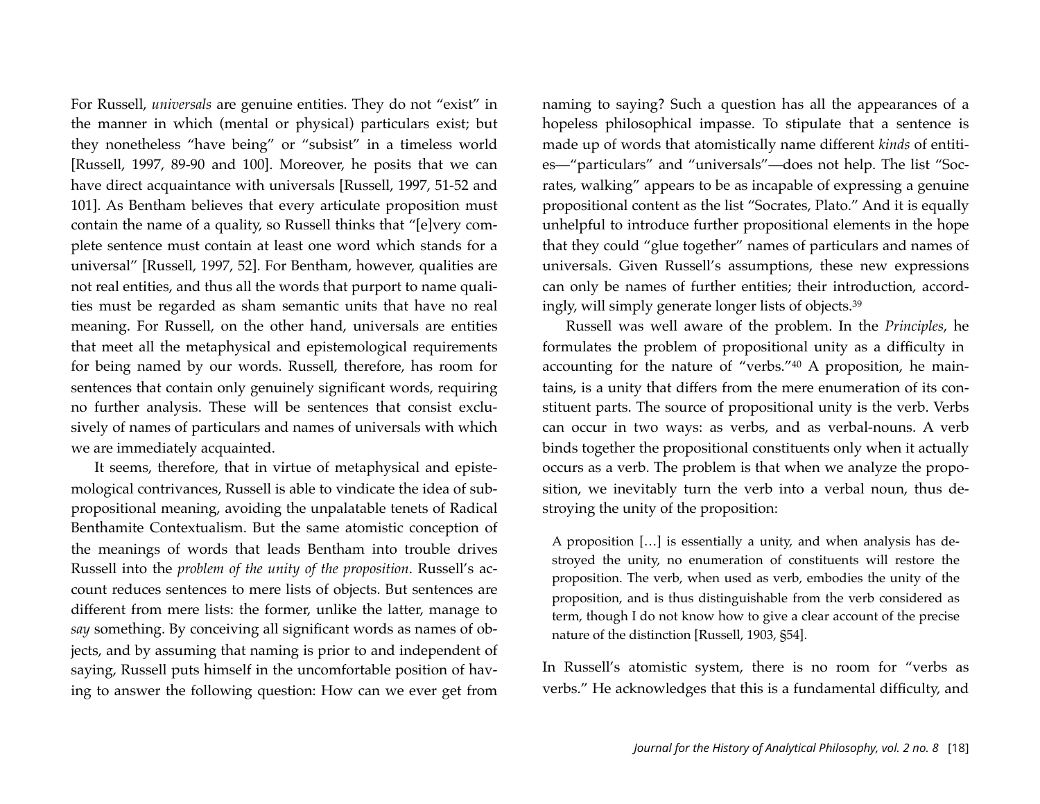For Russell, *universals* are genuine entities. They do not "exist" in the manner in which (mental or physical) particulars exist; but they nonetheless "have being" or "subsist" in a timeless world [Russell, 1997, 89-90 and 100]. Moreover, he posits that we can have direct acquaintance with universals [Russell, 1997, 51-52 and 101]. As Bentham believes that every articulate proposition must contain the name of a quality, so Russell thinks that "[e]very complete sentence must contain at least one word which stands for a universal" [Russell, 1997, 52]. For Bentham, however, qualities are not real entities, and thus all the words that purport to name qualities must be regarded as sham semantic units that have no real meaning. For Russell, on the other hand, universals are entities that meet all the metaphysical and epistemological requirements for being named by our words. Russell, therefore, has room for sentences that contain only genuinely significant words, requiring no further analysis. These will be sentences that consist exclusively of names of particulars and names of universals with which we are immediately acquainted.

It seems, therefore, that in virtue of metaphysical and epistemological contrivances, Russell is able to vindicate the idea of subpropositional meaning, avoiding the unpalatable tenets of Radical Benthamite Contextualism. But the same atomistic conception of the meanings of words that leads Bentham into trouble drives Russell into the *problem of the unity of the proposition*. Russell's account reduces sentences to mere lists of objects. But sentences are different from mere lists: the former, unlike the latter, manage to *say* something. By conceiving all significant words as names of objects, and by assuming that naming is prior to and independent of saying, Russell puts himself in the uncomfortable position of having to answer the following question: How can we ever get from naming to saying? Such a question has all the appearances of a hopeless philosophical impasse. To stipulate that a sentence is made up of words that atomistically name different *kinds* of entities—"particulars" and "universals"—does not help. The list "Socrates, walking" appears to be as incapable of expressing a genuine propositional content as the list "Socrates, Plato." And it is equally unhelpful to introduce further propositional elements in the hope that they could "glue together" names of particulars and names of universals. Given Russell's assumptions, these new expressions can only be names of further entities; their introduction, accordingly, will simply generate longer lists of objects.[39]

Russell was well aware of the problem. In the *Principles*, he formulates the problem of propositional unity as a difficulty in accounting for the nature of "verbs."[40] A proposition, he maintains, is a unity that differs from the mere enumeration of its constituent parts. The source of propositional unity is the verb. Verbs can occur in two ways: as verbs, and as verbal-nouns. A verb binds together the propositional constituents only when it actually occurs as a verb. The problem is that when we analyze the proposition, we inevitably turn the verb into a verbal noun, thus destroying the unity of the proposition:

> A proposition […] is essentially a unity, and when analysis has destroyed the unity, no enumeration of constituents will restore the proposition. The verb, when used as verb, embodies the unity of the proposition, and is thus distinguishable from the verb considered as term, though I do not know how to give a clear account of the precise nature of the distinction [Russell, 1903, §54].

In Russell's atomistic system, there is no room for "verbs as verbs." He acknowledges that this is a fundamental difficulty, and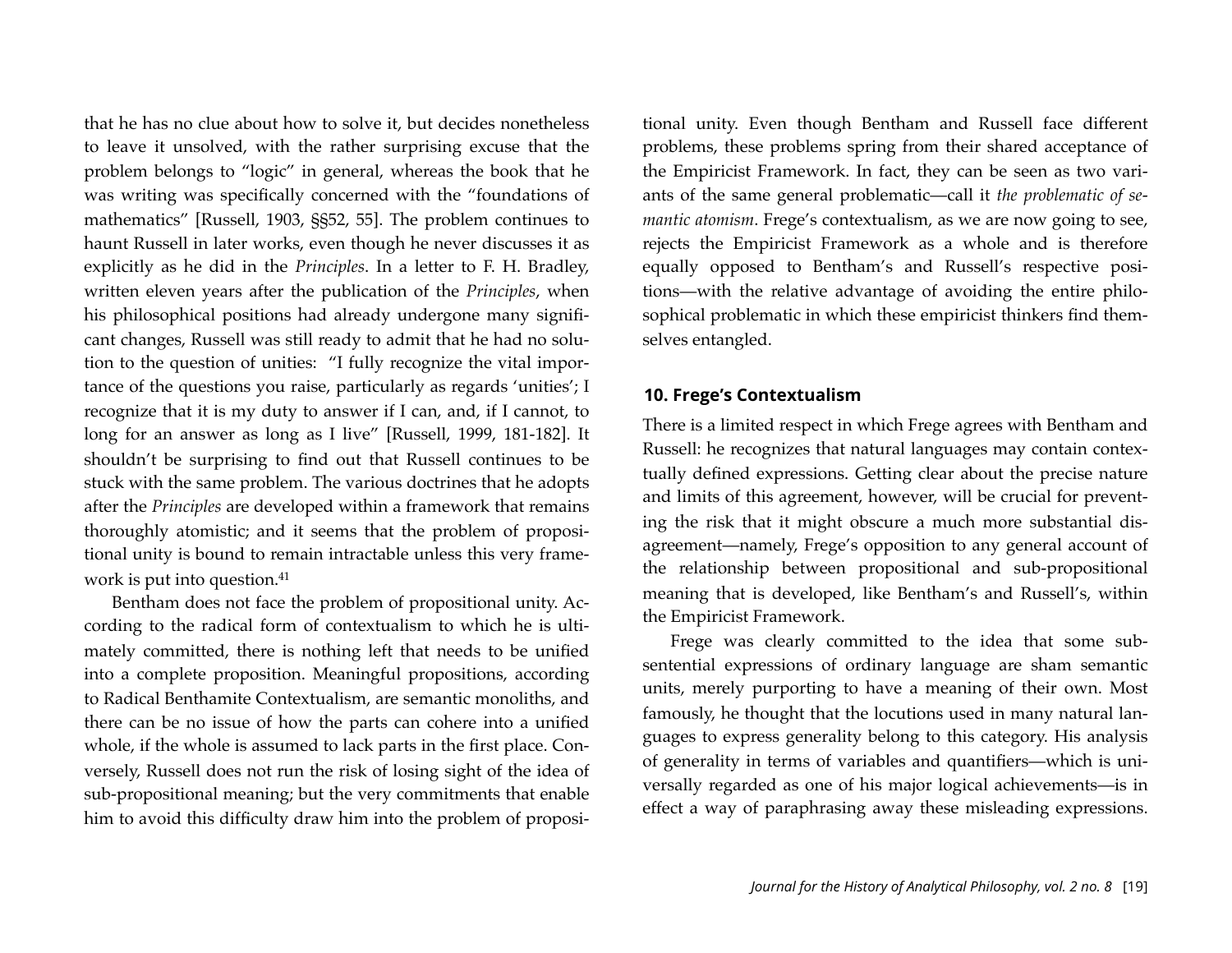that he has no clue about how to solve it, but decides nonetheless to leave it unsolved, with the rather surprising excuse that the problem belongs to "logic" in general, whereas the book that he was writing was specifically concerned with the "foundations of mathematics" [Russell, 1903, §§52, 55]. The problem continues to haunt Russell in later works, even though he never discusses it as explicitly as he did in the *Principles*. In a letter to F. H. Bradley, written eleven years after the publication of the *Principles*, when his philosophical positions had already undergone many significant changes, Russell was still ready to admit that he had no solution to the question of unities: "I fully recognize the vital importance of the questions you raise, particularly as regards 'unities'; I recognize that it is my duty to answer if I can, and, if I cannot, to long for an answer as long as I live" [Russell, 1999, 181-182]. It shouldn't be surprising to find out that Russell continues to be stuck with the same problem. The various doctrines that he adopts after the *Principles* are developed within a framework that remains thoroughly atomistic; and it seems that the problem of propositional unity is bound to remain intractable unless this very framework is put into question.[41]

Bentham does not face the problem of propositional unity. According to the radical form of contextualism to which he is ultimately committed, there is nothing left that needs to be unified into a complete proposition. Meaningful propositions, according to Radical Benthamite Contextualism, are semantic monoliths, and there can be no issue of how the parts can cohere into a unified whole, if the whole is assumed to lack parts in the first place. Conversely, Russell does not run the risk of losing sight of the idea of sub-propositional meaning; but the very commitments that enable him to avoid this difficulty draw him into the problem of propositional unity. Even though Bentham and Russell face different problems, these problems spring from their shared acceptance of the Empiricist Framework. In fact, they can be seen as two variants of the same general problematic—call it *the problematic of semantic atomism*. Frege's contextualism, as we are now going to see, rejects the Empiricist Framework as a whole and is therefore equally opposed to Bentham's and Russell's respective positions—with the relative advantage of avoiding the entire philosophical problematic in which these empiricist thinkers find themselves entangled.

## 10. Frege's Contextualism

There is a limited respect in which Frege agrees with Bentham and Russell: he recognizes that natural languages may contain contextually defined expressions. Getting clear about the precise nature and limits of this agreement, however, will be crucial for preventing the risk that it might obscure a much more substantial disagreement—namely, Frege's opposition to any general account of the relationship between propositional and sub-propositional meaning that is developed, like Bentham's and Russell's, within the Empiricist Framework.

Frege was clearly committed to the idea that some sub-sentential expressions of ordinary language are sham semantic units, merely purporting to have a meaning of their own. Most famously, he thought that the locutions used in many natural languages to express generality belong to this category. His analysis of generality in terms of variables and quantifiers—which is universally regarded as one of his major logical achievements—is in effect a way of paraphrasing away these misleading expressions.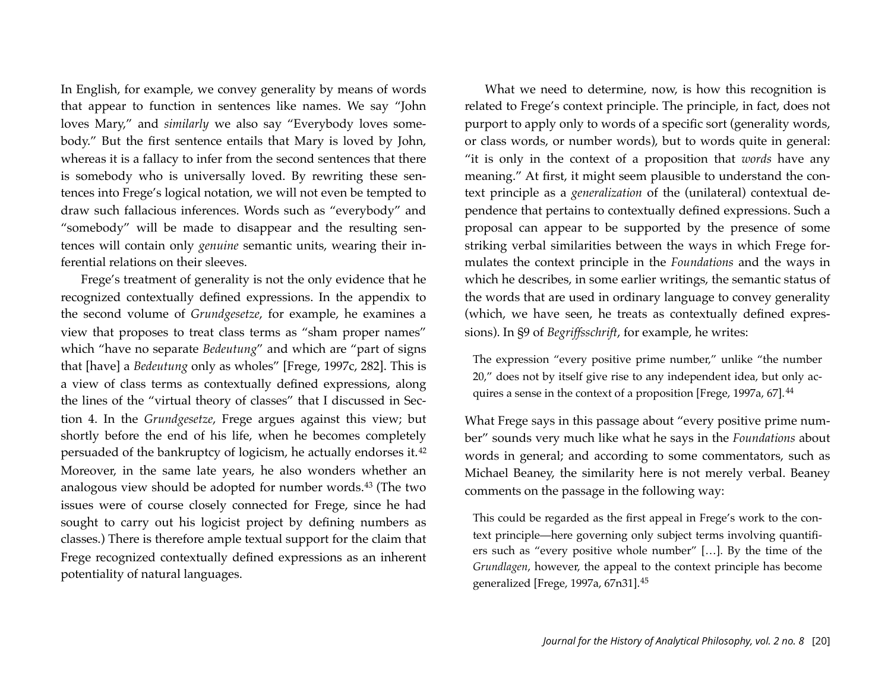In English, for example, we convey generality by means of words that appear to function in sentences like names. We say "John loves Mary," and *similarly* we also say "Everybody loves somebody." But the first sentence entails that Mary is loved by John, whereas it is a fallacy to infer from the second sentences that there is somebody who is universally loved. By rewriting these sentences into Frege's logical notation, we will not even be tempted to draw such fallacious inferences. Words such as "everybody" and "somebody" will be made to disappear and the resulting sentences will contain only *genuine* semantic units, wearing their inferential relations on their sleeves.

Frege's treatment of generality is not the only evidence that he recognized contextually defined expressions. In the appendix to the second volume of *Grundgesetze*, for example, he examines a view that proposes to treat class terms as "sham proper names" which "have no separate *Bedeutung*" and which are "part of signs that [have] a *Bedeutung* only as wholes" [Frege, 1997c, 282]. This is a view of class terms as contextually defined expressions, along the lines of the "virtual theory of classes" that I discussed in Section 4. In the *Grundgesetze*, Frege argues against this view; but shortly before the end of his life, when he becomes completely persuaded of the bankruptcy of logicism, he actually endorses it.[42] Moreover, in the same late years, he also wonders whether an analogous view should be adopted for number words.[43] (The two issues were of course closely connected for Frege, since he had sought to carry out his logicist project by defining numbers as classes.) There is therefore ample textual support for the claim that Frege recognized contextually defined expressions as an inherent potentiality of natural languages.

What we need to determine, now, is how this recognition is related to Frege's context principle. The principle, in fact, does not purport to apply only to words of a specific sort (generality words, or class words, or number words), but to words quite in general: "it is only in the context of a proposition that *words* have any meaning." At first, it might seem plausible to understand the context principle as a *generalization* of the (unilateral) contextual dependence that pertains to contextually defined expressions. Such a proposal can appear to be supported by the presence of some striking verbal similarities between the ways in which Frege formulates the context principle in the *Foundations* and the ways in which he describes, in some earlier writings, the semantic status of the words that are used in ordinary language to convey generality (which, we have seen, he treats as contextually defined expressions). In §9 of *Begriffsschrift*, for example, he writes:

> The expression "every positive prime number," unlike "the number 20," does not by itself give rise to any independent idea, but only acquires a sense in the context of a proposition [Frege, 1997a, 67].[44]

What Frege says in this passage about "every positive prime number" sounds very much like what he says in the *Foundations* about words in general; and according to some commentators, such as Michael Beaney, the similarity here is not merely verbal. Beaney comments on the passage in the following way:

> This could be regarded as the first appeal in Frege's work to the context principle—here governing only subject terms involving quantifiers such as "every positive whole number" [...]. By the time of the *Grundlagen*, however, the appeal to the context principle has become generalized [Frege, 1997a, 67n31].[45]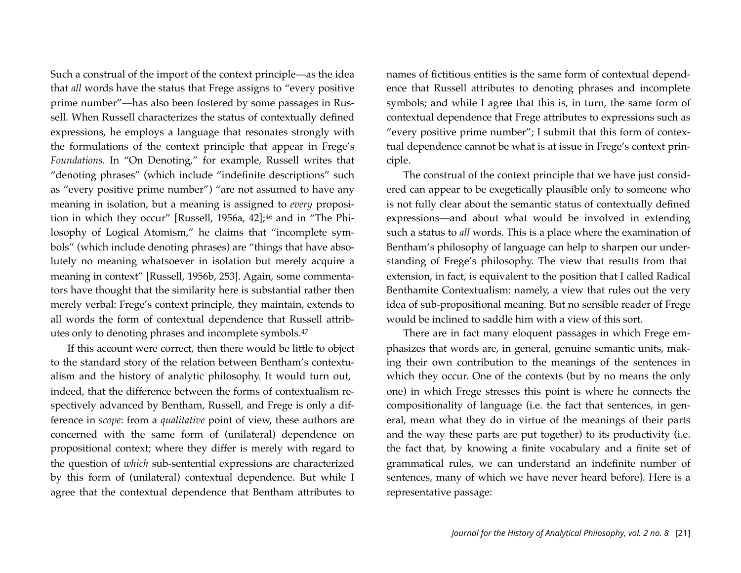Such a construal of the import of the context principle—as the idea that *all* words have the status that Frege assigns to "every positive prime number"—has also been fostered by some passages in Russell. When Russell characterizes the status of contextually defined expressions, he employs a language that resonates strongly with the formulations of the context principle that appear in Frege's *Foundations*. In "On Denoting," for example, Russell writes that "denoting phrases" (which include "indefinite descriptions" such as "every positive prime number") "are not assumed to have any meaning in isolation, but a meaning is assigned to *every* proposition in which they occur" [Russell, 1956a, 42];[46] and in "The Philosophy of Logical Atomism," he claims that "incomplete symbols" (which include denoting phrases) are "things that have absolutely no meaning whatsoever in isolation but merely acquire a meaning in context" [Russell, 1956b, 253]. Again, some commentators have thought that the similarity here is substantial rather then merely verbal: Frege's context principle, they maintain, extends to all words the form of contextual dependence that Russell attributes only to denoting phrases and incomplete symbols.[47]

If this account were correct, then there would be little to object to the standard story of the relation between Bentham's contextualism and the history of analytic philosophy. It would turn out, indeed, that the difference between the forms of contextualism respectively advanced by Bentham, Russell, and Frege is only a difference in *scope*: from a *qualitative* point of view, these authors are concerned with the same form of (unilateral) dependence on propositional context; where they differ is merely with regard to the question of *which* sub-sentential expressions are characterized by this form of (unilateral) contextual dependence. But while I agree that the contextual dependence that Bentham attributes to names of fictitious entities is the same form of contextual dependence that Russell attributes to denoting phrases and incomplete symbols; and while I agree that this is, in turn, the same form of contextual dependence that Frege attributes to expressions such as "every positive prime number"; I submit that this form of contextual dependence cannot be what is at issue in Frege's context principle.

The construal of the context principle that we have just considered can appear to be exegetically plausible only to someone who is not fully clear about the semantic status of contextually defined expressions—and about what would be involved in extending such a status to *all* words. This is a place where the examination of Bentham's philosophy of language can help to sharpen our understanding of Frege's philosophy. The view that results from that extension, in fact, is equivalent to the position that I called Radical Benthamite Contextualism: namely, a view that rules out the very idea of sub-propositional meaning. But no sensible reader of Frege would be inclined to saddle him with a view of this sort.

There are in fact many eloquent passages in which Frege emphasizes that words are, in general, genuine semantic units, making their own contribution to the meanings of the sentences in which they occur. One of the contexts (but by no means the only one) in which Frege stresses this point is where he connects the compositionality of language (i.e. the fact that sentences, in general, mean what they do in virtue of the meanings of their parts and the way these parts are put together) to its productivity (i.e. the fact that, by knowing a finite vocabulary and a finite set of grammatical rules, we can understand an indefinite number of sentences, many of which we have never heard before). Here is a representative passage: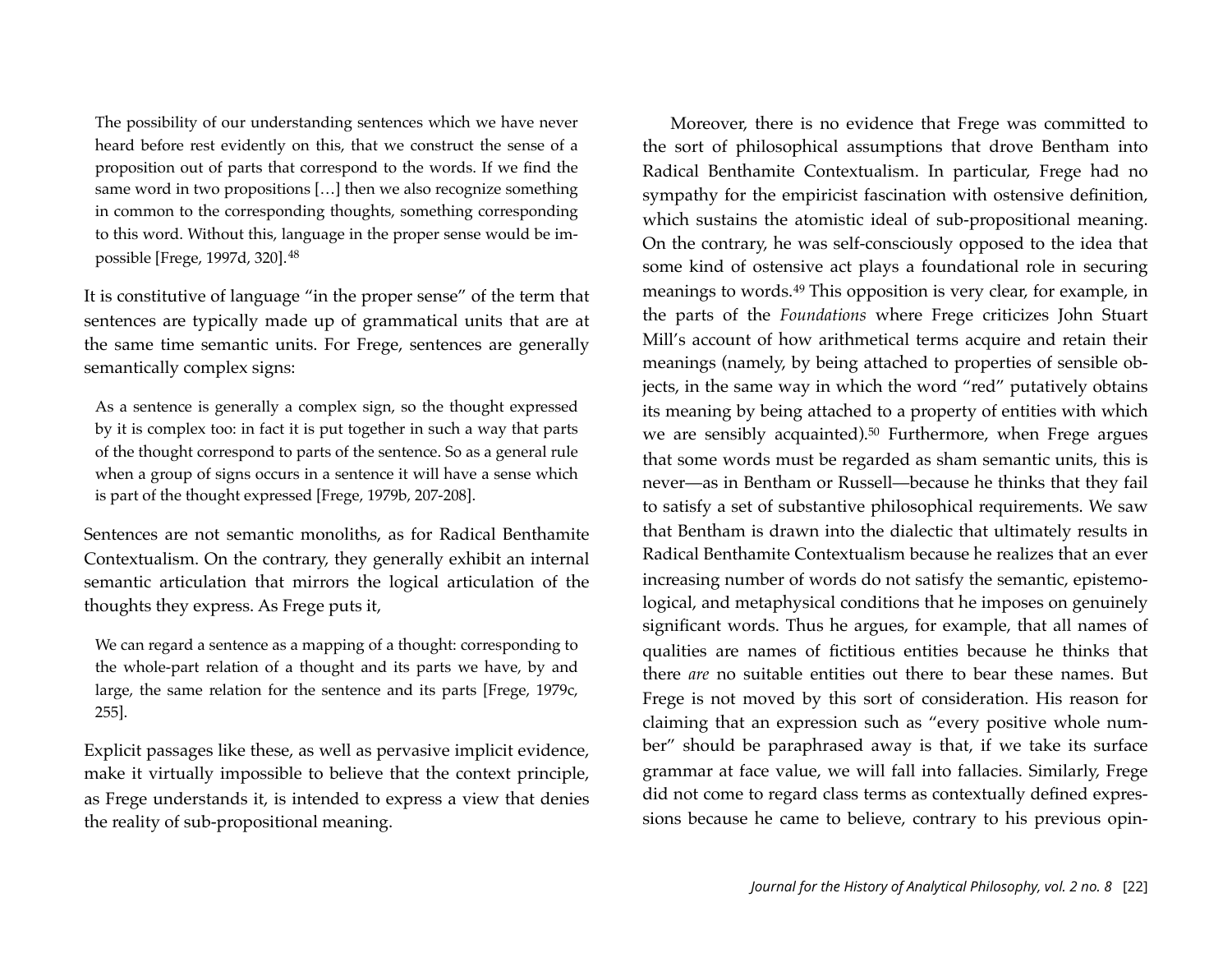> The possibility of our understanding sentences which we have never heard before rest evidently on this, that we construct the sense of a proposition out of parts that correspond to the words. If we find the same word in two propositions […] then we also recognize something in common to the corresponding thoughts, something corresponding to this word. Without this, language in the proper sense would be impossible [Frege, 1997d, 320].[48]

It is constitutive of language "in the proper sense" of the term that sentences are typically made up of grammatical units that are at the same time semantic units. For Frege, sentences are generally semantically complex signs:

> As a sentence is generally a complex sign, so the thought expressed by it is complex too: in fact it is put together in such a way that parts of the thought correspond to parts of the sentence. So as a general rule when a group of signs occurs in a sentence it will have a sense which is part of the thought expressed [Frege, 1979b, 207-208].

Sentences are not semantic monoliths, as for Radical Benthamite Contextualism. On the contrary, they generally exhibit an internal semantic articulation that mirrors the logical articulation of the thoughts they express. As Frege puts it,

> We can regard a sentence as a mapping of a thought: corresponding to the whole-part relation of a thought and its parts we have, by and large, the same relation for the sentence and its parts [Frege, 1979c, 255].

Explicit passages like these, as well as pervasive implicit evidence, make it virtually impossible to believe that the context principle, as Frege understands it, is intended to express a view that denies the reality of sub-propositional meaning.

Moreover, there is no evidence that Frege was committed to the sort of philosophical assumptions that drove Bentham into Radical Benthamite Contextualism. In particular, Frege had no sympathy for the empiricist fascination with ostensive definition, which sustains the atomistic ideal of sub-propositional meaning. On the contrary, he was self-consciously opposed to the idea that some kind of ostensive act plays a foundational role in securing meanings to words.[49] This opposition is very clear, for example, in the parts of the *Foundations* where Frege criticizes John Stuart Mill's account of how arithmetical terms acquire and retain their meanings (namely, by being attached to properties of sensible objects, in the same way in which the word "red" putatively obtains its meaning by being attached to a property of entities with which we are sensibly acquainted).[50] Furthermore, when Frege argues that some words must be regarded as sham semantic units, this is never—as in Bentham or Russell—because he thinks that they fail to satisfy a set of substantive philosophical requirements. We saw that Bentham is drawn into the dialectic that ultimately results in Radical Benthamite Contextualism because he realizes that an ever increasing number of words do not satisfy the semantic, epistemological, and metaphysical conditions that he imposes on genuinely significant words. Thus he argues, for example, that all names of qualities are names of fictitious entities because he thinks that there *are* no suitable entities out there to bear these names. But Frege is not moved by this sort of consideration. His reason for claiming that an expression such as "every positive whole number" should be paraphrased away is that, if we take its surface grammar at face value, we will fall into fallacies. Similarly, Frege did not come to regard class terms as contextually defined expressions because he came to believe, contrary to his previous opin-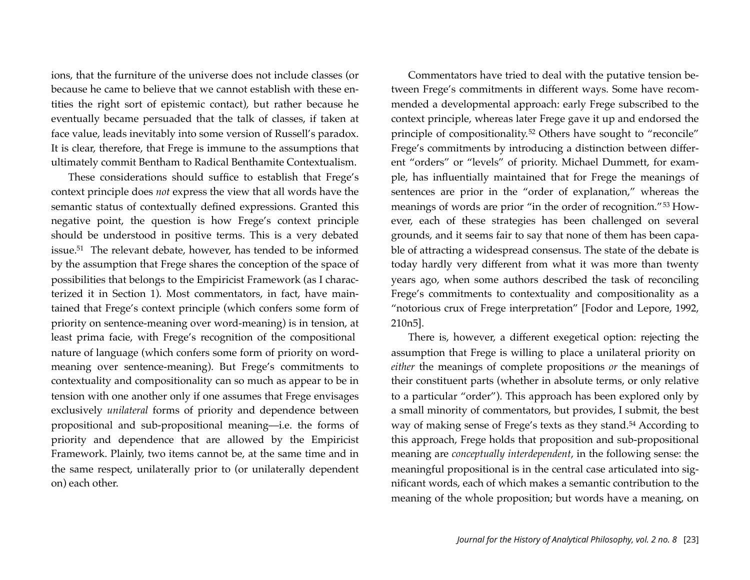ions, that the furniture of the universe does not include classes (or because he came to believe that we cannot establish with these entities the right sort of epistemic contact), but rather because he eventually became persuaded that the talk of classes, if taken at face value, leads inevitably into some version of Russell's paradox. It is clear, therefore, that Frege is immune to the assumptions that ultimately commit Bentham to Radical Benthamite Contextualism.

These considerations should suffice to establish that Frege's context principle does *not* express the view that all words have the semantic status of contextually defined expressions. Granted this negative point, the question is how Frege's context principle should be understood in positive terms. This is a very debated issue.[51] The relevant debate, however, has tended to be informed by the assumption that Frege shares the conception of the space of possibilities that belongs to the Empiricist Framework (as I characterized it in Section 1). Most commentators, in fact, have maintained that Frege's context principle (which confers some form of priority on sentence-meaning over word-meaning) is in tension, at least prima facie, with Frege's recognition of the compositional nature of language (which confers some form of priority on word-meaning over sentence-meaning). But Frege's commitments to contextuality and compositionality can so much as appear to be in tension with one another only if one assumes that Frege envisages exclusively *unilateral* forms of priority and dependence between propositional and sub-propositional meaning—i.e. the forms of priority and dependence that are allowed by the Empiricist Framework. Plainly, two items cannot be, at the same time and in the same respect, unilaterally prior to (or unilaterally dependent on) each other.

Commentators have tried to deal with the putative tension between Frege's commitments in different ways. Some have recommended a developmental approach: early Frege subscribed to the context principle, whereas later Frege gave it up and endorsed the principle of compositionality.[52] Others have sought to "reconcile" Frege's commitments by introducing a distinction between different "orders" or "levels" of priority. Michael Dummett, for example, has influentially maintained that for Frege the meanings of sentences are prior in the "order of explanation," whereas the meanings of words are prior "in the order of recognition."[53] However, each of these strategies has been challenged on several grounds, and it seems fair to say that none of them has been capable of attracting a widespread consensus. The state of the debate is today hardly very different from what it was more than twenty years ago, when some authors described the task of reconciling Frege's commitments to contextuality and compositionality as a "notorious crux of Frege interpretation" [Fodor and Lepore, 1992, 210n5].

There is, however, a different exegetical option: rejecting the assumption that Frege is willing to place a unilateral priority on *either* the meanings of complete propositions *or* the meanings of their constituent parts (whether in absolute terms, or only relative to a particular "order"). This approach has been explored only by a small minority of commentators, but provides, I submit, the best way of making sense of Frege's texts as they stand.[54] According to this approach, Frege holds that proposition and sub-propositional meaning are *conceptually interdependent*, in the following sense: the meaningful propositional is in the central case articulated into significant words, each of which makes a semantic contribution to the meaning of the whole proposition; but words have a meaning, on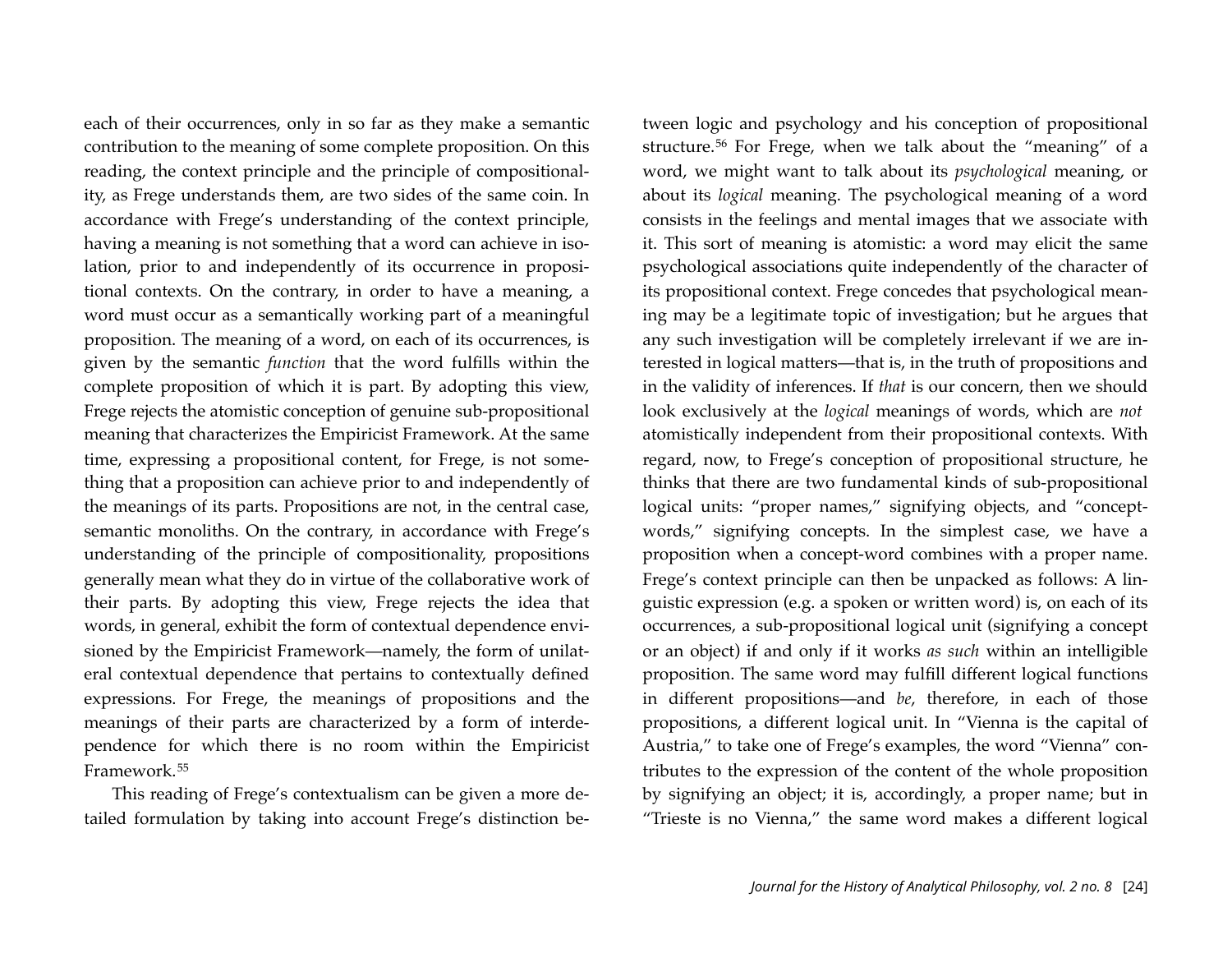each of their occurrences, only in so far as they make a semantic contribution to the meaning of some complete proposition. On this reading, the context principle and the principle of compositionality, as Frege understands them, are two sides of the same coin. In accordance with Frege's understanding of the context principle, having a meaning is not something that a word can achieve in isolation, prior to and independently of its occurrence in propositional contexts. On the contrary, in order to have a meaning, a word must occur as a semantically working part of a meaningful proposition. The meaning of a word, on each of its occurrences, is given by the semantic *function* that the word fulfills within the complete proposition of which it is part. By adopting this view, Frege rejects the atomistic conception of genuine sub-propositional meaning that characterizes the Empiricist Framework. At the same time, expressing a propositional content, for Frege, is not something that a proposition can achieve prior to and independently of the meanings of its parts. Propositions are not, in the central case, semantic monoliths. On the contrary, in accordance with Frege's understanding of the principle of compositionality, propositions generally mean what they do in virtue of the collaborative work of their parts. By adopting this view, Frege rejects the idea that words, in general, exhibit the form of contextual dependence envisioned by the Empiricist Framework—namely, the form of unilateral contextual dependence that pertains to contextually defined expressions. For Frege, the meanings of propositions and the meanings of their parts are characterized by a form of interdependence for which there is no room within the Empiricist Framework.[55]

This reading of Frege's contextualism can be given a more detailed formulation by taking into account Frege's distinction between logic and psychology and his conception of propositional structure.[56] For Frege, when we talk about the "meaning" of a word, we might want to talk about its *psychological* meaning, or about its *logical* meaning. The psychological meaning of a word consists in the feelings and mental images that we associate with it. This sort of meaning is atomistic: a word may elicit the same psychological associations quite independently of the character of its propositional context. Frege concedes that psychological meaning may be a legitimate topic of investigation; but he argues that any such investigation will be completely irrelevant if we are interested in logical matters—that is, in the truth of propositions and in the validity of inferences. If *that* is our concern, then we should look exclusively at the *logical* meanings of words, which are *not* atomistically independent from their propositional contexts. With regard, now, to Frege's conception of propositional structure, he thinks that there are two fundamental kinds of sub-propositional logical units: "proper names," signifying objects, and "concept-words," signifying concepts. In the simplest case, we have a proposition when a concept-word combines with a proper name. Frege's context principle can then be unpacked as follows: A linguistic expression (e.g. a spoken or written word) is, on each of its occurrences, a sub-propositional logical unit (signifying a concept or an object) if and only if it works *as such* within an intelligible proposition. The same word may fulfill different logical functions in different propositions—and *be*, therefore, in each of those propositions, a different logical unit. In "Vienna is the capital of Austria," to take one of Frege's examples, the word "Vienna" contributes to the expression of the content of the whole proposition by signifying an object; it is, accordingly, a proper name; but in "Trieste is no Vienna," the same word makes a different logical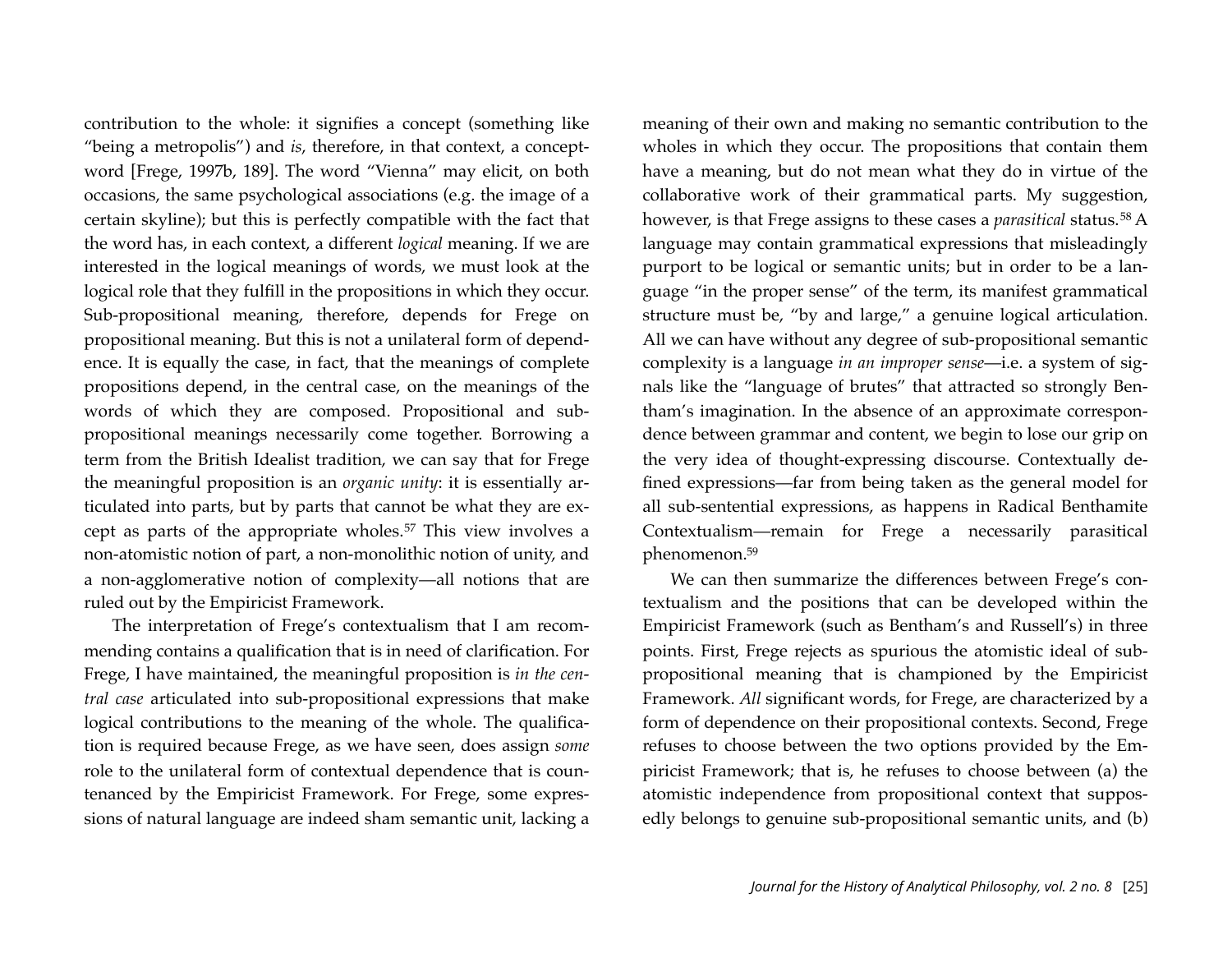contribution to the whole: it signifies a concept (something like "being a metropolis") and *is*, therefore, in that context, a concept-word [Frege, 1997b, 189]. The word "Vienna" may elicit, on both occasions, the same psychological associations (e.g. the image of a certain skyline); but this is perfectly compatible with the fact that the word has, in each context, a different *logical* meaning. If we are interested in the logical meanings of words, we must look at the logical role that they fulfill in the propositions in which they occur. Sub-propositional meaning, therefore, depends for Frege on propositional meaning. But this is not a unilateral form of dependence. It is equally the case, in fact, that the meanings of complete propositions depend, in the central case, on the meanings of the words of which they are composed. Propositional and sub-propositional meanings necessarily come together. Borrowing a term from the British Idealist tradition, we can say that for Frege the meaningful proposition is an *organic unity*: it is essentially articulated into parts, but by parts that cannot be what they are except as parts of the appropriate wholes.[57] This view involves a non-atomistic notion of part, a non-monolithic notion of unity, and a non-agglomerative notion of complexity—all notions that are ruled out by the Empiricist Framework.

The interpretation of Frege's contextualism that I am recommending contains a qualification that is in need of clarification. For Frege, I have maintained, the meaningful proposition is *in the central case* articulated into sub-propositional expressions that make logical contributions to the meaning of the whole. The qualification is required because Frege, as we have seen, does assign *some* role to the unilateral form of contextual dependence that is countenanced by the Empiricist Framework. For Frege, some expressions of natural language are indeed sham semantic unit, lacking a meaning of their own and making no semantic contribution to the wholes in which they occur. The propositions that contain them have a meaning, but do not mean what they do in virtue of the collaborative work of their grammatical parts. My suggestion, however, is that Frege assigns to these cases a *parasitical* status.[58] A language may contain grammatical expressions that misleadingly purport to be logical or semantic units; but in order to be a language "in the proper sense" of the term, its manifest grammatical structure must be, "by and large," a genuine logical articulation. All we can have without any degree of sub-propositional semantic complexity is a language *in an improper sense*—i.e. a system of signals like the "language of brutes" that attracted so strongly Bentham's imagination. In the absence of an approximate correspondence between grammar and content, we begin to lose our grip on the very idea of thought-expressing discourse. Contextually defined expressions—far from being taken as the general model for all sub-sentential expressions, as happens in Radical Benthamite Contextualism—remain for Frege a necessarily parasitical phenomenon.[59]

We can then summarize the differences between Frege's contextualism and the positions that can be developed within the Empiricist Framework (such as Bentham's and Russell's) in three points. First, Frege rejects as spurious the atomistic ideal of sub-propositional meaning that is championed by the Empiricist Framework. *All* significant words, for Frege, are characterized by a form of dependence on their propositional contexts. Second, Frege refuses to choose between the two options provided by the Empiricist Framework; that is, he refuses to choose between (a) the atomistic independence from propositional context that supposedly belongs to genuine sub-propositional semantic units, and (b)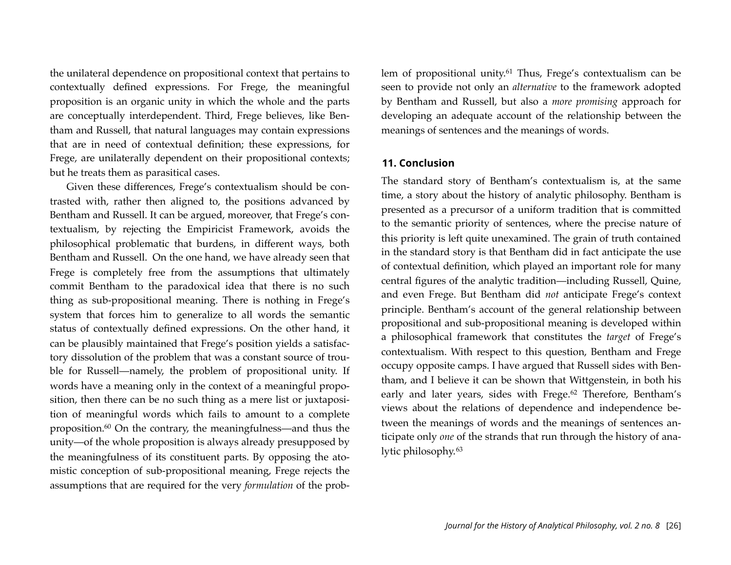the unilateral dependence on propositional context that pertains to contextually defined expressions. For Frege, the meaningful proposition is an organic unity in which the whole and the parts are conceptually interdependent. Third, Frege believes, like Bentham and Russell, that natural languages may contain expressions that are in need of contextual definition; these expressions, for Frege, are unilaterally dependent on their propositional contexts; but he treats them as parasitical cases.

Given these differences, Frege's contextualism should be contrasted with, rather then aligned to, the positions advanced by Bentham and Russell. It can be argued, moreover, that Frege's contextualism, by rejecting the Empiricist Framework, avoids the philosophical problematic that burdens, in different ways, both Bentham and Russell. On the one hand, we have already seen that Frege is completely free from the assumptions that ultimately commit Bentham to the paradoxical idea that there is no such thing as sub-propositional meaning. There is nothing in Frege's system that forces him to generalize to all words the semantic status of contextually defined expressions. On the other hand, it can be plausibly maintained that Frege's position yields a satisfactory dissolution of the problem that was a constant source of trouble for Russell—namely, the problem of propositional unity. If words have a meaning only in the context of a meaningful proposition, then there can be no such thing as a mere list or juxtaposition of meaningful words which fails to amount to a complete proposition.[60] On the contrary, the meaningfulness—and thus the unity—of the whole proposition is always already presupposed by the meaningfulness of its constituent parts. By opposing the atomistic conception of sub-propositional meaning, Frege rejects the assumptions that are required for the very *formulation* of the problem of propositional unity.[61] Thus, Frege's contextualism can be seen to provide not only an *alternative* to the framework adopted by Bentham and Russell, but also a *more promising* approach for developing an adequate account of the relationship between the meanings of sentences and the meanings of words.

## 11. Conclusion

The standard story of Bentham's contextualism is, at the same time, a story about the history of analytic philosophy. Bentham is presented as a precursor of a uniform tradition that is committed to the semantic priority of sentences, where the precise nature of this priority is left quite unexamined. The grain of truth contained in the standard story is that Bentham did in fact anticipate the use of contextual definition, which played an important role for many central figures of the analytic tradition—including Russell, Quine, and even Frege. But Bentham did *not* anticipate Frege's context principle. Bentham's account of the general relationship between propositional and sub-propositional meaning is developed within a philosophical framework that constitutes the *target* of Frege's contextualism. With respect to this question, Bentham and Frege occupy opposite camps. I have argued that Russell sides with Bentham, and I believe it can be shown that Wittgenstein, in both his early and later years, sides with Frege.[62] Therefore, Bentham's views about the relations of dependence and independence between the meanings of words and the meanings of sentences anticipate only *one* of the strands that run through the history of analytic philosophy.[63]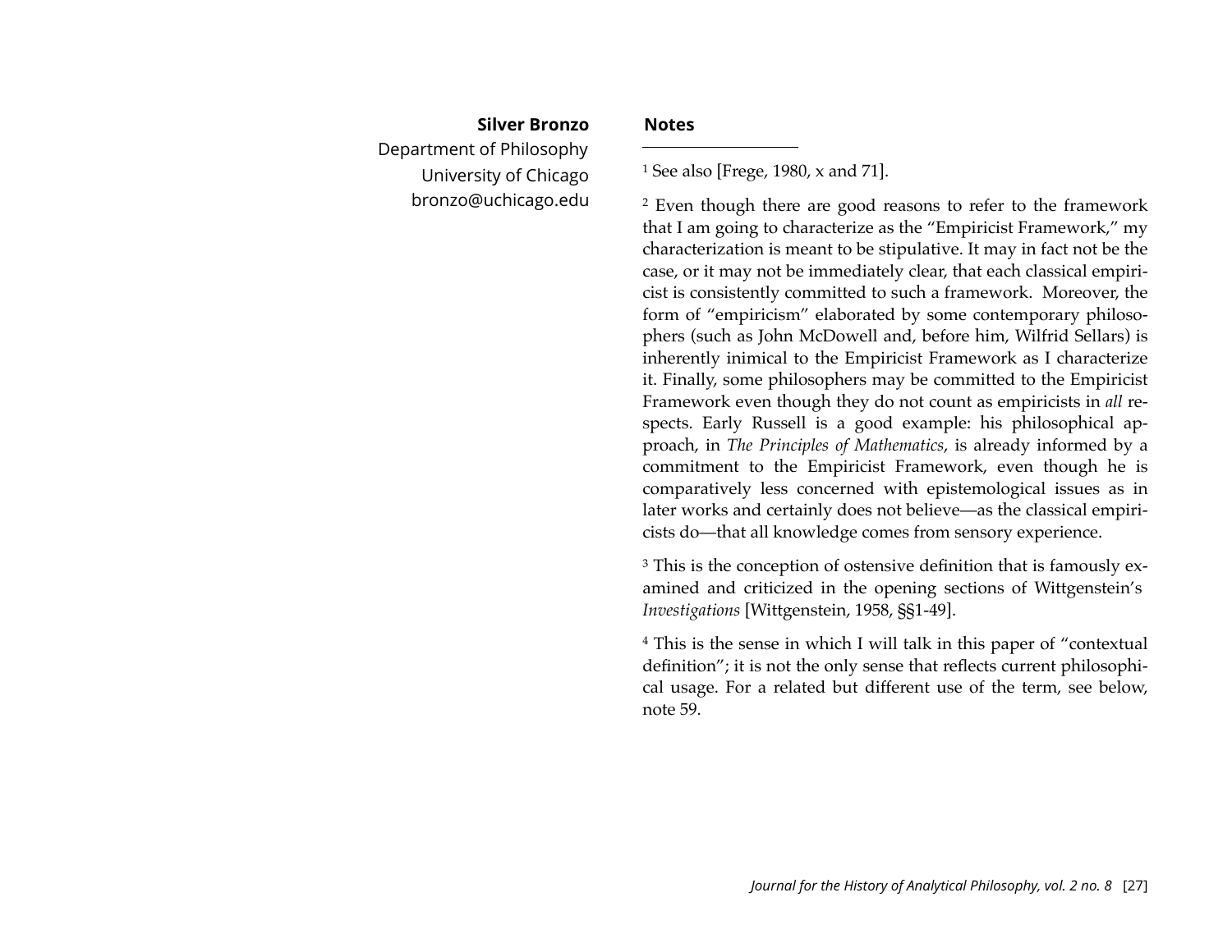**Silver Bronzo**
Department of Philosophy
University of Chicago
bronzo@uchicago.edu

## Notes

[1] See also [Frege, 1980, x and 71].

[2] Even though there are good reasons to refer to the framework that I am going to characterize as the "Empiricist Framework," my characterization is meant to be stipulative. It may in fact not be the case, or it may not be immediately clear, that each classical empiricist is consistently committed to such a framework. Moreover, the form of "empiricism" elaborated by some contemporary philosophers (such as John McDowell and, before him, Wilfrid Sellars) is inherently inimical to the Empiricist Framework as I characterize it. Finally, some philosophers may be committed to the Empiricist Framework even though they do not count as empiricists in *all* respects. Early Russell is a good example: his philosophical approach, in *The Principles of Mathematics*, is already informed by a commitment to the Empiricist Framework, even though he is comparatively less concerned with epistemological issues as in later works and certainly does not believe—as the classical empiricists do—that all knowledge comes from sensory experience.

[3] This is the conception of ostensive definition that is famously examined and criticized in the opening sections of Wittgenstein's *Investigations* [Wittgenstein, 1958, §§1-49].

[4] This is the sense in which I will talk in this paper of "contextual definition"; it is not the only sense that reflects current philosophical usage. For a related but different use of the term, see below, note 59.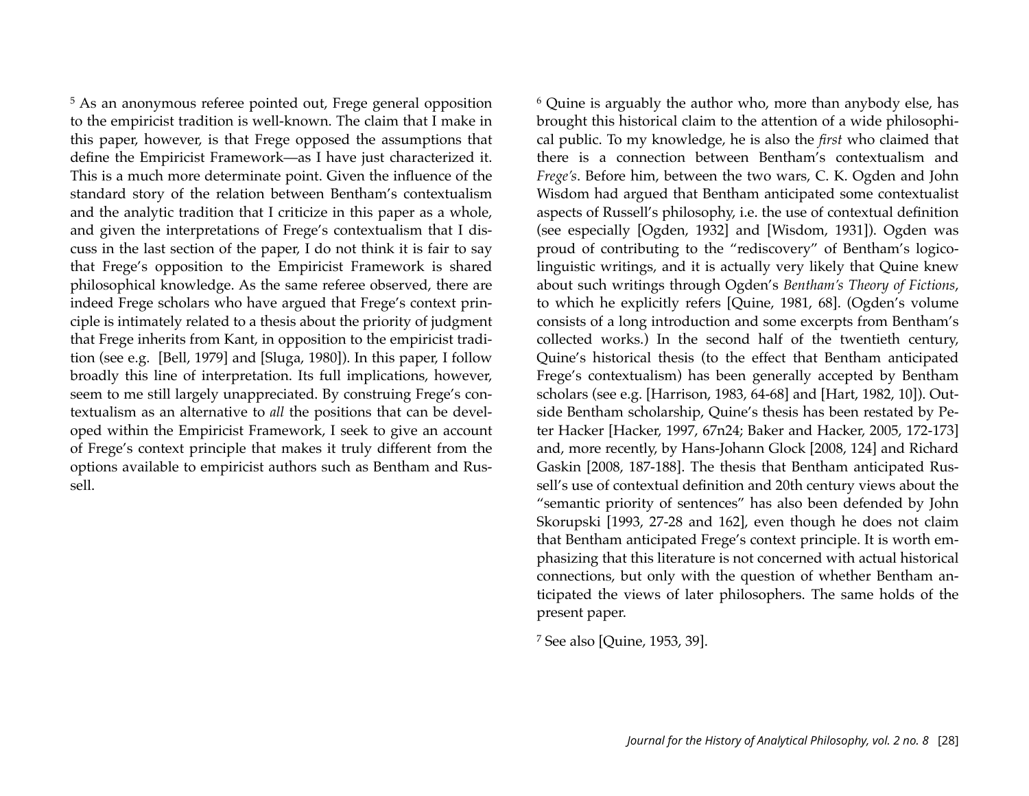[5] As an anonymous referee pointed out, Frege general opposition to the empiricist tradition is well-known. The claim that I make in this paper, however, is that Frege opposed the assumptions that define the Empiricist Framework—as I have just characterized it. This is a much more determinate point. Given the influence of the standard story of the relation between Bentham's contextualism and the analytic tradition that I criticize in this paper as a whole, and given the interpretations of Frege's contextualism that I discuss in the last section of the paper, I do not think it is fair to say that Frege's opposition to the Empiricist Framework is shared philosophical knowledge. As the same referee observed, there are indeed Frege scholars who have argued that Frege's context principle is intimately related to a thesis about the priority of judgment that Frege inherits from Kant, in opposition to the empiricist tradition (see e.g. [Bell, 1979] and [Sluga, 1980]). In this paper, I follow broadly this line of interpretation. Its full implications, however, seem to me still largely unappreciated. By construing Frege's contextualism as an alternative to *all* the positions that can be developed within the Empiricist Framework, I seek to give an account of Frege's context principle that makes it truly different from the options available to empiricist authors such as Bentham and Russell.

[6] Quine is arguably the author who, more than anybody else, has brought this historical claim to the attention of a wide philosophical public. To my knowledge, he is also the *first* who claimed that there is a connection between Bentham's contextualism and *Frege's*. Before him, between the two wars, C. K. Ogden and John Wisdom had argued that Bentham anticipated some contextualist aspects of Russell's philosophy, i.e. the use of contextual definition (see especially [Ogden, 1932] and [Wisdom, 1931]). Ogden was proud of contributing to the "rediscovery" of Bentham's logico-linguistic writings, and it is actually very likely that Quine knew about such writings through Ogden's *Bentham's Theory of Fictions*, to which he explicitly refers [Quine, 1981, 68]. (Ogden's volume consists of a long introduction and some excerpts from Bentham's collected works.) In the second half of the twentieth century, Quine's historical thesis (to the effect that Bentham anticipated Frege's contextualism) has been generally accepted by Bentham scholars (see e.g. [Harrison, 1983, 64-68] and [Hart, 1982, 10]). Outside Bentham scholarship, Quine's thesis has been restated by Peter Hacker [Hacker, 1997, 67n24; Baker and Hacker, 2005, 172-173] and, more recently, by Hans-Johann Glock [2008, 124] and Richard Gaskin [2008, 187-188]. The thesis that Bentham anticipated Russell's use of contextual definition and 20th century views about the "semantic priority of sentences" has also been defended by John Skorupski [1993, 27-28 and 162], even though he does not claim that Bentham anticipated Frege's context principle. It is worth emphasizing that this literature is not concerned with actual historical connections, but only with the question of whether Bentham anticipated the views of later philosophers. The same holds of the present paper.

[7] See also [Quine, 1953, 39].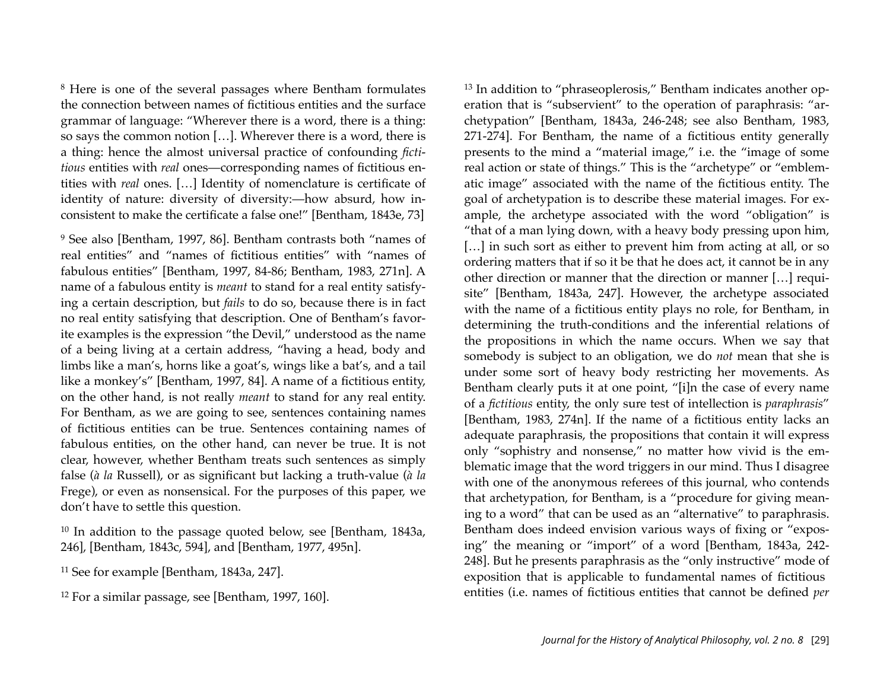[8] Here is one of the several passages where Bentham formulates the connection between names of fictitious entities and the surface grammar of language: "Wherever there is a word, there is a thing: so says the common notion […]. Wherever there is a word, there is a thing: hence the almost universal practice of confounding *fictitious* entities with *real* ones—corresponding names of fictitious entities with *real* ones. […] Identity of nomenclature is certificate of identity of nature: diversity of diversity:—how absurd, how inconsistent to make the certificate a false one!" [Bentham, 1843e, 73]

[9] See also [Bentham, 1997, 86]. Bentham contrasts both "names of real entities" and "names of fictitious entities" with "names of fabulous entities" [Bentham, 1997, 84-86; Bentham, 1983, 271n]. A name of a fabulous entity is *meant* to stand for a real entity satisfying a certain description, but *fails* to do so, because there is in fact no real entity satisfying that description. One of Bentham's favorite examples is the expression "the Devil," understood as the name of a being living at a certain address, "having a head, body and limbs like a man's, horns like a goat's, wings like a bat's, and a tail like a monkey's" [Bentham, 1997, 84]. A name of a fictitious entity, on the other hand, is not really *meant* to stand for any real entity. For Bentham, as we are going to see, sentences containing names of fictitious entities can be true. Sentences containing names of fabulous entities, on the other hand, can never be true. It is not clear, however, whether Bentham treats such sentences as simply false (*à la* Russell), or as significant but lacking a truth-value (*à la* Frege), or even as nonsensical. For the purposes of this paper, we don't have to settle this question.

[10] In addition to the passage quoted below, see [Bentham, 1843a, 246], [Bentham, 1843c, 594], and [Bentham, 1977, 495n].

[11] See for example [Bentham, 1843a, 247].

[12] For a similar passage, see [Bentham, 1997, 160].

[13] In addition to "phraseoplerosis," Bentham indicates another operation that is "subservient" to the operation of paraphrasis: "archetypation" [Bentham, 1843a, 246-248; see also Bentham, 1983, 271-274]. For Bentham, the name of a fictitious entity generally presents to the mind a "material image," i.e. the "image of some real action or state of things." This is the "archetype" or "emblematic image" associated with the name of the fictitious entity. The goal of archetypation is to describe these material images. For example, the archetype associated with the word "obligation" is "that of a man lying down, with a heavy body pressing upon him, […] in such sort as either to prevent him from acting at all, or so ordering matters that if so it be that he does act, it cannot be in any other direction or manner that the direction or manner […] requisite" [Bentham, 1843a, 247]. However, the archetype associated with the name of a fictitious entity plays no role, for Bentham, in determining the truth-conditions and the inferential relations of the propositions in which the name occurs. When we say that somebody is subject to an obligation, we do *not* mean that she is under some sort of heavy body restricting her movements. As Bentham clearly puts it at one point, "[i]n the case of every name of a *fictitious* entity, the only sure test of intellection is *paraphrasis*" [Bentham, 1983, 274n]. If the name of a fictitious entity lacks an adequate paraphrasis, the propositions that contain it will express only "sophistry and nonsense," no matter how vivid is the emblematic image that the word triggers in our mind. Thus I disagree with one of the anonymous referees of this journal, who contends that archetypation, for Bentham, is a "procedure for giving meaning to a word" that can be used as an "alternative" to paraphrasis. Bentham does indeed envision various ways of fixing or "exposing" the meaning or "import" of a word [Bentham, 1843a, 242-248]. But he presents paraphrasis as the "only instructive" mode of exposition that is applicable to fundamental names of fictitious entities (i.e. names of fictitious entities that cannot be defined *per*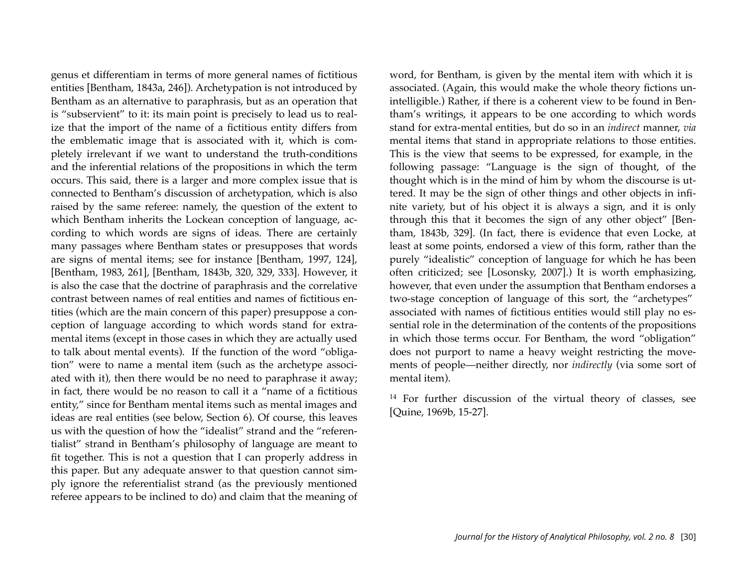genus et differentiam in terms of more general names of fictitious entities [Bentham, 1843a, 246]). Archetypation is not introduced by Bentham as an alternative to paraphrasis, but as an operation that is "subservient" to it: its main point is precisely to lead us to realize that the import of the name of a fictitious entity differs from the emblematic image that is associated with it, which is completely irrelevant if we want to understand the truth-conditions and the inferential relations of the propositions in which the term occurs. This said, there is a larger and more complex issue that is connected to Bentham's discussion of archetypation, which is also raised by the same referee: namely, the question of the extent to which Bentham inherits the Lockean conception of language, according to which words are signs of ideas. There are certainly many passages where Bentham states or presupposes that words are signs of mental items; see for instance [Bentham, 1997, 124], [Bentham, 1983, 261], [Bentham, 1843b, 320, 329, 333]. However, it is also the case that the doctrine of paraphrasis and the correlative contrast between names of real entities and names of fictitious entities (which are the main concern of this paper) presuppose a conception of language according to which words stand for extra-mental items (except in those cases in which they are actually used to talk about mental events). If the function of the word "obligation" were to name a mental item (such as the archetype associated with it), then there would be no need to paraphrase it away; in fact, there would be no reason to call it a "name of a fictitious entity," since for Bentham mental items such as mental images and ideas are real entities (see below, Section 6). Of course, this leaves us with the question of how the "idealist" strand and the "referentialist" strand in Bentham's philosophy of language are meant to fit together. This is not a question that I can properly address in this paper. But any adequate answer to that question cannot simply ignore the referentialist strand (as the previously mentioned referee appears to be inclined to do) and claim that the meaning of word, for Bentham, is given by the mental item with which it is associated. (Again, this would make the whole theory fictions unintelligible.) Rather, if there is a coherent view to be found in Bentham's writings, it appears to be one according to which words stand for extra-mental entities, but do so in an *indirect* manner, *via* mental items that stand in appropriate relations to those entities. This is the view that seems to be expressed, for example, in the following passage: "Language is the sign of thought, of the thought which is in the mind of him by whom the discourse is uttered. It may be the sign of other things and other objects in infinite variety, but of his object it is always a sign, and it is only through this that it becomes the sign of any other object" [Bentham, 1843b, 329]. (In fact, there is evidence that even Locke, at least at some points, endorsed a view of this form, rather than the purely "idealistic" conception of language for which he has been often criticized; see [Losonsky, 2007].) It is worth emphasizing, however, that even under the assumption that Bentham endorses a two-stage conception of language of this sort, the "archetypes" associated with names of fictitious entities would still play no essential role in the determination of the contents of the propositions in which those terms occur. For Bentham, the word "obligation" does not purport to name a heavy weight restricting the movements of people—neither directly, nor *indirectly* (via some sort of mental item).

[14] For further discussion of the virtual theory of classes, see [Quine, 1969b, 15-27].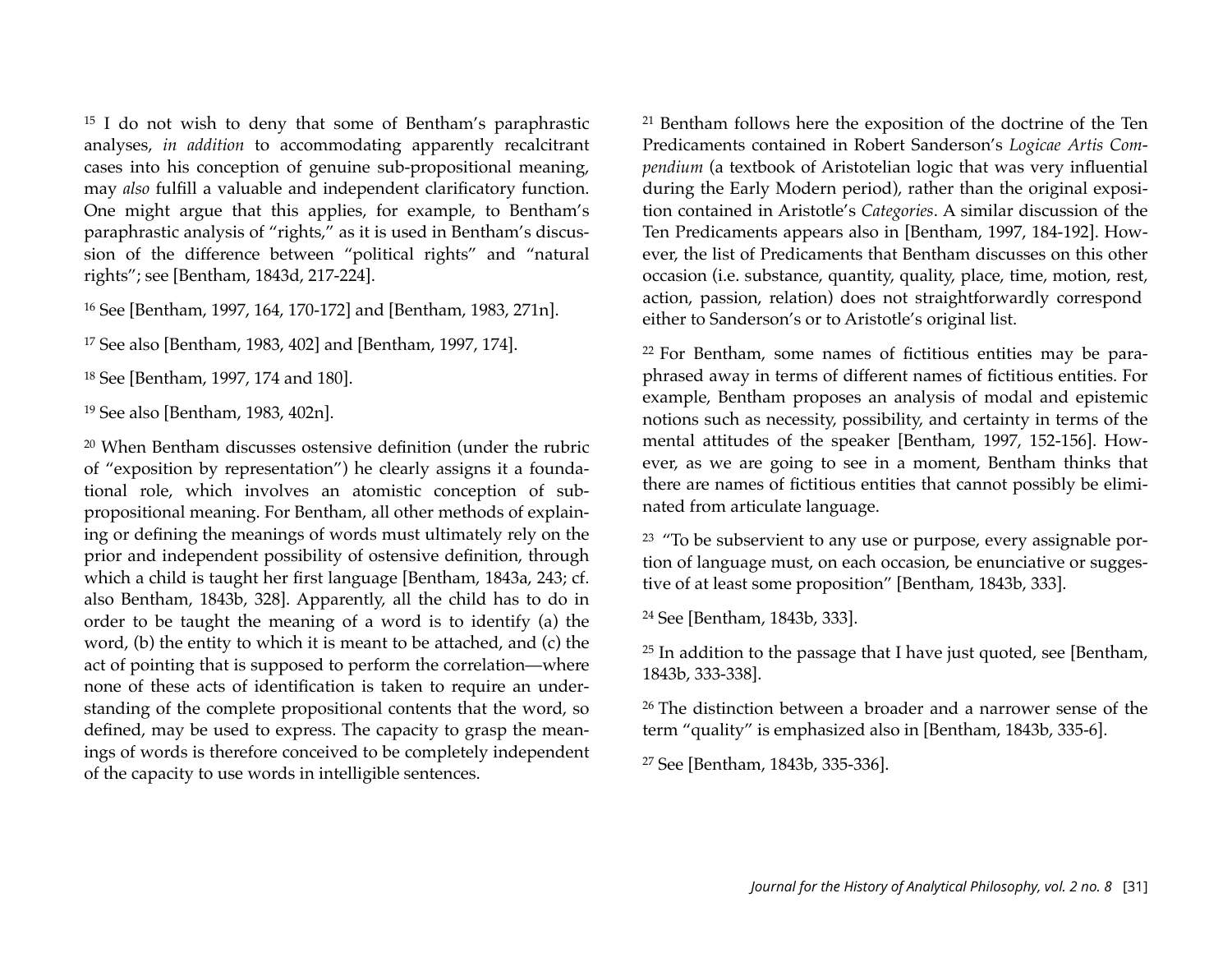[15] I do not wish to deny that some of Bentham's paraphrastic analyses, *in addition* to accommodating apparently recalcitrant cases into his conception of genuine sub-propositional meaning, may *also* fulfill a valuable and independent clarificatory function. One might argue that this applies, for example, to Bentham's paraphrastic analysis of "rights," as it is used in Bentham's discussion of the difference between "political rights" and "natural rights"; see [Bentham, 1843d, 217-224].

[16] See [Bentham, 1997, 164, 170-172] and [Bentham, 1983, 271n].

[17] See also [Bentham, 1983, 402] and [Bentham, 1997, 174].

[18] See [Bentham, 1997, 174 and 180].

[19] See also [Bentham, 1983, 402n].

[20] When Bentham discusses ostensive definition (under the rubric of "exposition by representation") he clearly assigns it a foundational role, which involves an atomistic conception of sub-propositional meaning. For Bentham, all other methods of explaining or defining the meanings of words must ultimately rely on the prior and independent possibility of ostensive definition, through which a child is taught her first language [Bentham, 1843a, 243; cf. also Bentham, 1843b, 328]. Apparently, all the child has to do in order to be taught the meaning of a word is to identify (a) the word, (b) the entity to which it is meant to be attached, and (c) the act of pointing that is supposed to perform the correlation—where none of these acts of identification is taken to require an understanding of the complete propositional contents that the word, so defined, may be used to express. The capacity to grasp the meanings of words is therefore conceived to be completely independent of the capacity to use words in intelligible sentences.

[21] Bentham follows here the exposition of the doctrine of the Ten Predicaments contained in Robert Sanderson's *Logicae Artis Compendium* (a textbook of Aristotelian logic that was very influential during the Early Modern period), rather than the original exposition contained in Aristotle's *Categories*. A similar discussion of the Ten Predicaments appears also in [Bentham, 1997, 184-192]. However, the list of Predicaments that Bentham discusses on this other occasion (i.e. substance, quantity, quality, place, time, motion, rest, action, passion, relation) does not straightforwardly correspond either to Sanderson's or to Aristotle's original list.

[22] For Bentham, some names of fictitious entities may be paraphrased away in terms of different names of fictitious entities. For example, Bentham proposes an analysis of modal and epistemic notions such as necessity, possibility, and certainty in terms of the mental attitudes of the speaker [Bentham, 1997, 152-156]. However, as we are going to see in a moment, Bentham thinks that there are names of fictitious entities that cannot possibly be eliminated from articulate language.

[23] "To be subservient to any use or purpose, every assignable portion of language must, on each occasion, be enunciative or suggestive of at least some proposition" [Bentham, 1843b, 333].

[24] See [Bentham, 1843b, 333].

[25] In addition to the passage that I have just quoted, see [Bentham, 1843b, 333-338].

[26] The distinction between a broader and a narrower sense of the term "quality" is emphasized also in [Bentham, 1843b, 335-6].

[27] See [Bentham, 1843b, 335-336].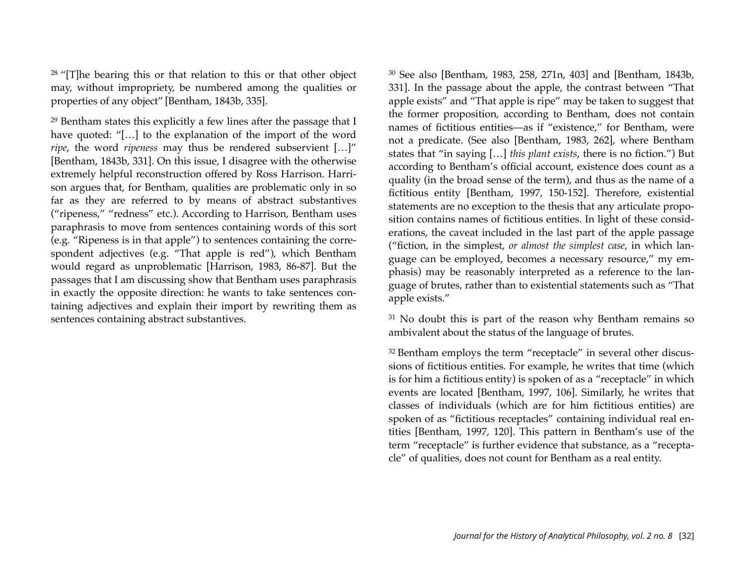[28] "[T]he bearing this or that relation to this or that other object may, without impropriety, be numbered among the qualities or properties of any object" [Bentham, 1843b, 335].

[29] Bentham states this explicitly a few lines after the passage that I have quoted: "[…] to the explanation of the import of the word *ripe*, the word *ripeness* may thus be rendered subservient […]" [Bentham, 1843b, 331]. On this issue, I disagree with the otherwise extremely helpful reconstruction offered by Ross Harrison. Harrison argues that, for Bentham, qualities are problematic only in so far as they are referred to by means of abstract substantives ("ripeness," "redness" etc.). According to Harrison, Bentham uses paraphrasis to move from sentences containing words of this sort (e.g. "Ripeness is in that apple") to sentences containing the correspondent adjectives (e.g. "That apple is red"), which Bentham would regard as unproblematic [Harrison, 1983, 86-87]. But the passages that I am discussing show that Bentham uses paraphrasis in exactly the opposite direction: he wants to take sentences containing adjectives and explain their import by rewriting them as sentences containing abstract substantives.

[30] See also [Bentham, 1983, 258, 271n, 403] and [Bentham, 1843b, 331]. In the passage about the apple, the contrast between "That apple exists" and "That apple is ripe" may be taken to suggest that the former proposition, according to Bentham, does not contain names of fictitious entities—as if "existence," for Bentham, were not a predicate. (See also [Bentham, 1983, 262], where Bentham states that "in saying […] *this plant exists*, there is no fiction.") But according to Bentham's official account, existence does count as a quality (in the broad sense of the term), and thus as the name of a fictitious entity [Bentham, 1997, 150-152]. Therefore, existential statements are no exception to the thesis that any articulate proposition contains names of fictitious entities. In light of these considerations, the caveat included in the last part of the apple passage ("fiction, in the simplest, *or almost the simplest case*, in which language can be employed, becomes a necessary resource," my emphasis) may be reasonably interpreted as a reference to the language of brutes, rather than to existential statements such as "That apple exists."

[31] No doubt this is part of the reason why Bentham remains so ambivalent about the status of the language of brutes.

[32] Bentham employs the term "receptacle" in several other discussions of fictitious entities. For example, he writes that time (which is for him a fictitious entity) is spoken of as a "receptacle" in which events are located [Bentham, 1997, 106]. Similarly, he writes that classes of individuals (which are for him fictitious entities) are spoken of as "fictitious receptacles" containing individual real entities [Bentham, 1997, 120]. This pattern in Bentham's use of the term "receptacle" is further evidence that substance, as a "receptacle" of qualities, does not count for Bentham as a real entity.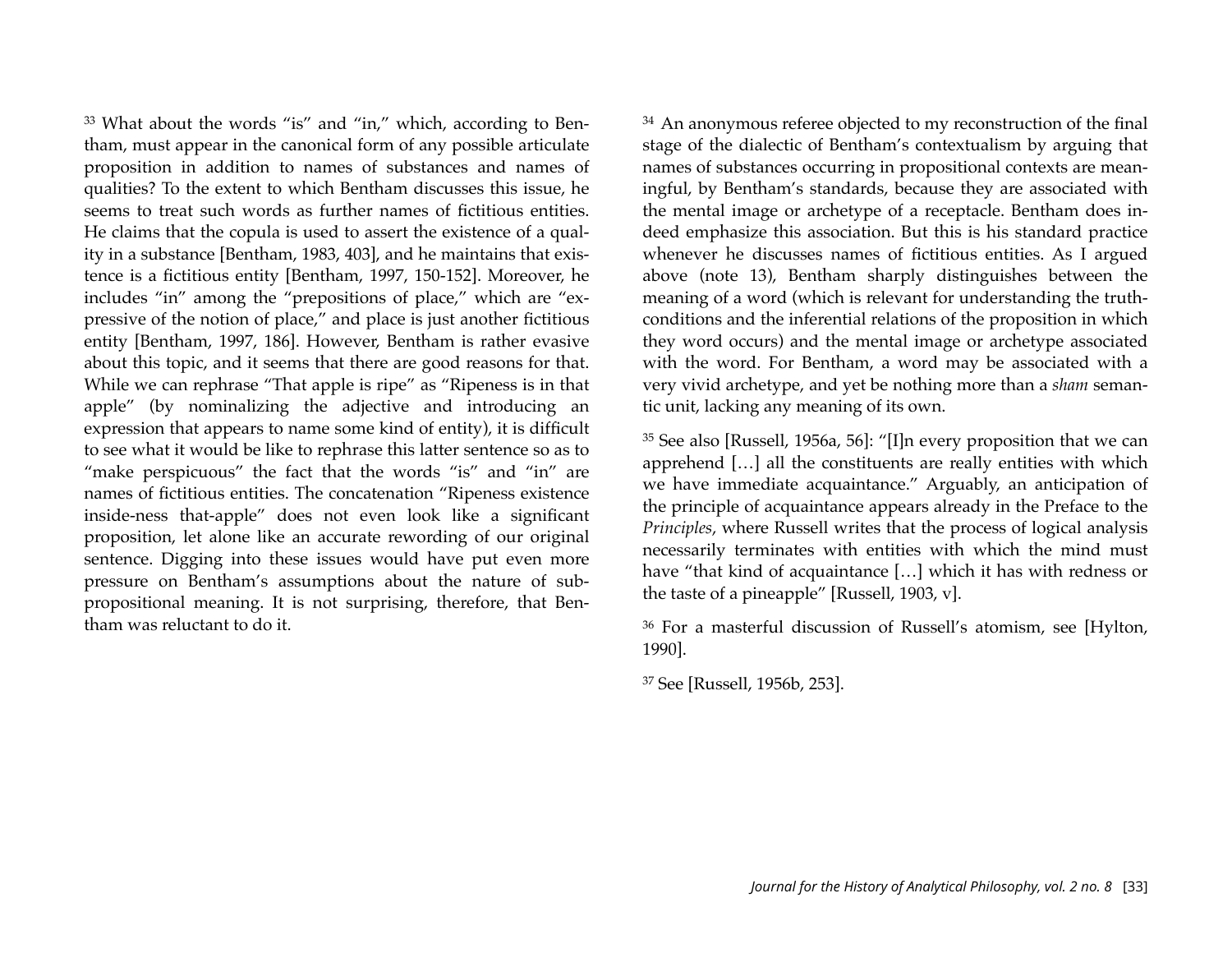[33] What about the words "is" and "in," which, according to Bentham, must appear in the canonical form of any possible articulate proposition in addition to names of substances and names of qualities? To the extent to which Bentham discusses this issue, he seems to treat such words as further names of fictitious entities. He claims that the copula is used to assert the existence of a quality in a substance [Bentham, 1983, 403], and he maintains that existence is a fictitious entity [Bentham, 1997, 150-152]. Moreover, he includes "in" among the "prepositions of place," which are "expressive of the notion of place," and place is just another fictitious entity [Bentham, 1997, 186]. However, Bentham is rather evasive about this topic, and it seems that there are good reasons for that. While we can rephrase "That apple is ripe" as "Ripeness is in that apple" (by nominalizing the adjective and introducing an expression that appears to name some kind of entity), it is difficult to see what it would be like to rephrase this latter sentence so as to "make perspicuous" the fact that the words "is" and "in" are names of fictitious entities. The concatenation "Ripeness existence inside-ness that-apple" does not even look like a significant proposition, let alone like an accurate rewording of our original sentence. Digging into these issues would have put even more pressure on Bentham's assumptions about the nature of sub-propositional meaning. It is not surprising, therefore, that Bentham was reluctant to do it.

[34] An anonymous referee objected to my reconstruction of the final stage of the dialectic of Bentham's contextualism by arguing that names of substances occurring in propositional contexts are meaningful, by Bentham's standards, because they are associated with the mental image or archetype of a receptacle. Bentham does indeed emphasize this association. But this is his standard practice whenever he discusses names of fictitious entities. As I argued above (note 13), Bentham sharply distinguishes between the meaning of a word (which is relevant for understanding the truth-conditions and the inferential relations of the proposition in which they word occurs) and the mental image or archetype associated with the word. For Bentham, a word may be associated with a very vivid archetype, and yet be nothing more than a *sham* semantic unit, lacking any meaning of its own.

[35] See also [Russell, 1956a, 56]: "[I]n every proposition that we can apprehend […] all the constituents are really entities with which we have immediate acquaintance." Arguably, an anticipation of the principle of acquaintance appears already in the Preface to the *Principles*, where Russell writes that the process of logical analysis necessarily terminates with entities with which the mind must have "that kind of acquaintance […] which it has with redness or the taste of a pineapple" [Russell, 1903, v].

[36] For a masterful discussion of Russell's atomism, see [Hylton, 1990].

[37] See [Russell, 1956b, 253].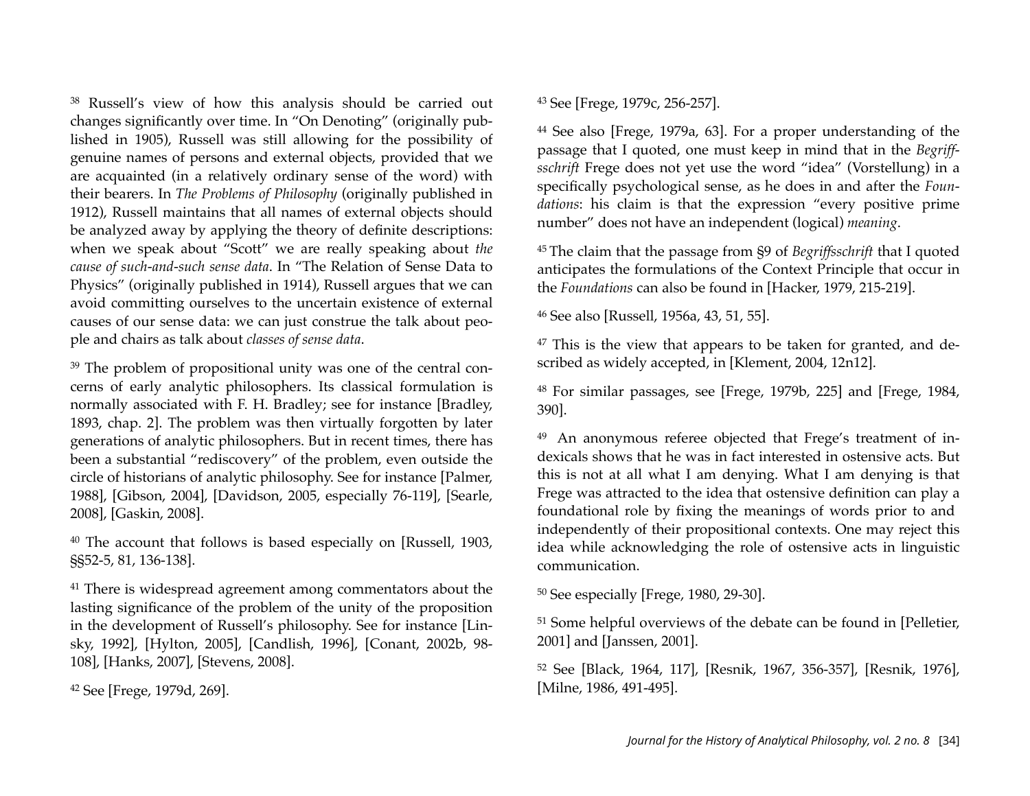[38] Russell's view of how this analysis should be carried out changes significantly over time. In "On Denoting" (originally published in 1905), Russell was still allowing for the possibility of genuine names of persons and external objects, provided that we are acquainted (in a relatively ordinary sense of the word) with their bearers. In *The Problems of Philosophy* (originally published in 1912), Russell maintains that all names of external objects should be analyzed away by applying the theory of definite descriptions: when we speak about "Scott" we are really speaking about *the cause of such-and-such sense data*. In "The Relation of Sense Data to Physics" (originally published in 1914), Russell argues that we can avoid committing ourselves to the uncertain existence of external causes of our sense data: we can just construe the talk about people and chairs as talk about *classes of sense data*.

[39] The problem of propositional unity was one of the central concerns of early analytic philosophers. Its classical formulation is normally associated with F. H. Bradley; see for instance [Bradley, 1893, chap. 2]. The problem was then virtually forgotten by later generations of analytic philosophers. But in recent times, there has been a substantial "rediscovery" of the problem, even outside the circle of historians of analytic philosophy. See for instance [Palmer, 1988], [Gibson, 2004], [Davidson, 2005, especially 76-119], [Searle, 2008], [Gaskin, 2008].

[40] The account that follows is based especially on [Russell, 1903, §§52-5, 81, 136-138].

[41] There is widespread agreement among commentators about the lasting significance of the problem of the unity of the proposition in the development of Russell's philosophy. See for instance [Linsky, 1992], [Hylton, 2005], [Candlish, 1996], [Conant, 2002b, 98-108], [Hanks, 2007], [Stevens, 2008].

[42] See [Frege, 1979d, 269].

[43] See [Frege, 1979c, 256-257].

[44] See also [Frege, 1979a, 63]. For a proper understanding of the passage that I quoted, one must keep in mind that in the *Begriffsschrift* Frege does not yet use the word "idea" (Vorstellung) in a specifically psychological sense, as he does in and after the *Foundations*: his claim is that the expression "every positive prime number" does not have an independent (logical) *meaning*.

[45] The claim that the passage from §9 of *Begriffsschrift* that I quoted anticipates the formulations of the Context Principle that occur in the *Foundations* can also be found in [Hacker, 1979, 215-219].

[46] See also [Russell, 1956a, 43, 51, 55].

[47] This is the view that appears to be taken for granted, and described as widely accepted, in [Klement, 2004, 12n12].

[48] For similar passages, see [Frege, 1979b, 225] and [Frege, 1984, 390].

[49] An anonymous referee objected that Frege's treatment of indexicals shows that he was in fact interested in ostensive acts. But this is not at all what I am denying. What I am denying is that Frege was attracted to the idea that ostensive definition can play a foundational role by fixing the meanings of words prior to and independently of their propositional contexts. One may reject this idea while acknowledging the role of ostensive acts in linguistic communication.

[50] See especially [Frege, 1980, 29-30].

[51] Some helpful overviews of the debate can be found in [Pelletier, 2001] and [Janssen, 2001].

[52] See [Black, 1964, 117], [Resnik, 1967, 356-357], [Resnik, 1976], [Milne, 1986, 491-495].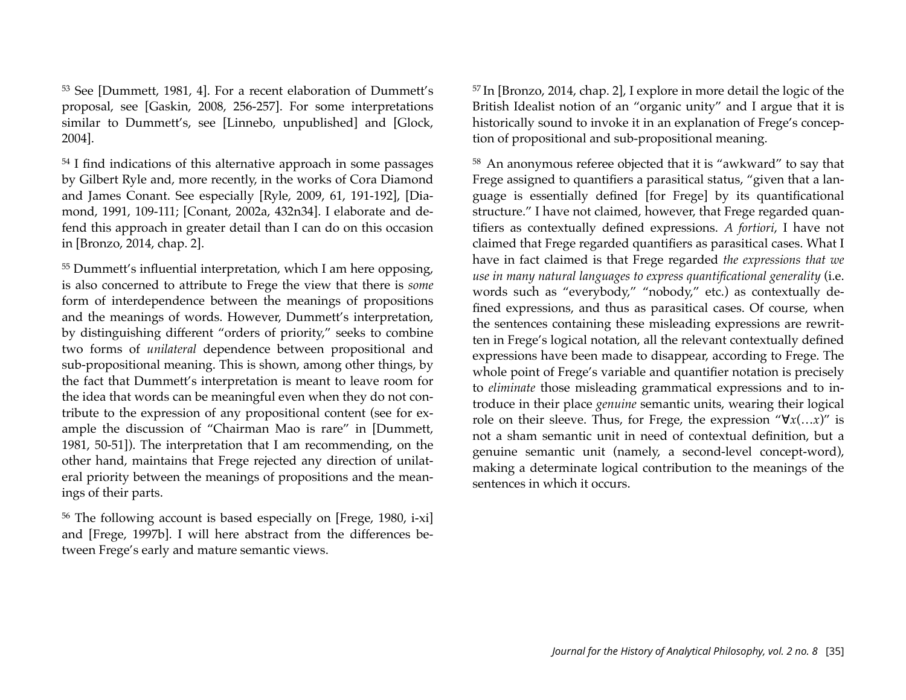[53] See [Dummett, 1981, 4]. For a recent elaboration of Dummett's proposal, see [Gaskin, 2008, 256-257]. For some interpretations similar to Dummett's, see [Linnebo, unpublished] and [Glock, 2004].

[54] I find indications of this alternative approach in some passages by Gilbert Ryle and, more recently, in the works of Cora Diamond and James Conant. See especially [Ryle, 2009, 61, 191-192], [Diamond, 1991, 109-111; [Conant, 2002a, 432n34]. I elaborate and defend this approach in greater detail than I can do on this occasion in [Bronzo, 2014, chap. 2].

[55] Dummett's influential interpretation, which I am here opposing, is also concerned to attribute to Frege the view that there is *some* form of interdependence between the meanings of propositions and the meanings of words. However, Dummett's interpretation, by distinguishing different "orders of priority," seeks to combine two forms of *unilateral* dependence between propositional and sub-propositional meaning. This is shown, among other things, by the fact that Dummett's interpretation is meant to leave room for the idea that words can be meaningful even when they do not contribute to the expression of any propositional content (see for example the discussion of "Chairman Mao is rare" in [Dummett, 1981, 50-51]). The interpretation that I am recommending, on the other hand, maintains that Frege rejected any direction of unilateral priority between the meanings of propositions and the meanings of their parts.

[56] The following account is based especially on [Frege, 1980, i-xi] and [Frege, 1997b]. I will here abstract from the differences between Frege's early and mature semantic views.

[57] In [Bronzo, 2014, chap. 2], I explore in more detail the logic of the British Idealist notion of an "organic unity" and I argue that it is historically sound to invoke it in an explanation of Frege's conception of propositional and sub-propositional meaning.

[58] An anonymous referee objected that it is "awkward" to say that Frege assigned to quantifiers a parasitical status, "given that a language is essentially defined [for Frege] by its quantificational structure." I have not claimed, however, that Frege regarded quantifiers as contextually defined expressions. *A fortiori*, I have not claimed that Frege regarded quantifiers as parasitical cases. What I have in fact claimed is that Frege regarded *the expressions that we use in many natural languages to express quantificational generality* (i.e. words such as "everybody," "nobody," etc.) as contextually defined expressions, and thus as parasitical cases. Of course, when the sentences containing these misleading expressions are rewritten in Frege's logical notation, all the relevant contextually defined expressions have been made to disappear, according to Frege. The whole point of Frege's variable and quantifier notation is precisely to *eliminate* those misleading grammatical expressions and to introduce in their place *genuine* semantic units, wearing their logical role on their sleeve. Thus, for Frege, the expression "$\forall x(\ldots x)$" is not a sham semantic unit in need of contextual definition, but a genuine semantic unit (namely, a second-level concept-word), making a determinate logical contribution to the meanings of the sentences in which it occurs.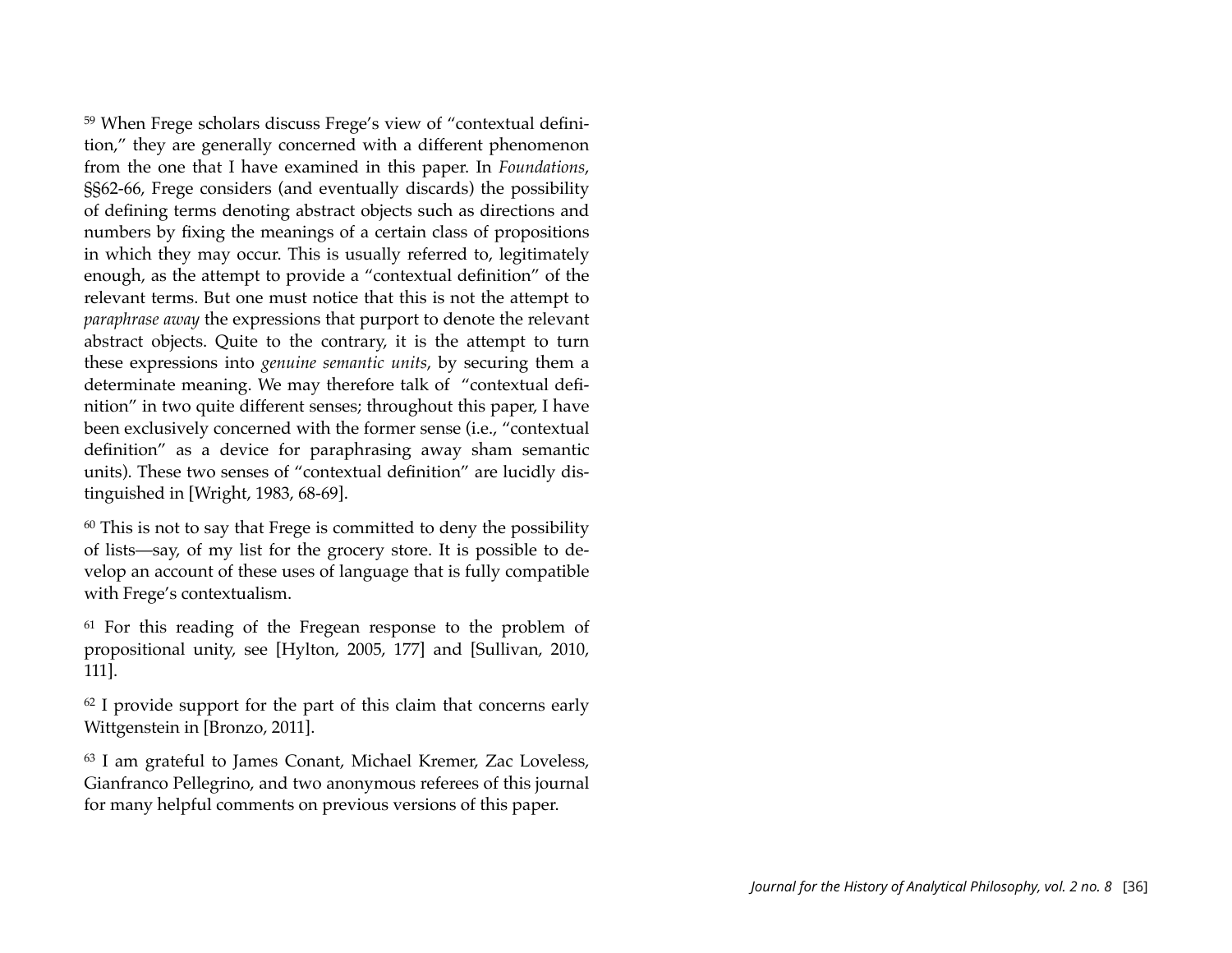[59] When Frege scholars discuss Frege's view of "contextual definition," they are generally concerned with a different phenomenon from the one that I have examined in this paper. In *Foundations*, §§62-66, Frege considers (and eventually discards) the possibility of defining terms denoting abstract objects such as directions and numbers by fixing the meanings of a certain class of propositions in which they may occur. This is usually referred to, legitimately enough, as the attempt to provide a "contextual definition" of the relevant terms. But one must notice that this is not the attempt to *paraphrase away* the expressions that purport to denote the relevant abstract objects. Quite to the contrary, it is the attempt to turn these expressions into *genuine semantic units*, by securing them a determinate meaning. We may therefore talk of "contextual definition" in two quite different senses; throughout this paper, I have been exclusively concerned with the former sense (i.e., "contextual definition" as a device for paraphrasing away sham semantic units). These two senses of "contextual definition" are lucidly distinguished in [Wright, 1983, 68-69].

[60] This is not to say that Frege is committed to deny the possibility of lists—say, of my list for the grocery store. It is possible to develop an account of these uses of language that is fully compatible with Frege's contextualism.

[61] For this reading of the Fregean response to the problem of propositional unity, see [Hylton, 2005, 177] and [Sullivan, 2010, 111].

[62] I provide support for the part of this claim that concerns early Wittgenstein in [Bronzo, 2011].

[63] I am grateful to James Conant, Michael Kremer, Zac Loveless, Gianfranco Pellegrino, and two anonymous referees of this journal for many helpful comments on previous versions of this paper.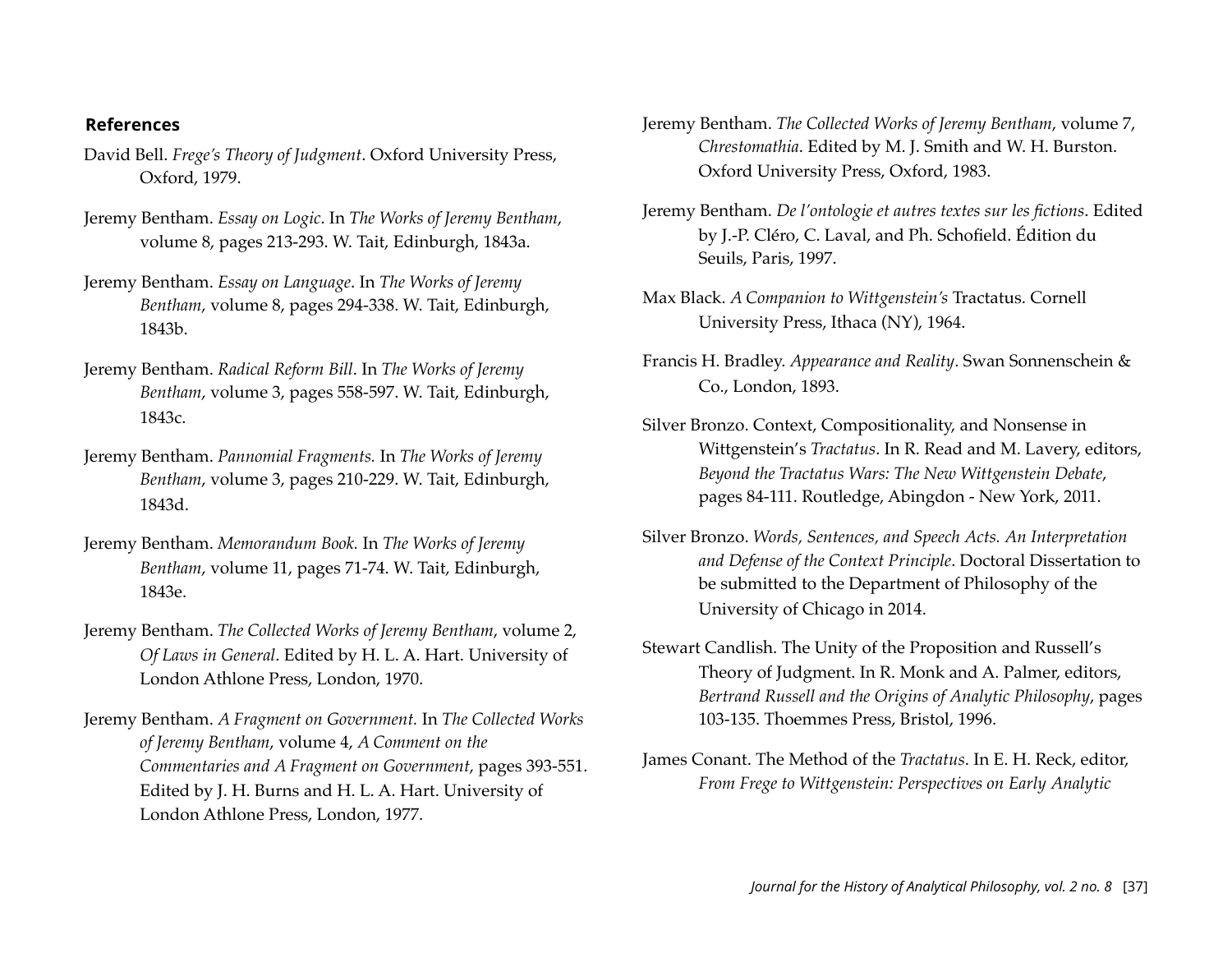## References

David Bell. *Frege's Theory of Judgment*. Oxford University Press, Oxford, 1979.

Jeremy Bentham. *Essay on Logic*. In *The Works of Jeremy Bentham*, volume 8, pages 213-293. W. Tait, Edinburgh, 1843a.

Jeremy Bentham. *Essay on Language*. In *The Works of Jeremy Bentham*, volume 8, pages 294-338. W. Tait, Edinburgh, 1843b.

Jeremy Bentham. *Radical Reform Bill*. In *The Works of Jeremy Bentham*, volume 3, pages 558-597. W. Tait, Edinburgh, 1843c.

Jeremy Bentham. *Pannomial Fragments.* In *The Works of Jeremy Bentham*, volume 3, pages 210-229. W. Tait, Edinburgh, 1843d.

Jeremy Bentham. *Memorandum Book.* In *The Works of Jeremy Bentham*, volume 11, pages 71-74. W. Tait, Edinburgh, 1843e.

Jeremy Bentham. *The Collected Works of Jeremy Bentham*, volume 2, *Of Laws in General*. Edited by H. L. A. Hart. University of London Athlone Press, London, 1970.

Jeremy Bentham. *A Fragment on Government.* In *The Collected Works of Jeremy Bentham*, volume 4, *A Comment on the Commentaries and A Fragment on Government*, pages 393-551. Edited by J. H. Burns and H. L. A. Hart. University of London Athlone Press, London, 1977.

Jeremy Bentham. *The Collected Works of Jeremy Bentham*, volume 7, *Chrestomathia*. Edited by M. J. Smith and W. H. Burston. Oxford University Press, Oxford, 1983.

Jeremy Bentham. *De l'ontologie et autres textes sur les fictions*. Edited by J.-P. Cléro, C. Laval, and Ph. Schofield. Édition du Seuils, Paris, 1997.

Max Black. *A Companion to Wittgenstein's* Tractatus. Cornell University Press, Ithaca (NY), 1964.

Francis H. Bradley. *Appearance and Reality*. Swan Sonnenschein & Co., London, 1893.

Silver Bronzo. Context, Compositionality, and Nonsense in Wittgenstein's *Tractatus*. In R. Read and M. Lavery, editors, *Beyond the Tractatus Wars: The New Wittgenstein Debate*, pages 84-111. Routledge, Abingdon - New York, 2011.

Silver Bronzo. *Words, Sentences, and Speech Acts. An Interpretation and Defense of the Context Principle*. Doctoral Dissertation to be submitted to the Department of Philosophy of the University of Chicago in 2014.

Stewart Candlish. The Unity of the Proposition and Russell's Theory of Judgment. In R. Monk and A. Palmer, editors, *Bertrand Russell and the Origins of Analytic Philosophy*, pages 103-135. Thoemmes Press, Bristol, 1996.

James Conant. The Method of the *Tractatus*. In E. H. Reck, editor, *From Frege to Wittgenstein: Perspectives on Early Analytic*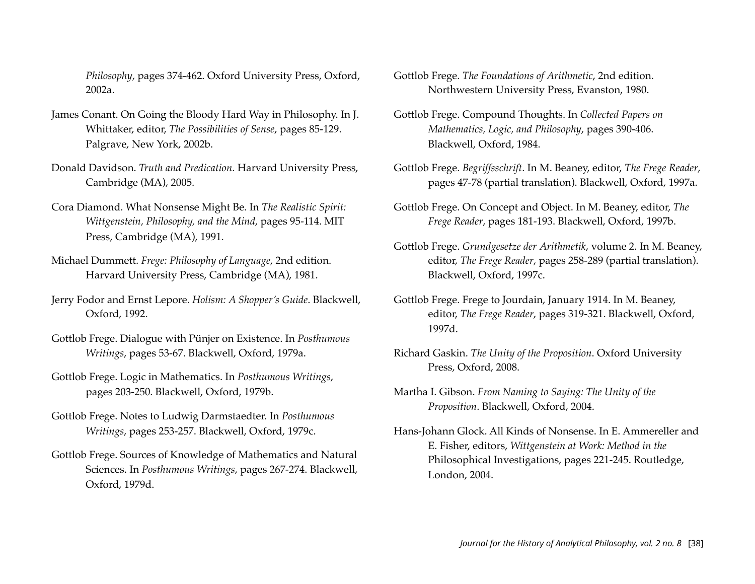*Philosophy*, pages 374-462. Oxford University Press, Oxford, 2002a.

James Conant. On Going the Bloody Hard Way in Philosophy. In J. Whittaker, editor, *The Possibilities of Sense*, pages 85-129. Palgrave, New York, 2002b.

Donald Davidson. *Truth and Predication*. Harvard University Press, Cambridge (MA), 2005.

Cora Diamond. What Nonsense Might Be. In *The Realistic Spirit: Wittgenstein, Philosophy, and the Mind*, pages 95-114. MIT Press, Cambridge (MA), 1991.

Michael Dummett. *Frege: Philosophy of Language*, 2nd edition. Harvard University Press, Cambridge (MA), 1981.

Jerry Fodor and Ernst Lepore. *Holism: A Shopper's Guide*. Blackwell, Oxford, 1992.

Gottlob Frege. Dialogue with Pünjer on Existence. In *Posthumous Writings*, pages 53-67. Blackwell, Oxford, 1979a.

Gottlob Frege. Logic in Mathematics. In *Posthumous Writings*, pages 203-250. Blackwell, Oxford, 1979b.

Gottlob Frege. Notes to Ludwig Darmstaedter. In *Posthumous Writings*, pages 253-257. Blackwell, Oxford, 1979c.

Gottlob Frege. Sources of Knowledge of Mathematics and Natural Sciences. In *Posthumous Writings*, pages 267-274. Blackwell, Oxford, 1979d.

Gottlob Frege. *The Foundations of Arithmetic*, 2nd edition. Northwestern University Press, Evanston, 1980.

Gottlob Frege. Compound Thoughts. In *Collected Papers on Mathematics, Logic, and Philosophy*, pages 390-406. Blackwell, Oxford, 1984.

Gottlob Frege. *Begriffsschrift*. In M. Beaney, editor, *The Frege Reader*, pages 47-78 (partial translation). Blackwell, Oxford, 1997a.

Gottlob Frege. On Concept and Object. In M. Beaney, editor, *The Frege Reader*, pages 181-193. Blackwell, Oxford, 1997b.

Gottlob Frege. *Grundgesetze der Arithmetik*, volume 2. In M. Beaney, editor, *The Frege Reader*, pages 258-289 (partial translation). Blackwell, Oxford, 1997c.

Gottlob Frege. Frege to Jourdain, January 1914. In M. Beaney, editor, *The Frege Reader*, pages 319-321. Blackwell, Oxford, 1997d.

Richard Gaskin. *The Unity of the Proposition*. Oxford University Press, Oxford, 2008.

Martha I. Gibson. *From Naming to Saying: The Unity of the Proposition*. Blackwell, Oxford, 2004.

Hans-Johann Glock. All Kinds of Nonsense. In E. Ammereller and E. Fisher, editors, *Wittgenstein at Work: Method in the* Philosophical Investigations, pages 221-245. Routledge, London, 2004.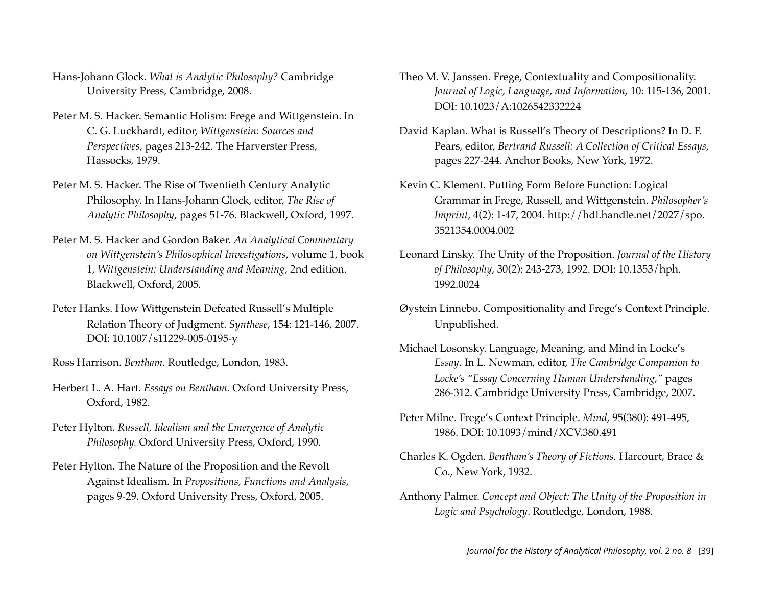Hans-Johann Glock. *What is Analytic Philosophy?* Cambridge University Press, Cambridge, 2008.

Peter M. S. Hacker. Semantic Holism: Frege and Wittgenstein. In C. G. Luckhardt, editor, *Wittgenstein: Sources and Perspectives*, pages 213-242. The Harverster Press, Hassocks, 1979.

Peter M. S. Hacker. The Rise of Twentieth Century Analytic Philosophy. In Hans-Johann Glock, editor, *The Rise of Analytic Philosophy*, pages 51-76. Blackwell, Oxford, 1997.

Peter M. S. Hacker and Gordon Baker. *An Analytical Commentary on Wittgenstein's Philosophical Investigations*, volume 1, book 1, *Wittgenstein: Understanding and Meaning*, 2nd edition. Blackwell, Oxford, 2005.

Peter Hanks. How Wittgenstein Defeated Russell's Multiple Relation Theory of Judgment. *Synthese*, 154: 121-146, 2007. DOI: 10.1007/s11229-005-0195-y

Ross Harrison. *Bentham.* Routledge, London, 1983.

Herbert L. A. Hart. *Essays on Bentham.* Oxford University Press, Oxford, 1982.

Peter Hylton. *Russell, Idealism and the Emergence of Analytic Philosophy.* Oxford University Press, Oxford, 1990.

Peter Hylton. The Nature of the Proposition and the Revolt Against Idealism. In *Propositions, Functions and Analysis*, pages 9-29. Oxford University Press, Oxford, 2005.

Theo M. V. Janssen. Frege, Contextuality and Compositionality. *Journal of Logic, Language, and Information*, 10: 115-136, 2001. DOI: 10.1023/A:1026542332224

David Kaplan. What is Russell's Theory of Descriptions? In D. F. Pears, editor, *Bertrand Russell: A Collection of Critical Essays*, pages 227-244. Anchor Books, New York, 1972.

Kevin C. Klement. Putting Form Before Function: Logical Grammar in Frege, Russell, and Wittgenstein. *Philosopher's Imprint*, 4(2): 1-47, 2004. http://hdl.handle.net/2027/spo.3521354.0004.002

Leonard Linsky. The Unity of the Proposition. *Journal of the History of Philosophy*, 30(2): 243-273, 1992. DOI: 10.1353/hph.1992.0024

Øystein Linnebo. Compositionality and Frege's Context Principle. Unpublished.

Michael Losonsky. Language, Meaning, and Mind in Locke's *Essay*. In L. Newman, editor, *The Cambridge Companion to Locke's "Essay Concerning Human Understanding,"* pages 286-312. Cambridge University Press, Cambridge, 2007.

Peter Milne. Frege's Context Principle. *Mind*, 95(380): 491-495, 1986. DOI: 10.1093/mind/XCV.380.491

Charles K. Ogden. *Bentham's Theory of Fictions.* Harcourt, Brace & Co., New York, 1932.

Anthony Palmer. *Concept and Object: The Unity of the Proposition in Logic and Psychology*. Routledge, London, 1988.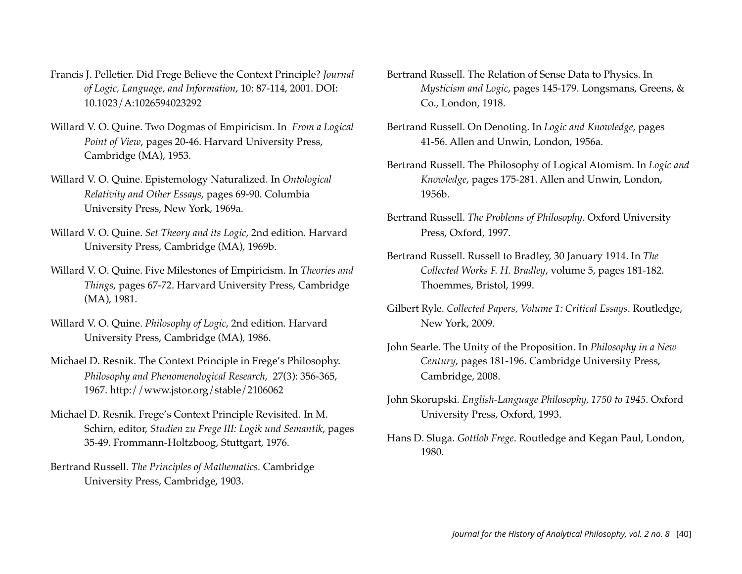Francis J. Pelletier. Did Frege Believe the Context Principle? *Journal of Logic, Language, and Information*, 10: 87-114, 2001. DOI: 10.1023/A:1026594023292

Willard V. O. Quine. Two Dogmas of Empiricism. In *From a Logical Point of View*, pages 20-46. Harvard University Press, Cambridge (MA), 1953.

Willard V. O. Quine. Epistemology Naturalized. In *Ontological Relativity and Other Essays*, pages 69-90. Columbia University Press, New York, 1969a.

Willard V. O. Quine. *Set Theory and its Logic*, 2nd edition. Harvard University Press, Cambridge (MA), 1969b.

Willard V. O. Quine. Five Milestones of Empiricism. In *Theories and Things*, pages 67-72. Harvard University Press, Cambridge (MA), 1981.

Willard V. O. Quine. *Philosophy of Logic*, 2nd edition. Harvard University Press, Cambridge (MA), 1986.

Michael D. Resnik. The Context Principle in Frege's Philosophy. *Philosophy and Phenomenological Research*, 27(3): 356-365, 1967. http://www.jstor.org/stable/2106062

Michael D. Resnik. Frege's Context Principle Revisited. In M. Schirn, editor, *Studien zu Frege III: Logik und Semantik*, pages 35-49. Frommann-Holtzboog, Stuttgart, 1976.

Bertrand Russell. *The Principles of Mathematics.* Cambridge University Press, Cambridge, 1903.

Bertrand Russell. The Relation of Sense Data to Physics. In *Mysticism and Logic*, pages 145-179. Longsmans, Greens, & Co., London, 1918.

Bertrand Russell. On Denoting. In *Logic and Knowledge*, pages 41-56. Allen and Unwin, London, 1956a.

Bertrand Russell. The Philosophy of Logical Atomism. In *Logic and Knowledge*, pages 175-281. Allen and Unwin, London, 1956b.

Bertrand Russell. *The Problems of Philosophy*. Oxford University Press, Oxford, 1997.

Bertrand Russell. Russell to Bradley, 30 January 1914. In *The Collected Works F. H. Bradley*, volume 5, pages 181-182. Thoemmes, Bristol, 1999.

Gilbert Ryle. *Collected Papers, Volume 1: Critical Essays*. Routledge, New York, 2009.

John Searle. The Unity of the Proposition. In *Philosophy in a New Century*, pages 181-196. Cambridge University Press, Cambridge, 2008.

John Skorupski. *English-Language Philosophy, 1750 to 1945*. Oxford University Press, Oxford, 1993.

Hans D. Sluga. *Gottlob Frege*. Routledge and Kegan Paul, London, 1980.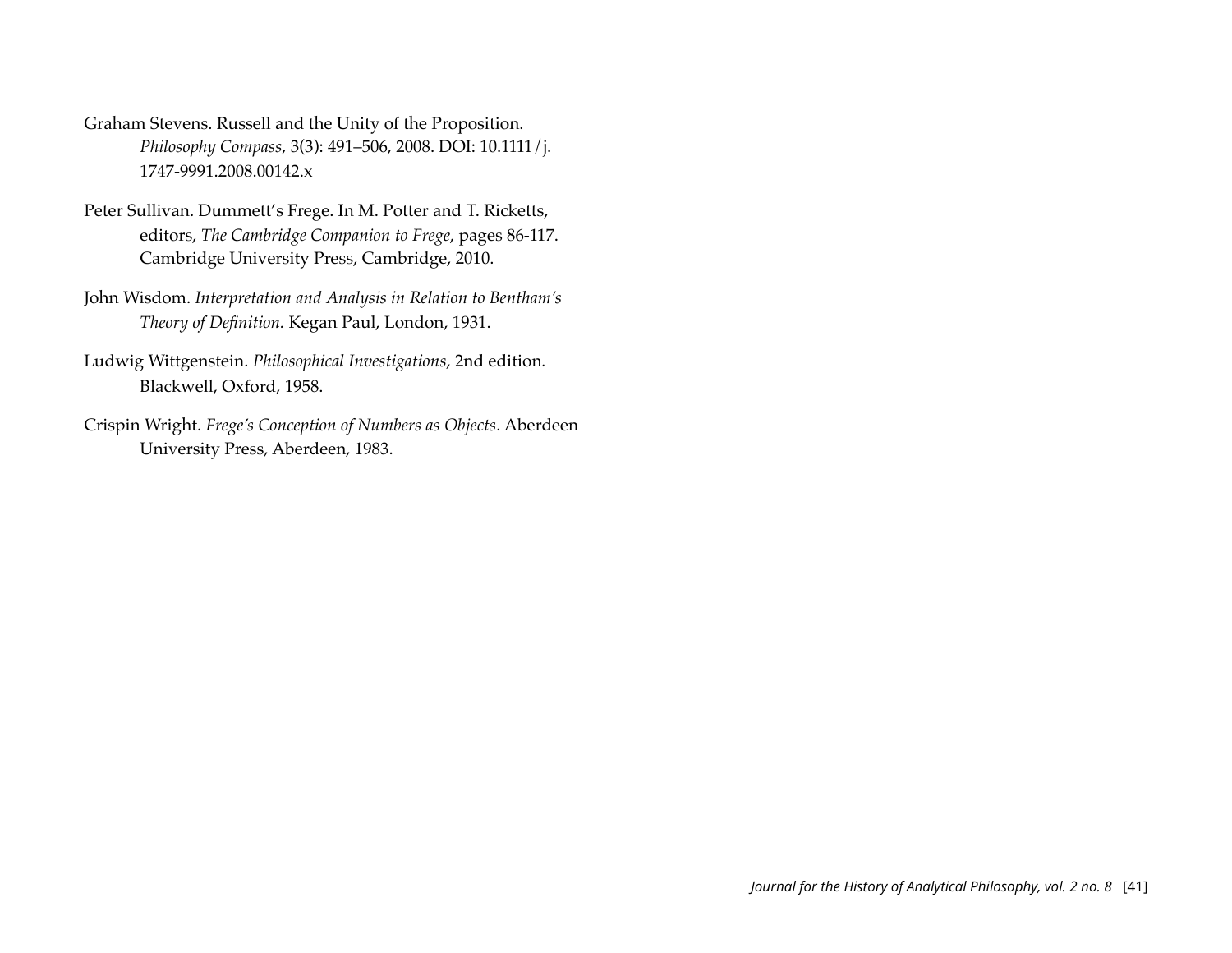Graham Stevens. Russell and the Unity of the Proposition. *Philosophy Compass*, 3(3): 491–506, 2008. DOI: 10.1111/j.1747-9991.2008.00142.x

Peter Sullivan. Dummett's Frege. In M. Potter and T. Ricketts, editors, *The Cambridge Companion to Frege*, pages 86-117. Cambridge University Press, Cambridge, 2010.

John Wisdom. *Interpretation and Analysis in Relation to Bentham's Theory of Definition.* Kegan Paul, London, 1931.

Ludwig Wittgenstein. *Philosophical Investigations*, 2nd edition. Blackwell, Oxford, 1958.

Crispin Wright. *Frege's Conception of Numbers as Objects*. Aberdeen University Press, Aberdeen, 1983.